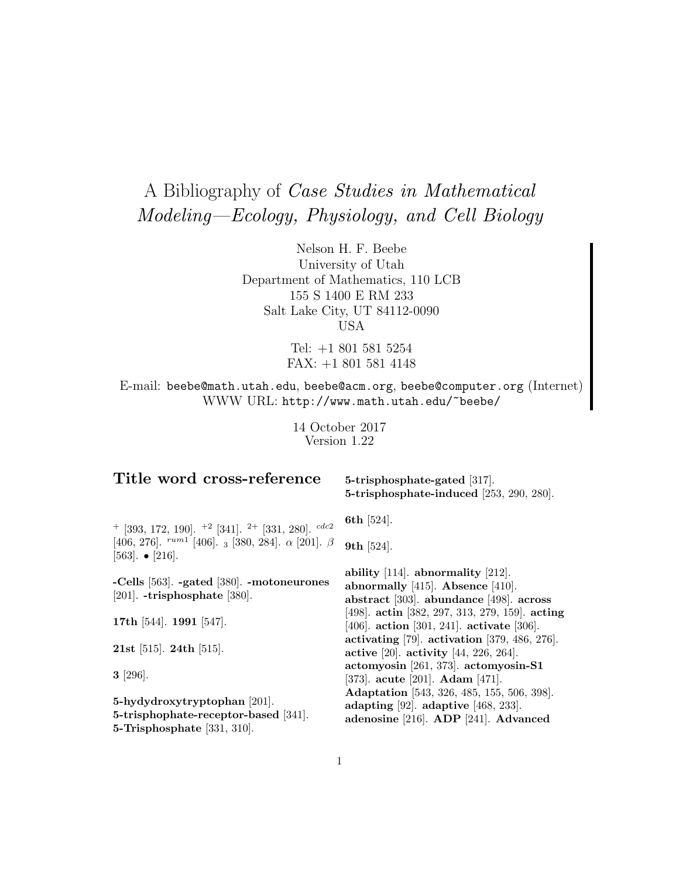# A Bibliography of *Case Studies in Mathematical Modeling—Ecology, Physiology, and Cell Biology*

Nelson H. F. Beebe
University of Utah
Department of Mathematics, 110 LCB
155 S 1400 E RM 233
Salt Lake City, UT 84112-0090
USA

Tel: +1 801 581 5254
FAX: +1 801 581 4148

E-mail: `beebe@math.utah.edu`, `beebe@acm.org`, `beebe@computer.org` (Internet)
WWW URL: `http://www.math.utah.edu/~beebe/`

14 October 2017
Version 1.22

## Title word cross-reference

$^{+}$ [393, 172, 190]. $^{+2}$ [341]. $^{2+}$ [331, 280]. $^{cdc2}$ [406, 276]. $^{rum1}$ [406]. $_{3}$ [380, 284]. $\alpha$ [201]. $\beta$ [563]. $\bullet$ [216].

**-Cells** [563]. **-gated** [380]. **-motoneurones** [201]. **-trisphosphate** [380].

**17th** [544]. **1991** [547].

**21st** [515]. **24th** [515].

**3** [296].

**5-hydydroxytryptophan** [201]. **5-trisphophate-receptor-based** [341]. **5-Trisphosphate** [331, 310]. **5-trisphosphate-gated** [317]. **5-trisphosphate-induced** [253, 290, 280].

**6th** [524].

**9th** [524].

**ability** [114]. **abnormality** [212]. **abnormally** [415]. **Absence** [410]. **abstract** [303]. **abundance** [498]. **across** [498]. **actin** [382, 297, 313, 279, 159]. **acting** [406]. **action** [301, 241]. **activate** [306]. **activating** [79]. **activation** [379, 486, 276]. **active** [20]. **activity** [44, 226, 264]. **actomyosin** [261, 373]. **actomyosin-S1** [373]. **acute** [201]. **Adam** [471]. **Adaptation** [543, 326, 485, 155, 506, 398]. **adapting** [92]. **adaptive** [468, 233]. **adenosine** [216]. **ADP** [241]. **Advanced**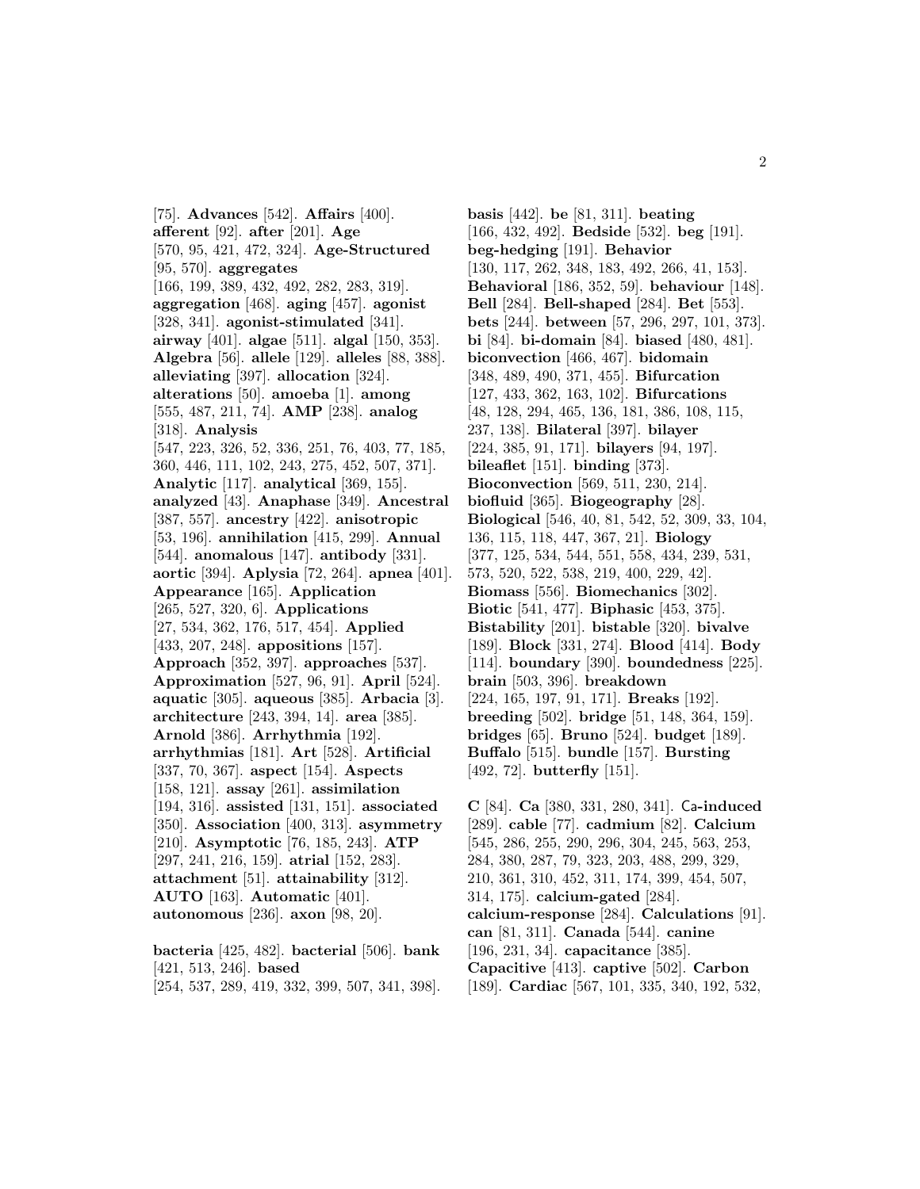[75]. **Advances** [542]. **Affairs** [400]. **afferent** [92]. **after** [201]. **Age** [570, 95, 421, 472, 324]. **Age-Structured** [95, 570]. **aggregates** [166, 199, 389, 432, 492, 282, 283, 319]. **aggregation** [468]. **aging** [457]. **agonist** [328, 341]. **agonist-stimulated** [341]. **airway** [401]. **algae** [511]. **algal** [150, 353]. **Algebra** [56]. **allele** [129]. **alleles** [88, 388]. **alleviating** [397]. **allocation** [324]. **alterations** [50]. **amoeba** [1]. **among** [555, 487, 211, 74]. **AMP** [238]. **analog** [318]. **Analysis** [547, 223, 326, 52, 336, 251, 76, 403, 77, 185, 360, 446, 111, 102, 243, 275, 452, 507, 371]. **Analytic** [117]. **analytical** [369, 155]. **analyzed** [43]. **Anaphase** [349]. **Ancestral** [387, 557]. **ancestry** [422]. **anisotropic** [53, 196]. **annihilation** [415, 299]. **Annual** [544]. **anomalous** [147]. **antibody** [331]. **aortic** [394]. **Aplysia** [72, 264]. **apnea** [401]. **Appearance** [165]. **Application** [265, 527, 320, 6]. **Applications** [27, 534, 362, 176, 517, 454]. **Applied** [433, 207, 248]. **appositions** [157]. **Approach** [352, 397]. **approaches** [537]. **Approximation** [527, 96, 91]. **April** [524]. **aquatic** [305]. **aqueous** [385]. **Arbacia** [3]. **architecture** [243, 394, 14]. **area** [385]. **Arnold** [386]. **Arrhythmia** [192]. **arrhythmias** [181]. **Art** [528]. **Artificial** [337, 70, 367]. **aspect** [154]. **Aspects** [158, 121]. **assay** [261]. **assimilation** [194, 316]. **assisted** [131, 151]. **associated** [350]. **Association** [400, 313]. **asymmetry** [210]. **Asymptotic** [76, 185, 243]. **ATP** [297, 241, 216, 159]. **atrial** [152, 283]. **attachment** [51]. **attainability** [312]. **AUTO** [163]. **Automatic** [401]. **autonomous** [236]. **axon** [98, 20].

**bacteria** [425, 482]. **bacterial** [506]. **bank** [421, 513, 246]. **based** [254, 537, 289, 419, 332, 399, 507, 341, 398]. **basis** [442]. **be** [81, 311]. **beating** [166, 432, 492]. **Bedside** [532]. **beg** [191]. **beg-hedging** [191]. **Behavior** [130, 117, 262, 348, 183, 492, 266, 41, 153]. **Behavioral** [186, 352, 59]. **behaviour** [148]. **Bell** [284]. **Bell-shaped** [284]. **Bet** [553]. **bets** [244]. **between** [57, 296, 297, 101, 373]. **bi** [84]. **bi-domain** [84]. **biased** [480, 481]. **biconvection** [466, 467]. **bidomain** [348, 489, 490, 371, 455]. **Bifurcation** [127, 433, 362, 163, 102]. **Bifurcations** [48, 128, 294, 465, 136, 181, 386, 108, 115, 237, 138]. **Bilateral** [397]. **bilayer** [224, 385, 91, 171]. **bilayers** [94, 197]. **bileaflet** [151]. **binding** [373]. **Bioconvection** [569, 511, 230, 214]. **biofluid** [365]. **Biogeography** [28]. **Biological** [546, 40, 81, 542, 52, 309, 33, 104, 136, 115, 118, 447, 367, 21]. **Biology** [377, 125, 534, 544, 551, 558, 434, 239, 531, 573, 520, 522, 538, 219, 400, 229, 42]. **Biomass** [556]. **Biomechanics** [302]. **Biotic** [541, 477]. **Biphasic** [453, 375]. **Bistability** [201]. **bistable** [320]. **bivalve** [189]. **Block** [331, 274]. **Blood** [414]. **Body** [114]. **boundary** [390]. **boundedness** [225]. **brain** [503, 396]. **breakdown** [224, 165, 197, 91, 171]. **Breaks** [192]. **breeding** [502]. **bridge** [51, 148, 364, 159]. **bridges** [65]. **Bruno** [524]. **budget** [189]. **Buffalo** [515]. **bundle** [157]. **Bursting** [492, 72]. **butterfly** [151].

**C** [84]. **Ca** [380, 331, 280, 341]. **Ca-induced** [289]. **cable** [77]. **cadmium** [82]. **Calcium** [545, 286, 255, 290, 296, 304, 245, 563, 253, 284, 380, 287, 79, 323, 203, 488, 299, 329, 210, 361, 310, 452, 311, 174, 399, 454, 507, 314, 175]. **calcium-gated** [284]. **calcium-response** [284]. **Calculations** [91]. **can** [81, 311]. **Canada** [544]. **canine** [196, 231, 34]. **capacitance** [385]. **Capacitive** [413]. **captive** [502]. **Carbon** [189]. **Cardiac** [567, 101, 335, 340, 192, 532,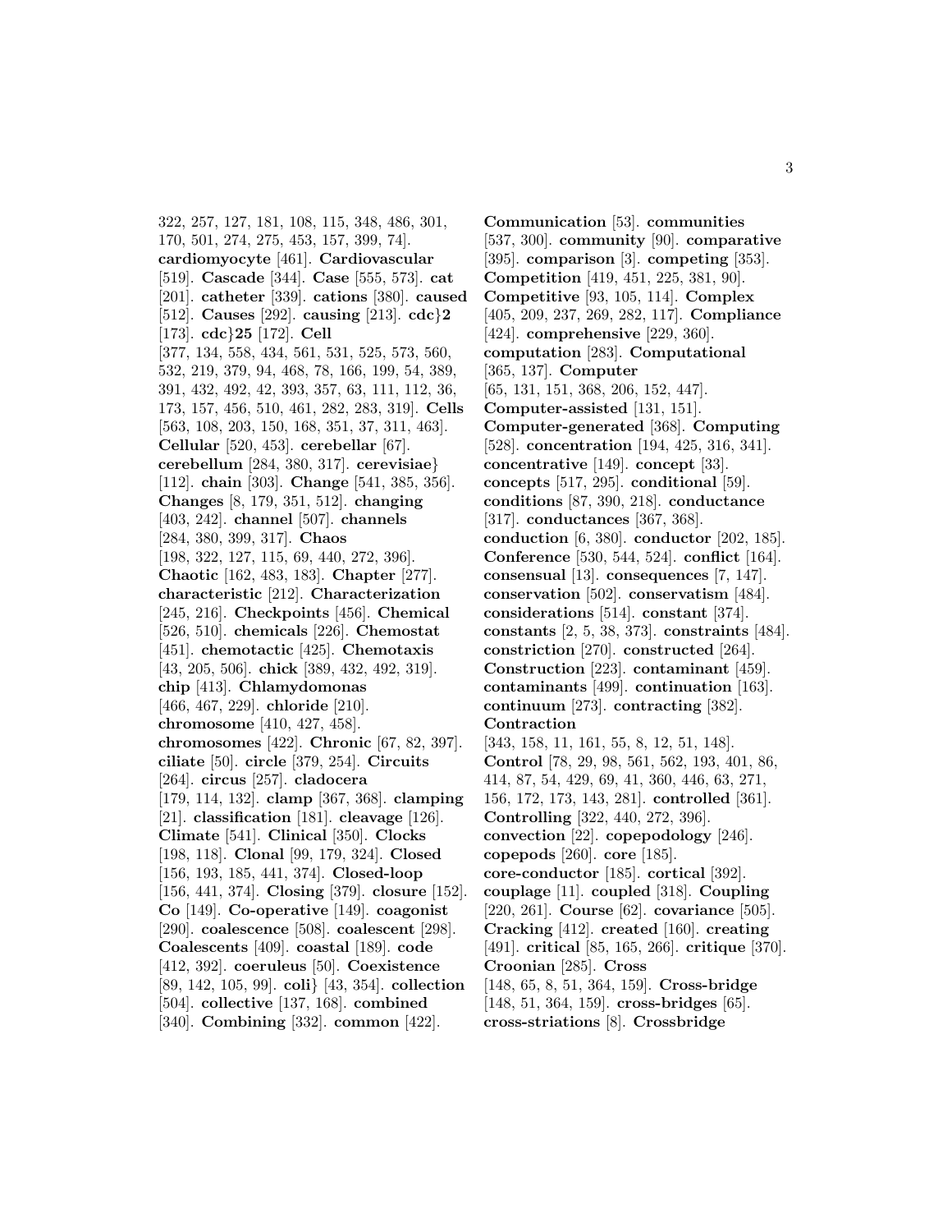322, 257, 127, 181, 108, 115, 348, 486, 301, 170, 501, 274, 275, 453, 157, 399, 74]. **cardiomyocyte** [461]. **Cardiovascular** [519]. **Cascade** [344]. **Case** [555, 573]. **cat** [201]. **catheter** [339]. **cations** [380]. **caused** [512]. **Causes** [292]. **causing** [213]. **cdc}2** [173]. **cdc}25** [172]. **Cell** [377, 134, 558, 434, 561, 531, 525, 573, 560, 532, 219, 379, 94, 468, 78, 166, 199, 54, 389, 391, 432, 492, 42, 393, 357, 63, 111, 112, 36, 173, 157, 456, 510, 461, 282, 283, 319]. **Cells** [563, 108, 203, 150, 168, 351, 37, 311, 463]. **Cellular** [520, 453]. **cerebellar** [67]. **cerebellum** [284, 380, 317]. **cerevisiae}** [112]. **chain** [303]. **Change** [541, 385, 356]. **Changes** [8, 179, 351, 512]. **changing** [403, 242]. **channel** [507]. **channels** [284, 380, 399, 317]. **Chaos** [198, 322, 127, 115, 69, 440, 272, 396]. **Chaotic** [162, 483, 183]. **Chapter** [277]. **characteristic** [212]. **Characterization** [245, 216]. **Checkpoints** [456]. **Chemical** [526, 510]. **chemicals** [226]. **Chemostat** [451]. **chemotactic** [425]. **Chemotaxis** [43, 205, 506]. **chick** [389, 432, 492, 319]. **chip** [413]. **Chlamydomonas** [466, 467, 229]. **chloride** [210]. **chromosome** [410, 427, 458]. **chromosomes** [422]. **Chronic** [67, 82, 397]. **ciliate** [50]. **circle** [379, 254]. **Circuits** [264]. **circus** [257]. **cladocera** [179, 114, 132]. **clamp** [367, 368]. **clamping** [21]. **classification** [181]. **cleavage** [126]. **Climate** [541]. **Clinical** [350]. **Clocks** [198, 118]. **Clonal** [99, 179, 324]. **Closed** [156, 193, 185, 441, 374]. **Closed-loop** [156, 441, 374]. **Closing** [379]. **closure** [152]. **Co** [149]. **Co-operative** [149]. **coagonist** [290]. **coalescence** [508]. **coalescent** [298]. **Coalescents** [409]. **coastal** [189]. **code** [412, 392]. **coeruleus** [50]. **Coexistence** [89, 142, 105, 99]. **coli}** [43, 354]. **collection** [504]. **collective** [137, 168]. **combined** [340]. **Combining** [332]. **common** [422].

**Communication** [53]. **communities** [537, 300]. **community** [90]. **comparative** [395]. **comparison** [3]. **competing** [353]. **Competition** [419, 451, 225, 381, 90]. **Competitive** [93, 105, 114]. **Complex** [405, 209, 237, 269, 282, 117]. **Compliance** [424]. **comprehensive** [229, 360]. **computation** [283]. **Computational** [365, 137]. **Computer** [65, 131, 151, 368, 206, 152, 447]. **Computer-assisted** [131, 151]. **Computer-generated** [368]. **Computing** [528]. **concentration** [194, 425, 316, 341]. **concentrative** [149]. **concept** [33]. **concepts** [517, 295]. **conditional** [59]. **conditions** [87, 390, 218]. **conductance** [317]. **conductances** [367, 368]. **conduction** [6, 380]. **conductor** [202, 185]. **Conference** [530, 544, 524]. **conflict** [164]. **consensual** [13]. **consequences** [7, 147]. **conservation** [502]. **conservatism** [484]. **considerations** [514]. **constant** [374]. **constants** [2, 5, 38, 373]. **constraints** [484]. **constriction** [270]. **constructed** [264]. **Construction** [223]. **contaminant** [459]. **contaminants** [499]. **continuation** [163]. **continuum** [273]. **contracting** [382]. **Contraction** [343, 158, 11, 161, 55, 8, 12, 51, 148]. **Control** [78, 29, 98, 561, 562, 193, 401, 86, 414, 87, 54, 429, 69, 41, 360, 446, 63, 271, 156, 172, 173, 143, 281]. **controlled** [361]. **Controlling** [322, 440, 272, 396]. **convection** [22]. **copepodology** [246]. **copepods** [260]. **core** [185]. **core-conductor** [185]. **cortical** [392]. **couplage** [11]. **coupled** [318]. **Coupling** [220, 261]. **Course** [62]. **covariance** [505]. **Cracking** [412]. **created** [160]. **creating** [491]. **critical** [85, 165, 266]. **critique** [370]. **Croonian** [285]. **Cross** [148, 65, 8, 51, 364, 159]. **Cross-bridge** [148, 51, 364, 159]. **cross-bridges** [65]. **cross-striations** [8]. **Crossbridge**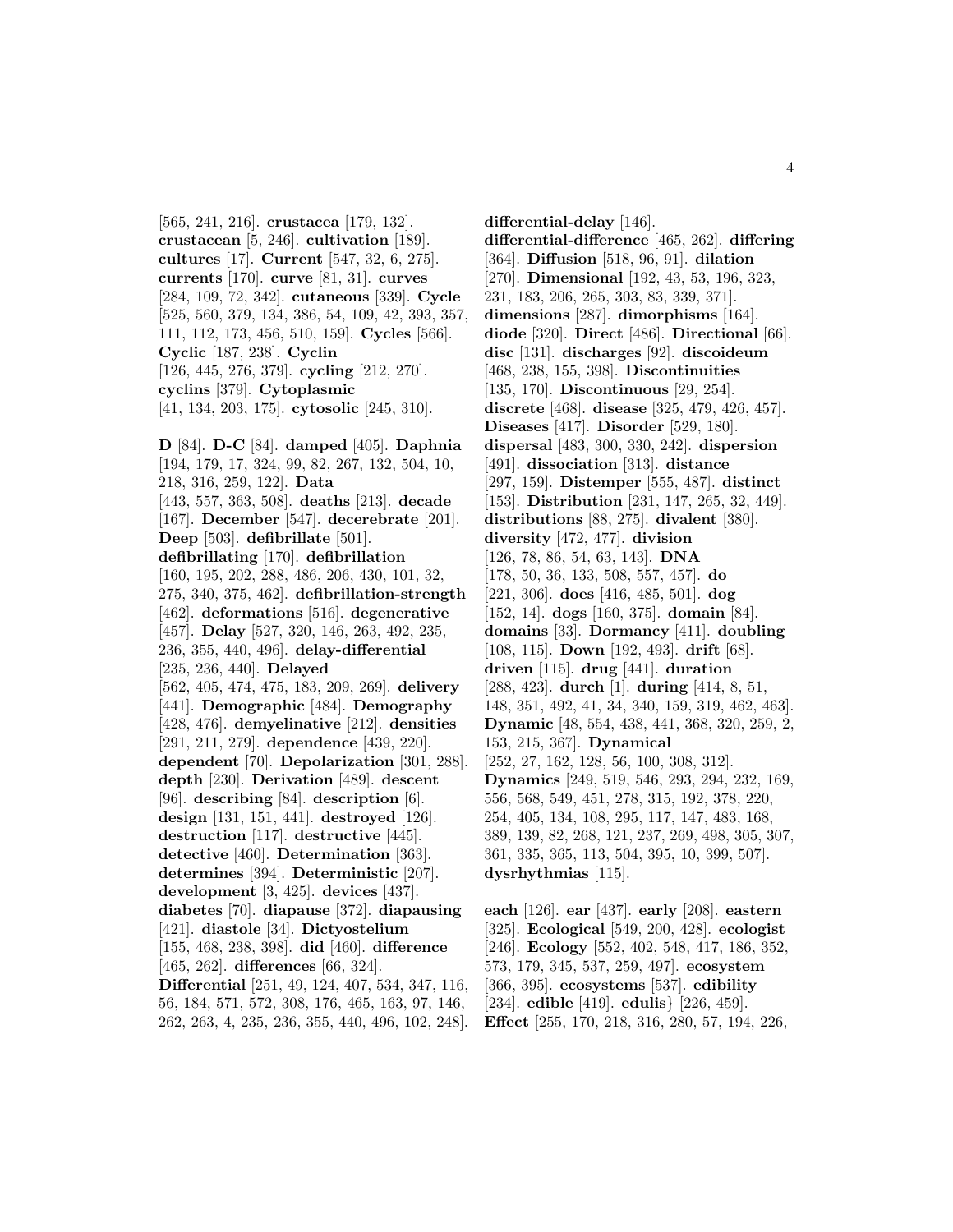[565, 241, 216]. **crustacea** [179, 132]. **crustacean** [5, 246]. **cultivation** [189]. **cultures** [17]. **Current** [547, 32, 6, 275]. **currents** [170]. **curve** [81, 31]. **curves** [284, 109, 72, 342]. **cutaneous** [339]. **Cycle** [525, 560, 379, 134, 386, 54, 109, 42, 393, 357, 111, 112, 173, 456, 510, 159]. **Cycles** [566]. **Cyclic** [187, 238]. **Cyclin** [126, 445, 276, 379]. **cycling** [212, 270]. **cyclins** [379]. **Cytoplasmic** [41, 134, 203, 175]. **cytosolic** [245, 310].

**D** [84]. **D-C** [84]. **damped** [405]. **Daphnia** [194, 179, 17, 324, 99, 82, 267, 132, 504, 10, 218, 316, 259, 122]. **Data** [443, 557, 363, 508]. **deaths** [213]. **decade** [167]. **December** [547]. **decerebrate** [201]. **Deep** [503]. **defibrillate** [501]. **defibrillating** [170]. **defibrillation** [160, 195, 202, 288, 486, 206, 430, 101, 32, 275, 340, 375, 462]. **defibrillation-strength** [462]. **deformations** [516]. **degenerative** [457]. **Delay** [527, 320, 146, 263, 492, 235, 236, 355, 440, 496]. **delay-differential** [235, 236, 440]. **Delayed** [562, 405, 474, 475, 183, 209, 269]. **delivery** [441]. **Demographic** [484]. **Demography** [428, 476]. **demyelinative** [212]. **densities** [291, 211, 279]. **dependence** [439, 220]. **dependent** [70]. **Depolarization** [301, 288]. **depth** [230]. **Derivation** [489]. **descent** [96]. **describing** [84]. **description** [6]. **design** [131, 151, 441]. **destroyed** [126]. **destruction** [117]. **destructive** [445]. **detective** [460]. **Determination** [363]. **determines** [394]. **Deterministic** [207]. **development** [3, 425]. **devices** [437]. **diabetes** [70]. **diapause** [372]. **diapausing** [421]. **diastole** [34]. **Dictyostelium** [155, 468, 238, 398]. **did** [460]. **difference** [465, 262]. **differences** [66, 324]. **Differential** [251, 49, 124, 407, 534, 347, 116, 56, 184, 571, 572, 308, 176, 465, 163, 97, 146, 262, 263, 4, 235, 236, 355, 440, 496, 102, 248].

**differential-delay** [146]. **differential-difference** [465, 262]. **differing** [364]. **Diffusion** [518, 96, 91]. **dilation** [270]. **Dimensional** [192, 43, 53, 196, 323, 231, 183, 206, 265, 303, 83, 339, 371]. **dimensions** [287]. **dimorphisms** [164]. **diode** [320]. **Direct** [486]. **Directional** [66]. **disc** [131]. **discharges** [92]. **discoideum** [468, 238, 155, 398]. **Discontinuities** [135, 170]. **Discontinuous** [29, 254]. **discrete** [468]. **disease** [325, 479, 426, 457]. **Diseases** [417]. **Disorder** [529, 180]. **dispersal** [483, 300, 330, 242]. **dispersion** [491]. **dissociation** [313]. **distance** [297, 159]. **Distemper** [555, 487]. **distinct** [153]. **Distribution** [231, 147, 265, 32, 449]. **distributions** [88, 275]. **divalent** [380]. **diversity** [472, 477]. **division** [126, 78, 86, 54, 63, 143]. **DNA** [178, 50, 36, 133, 508, 557, 457]. **do** [221, 306]. **does** [416, 485, 501]. **dog** [152, 14]. **dogs** [160, 375]. **domain** [84]. **domains** [33]. **Dormancy** [411]. **doubling** [108, 115]. **Down** [192, 493]. **drift** [68]. **driven** [115]. **drug** [441]. **duration** [288, 423]. **durch** [1]. **during** [414, 8, 51, 148, 351, 492, 41, 34, 340, 159, 319, 462, 463]. **Dynamic** [48, 554, 438, 441, 368, 320, 259, 2, 153, 215, 367]. **Dynamical** [252, 27, 162, 128, 56, 100, 308, 312]. **Dynamics** [249, 519, 546, 293, 294, 232, 169, 556, 568, 549, 451, 278, 315, 192, 378, 220, 254, 405, 134, 108, 295, 117, 147, 483, 168, 389, 139, 82, 268, 121, 237, 269, 498, 305, 307, 361, 335, 365, 113, 504, 395, 10, 399, 507]. **dysrhythmias** [115].

**each** [126]. **ear** [437]. **early** [208]. **eastern** [325]. **Ecological** [549, 200, 428]. **ecologist** [246]. **Ecology** [552, 402, 548, 417, 186, 352, 573, 179, 345, 537, 259, 497]. **ecosystem** [366, 395]. **ecosystems** [537]. **edibility** [234]. **edible** [419]. **edulis}** [226, 459]. **Effect** [255, 170, 218, 316, 280, 57, 194, 226,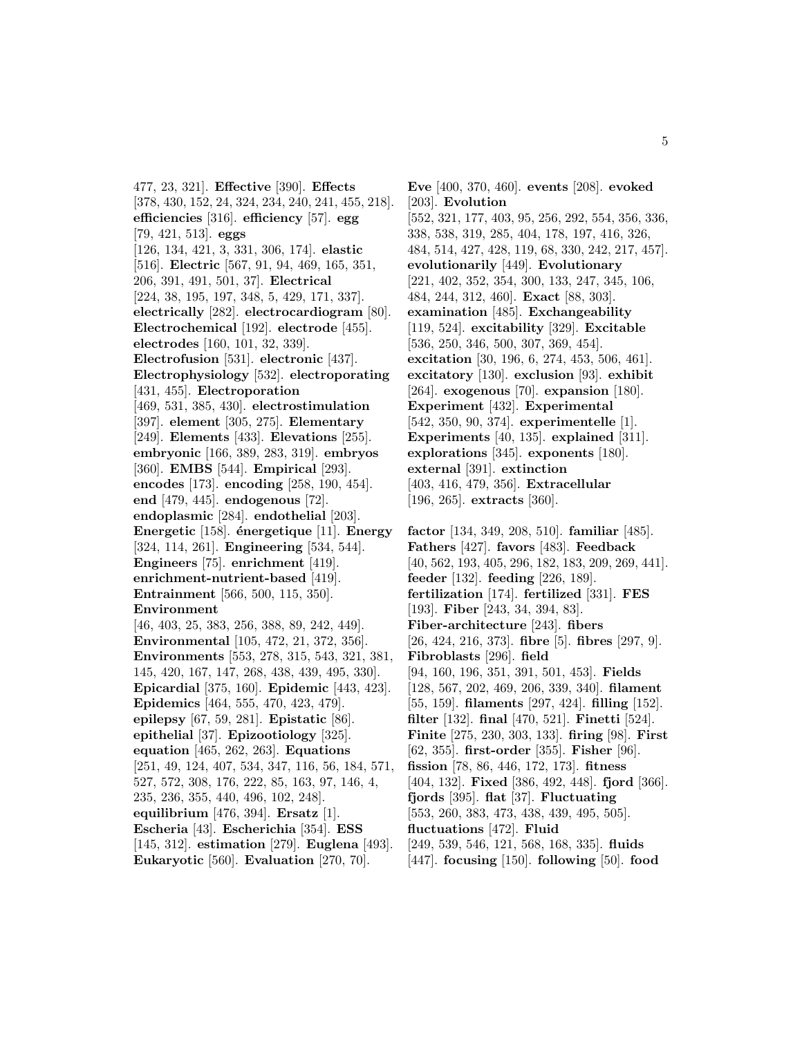477, 23, 321]. **Effective** [390]. **Effects** [378, 430, 152, 24, 324, 234, 240, 241, 455, 218]. **efficiencies** [316]. **efficiency** [57]. **egg** [79, 421, 513]. **eggs** [126, 134, 421, 3, 331, 306, 174]. **elastic** [516]. **Electric** [567, 91, 94, 469, 165, 351, 206, 391, 491, 501, 37]. **Electrical** [224, 38, 195, 197, 348, 5, 429, 171, 337]. **electrically** [282]. **electrocardiogram** [80]. **Electrochemical** [192]. **electrode** [455]. **electrodes** [160, 101, 32, 339]. **Electrofusion** [531]. **electronic** [437]. **Electrophysiology** [532]. **electroporating** [431, 455]. **Electroporation** [469, 531, 385, 430]. **electrostimulation** [397]. **element** [305, 275]. **Elementary** [249]. **Elements** [433]. **Elevations** [255]. **embryonic** [166, 389, 283, 319]. **embryos** [360]. **EMBS** [544]. **Empirical** [293]. **encodes** [173]. **encoding** [258, 190, 454]. **end** [479, 445]. **endogenous** [72]. **endoplasmic** [284]. **endothelial** [203]. **Energetic** [158]. **énergetique** [11]. **Energy** [324, 114, 261]. **Engineering** [534, 544]. **Engineers** [75]. **enrichment** [419]. **enrichment-nutrient-based** [419]. **Entrainment** [566, 500, 115, 350]. **Environment** [46, 403, 25, 383, 256, 388, 89, 242, 449]. **Environmental** [105, 472, 21, 372, 356]. **Environments** [553, 278, 315, 543, 321, 381, 145, 420, 167, 147, 268, 438, 439, 495, 330]. **Epicardial** [375, 160]. **Epidemic** [443, 423]. **Epidemics** [464, 555, 470, 423, 479]. **epilepsy** [67, 59, 281]. **Epistatic** [86]. **epithelial** [37]. **Epizootiology** [325]. **equation** [465, 262, 263]. **Equations** [251, 49, 124, 407, 534, 347, 116, 56, 184, 571, 527, 572, 308, 176, 222, 85, 163, 97, 146, 4, 235, 236, 355, 440, 496, 102, 248]. **equilibrium** [476, 394]. **Ersatz** [1]. **Escheria** [43]. **Escherichia** [354]. **ESS** [145, 312]. **estimation** [279]. **Euglena** [493]. **Eukaryotic** [560]. **Evaluation** [270, 70].

**Eve** [400, 370, 460]. **events** [208]. **evoked** [203]. **Evolution** [552, 321, 177, 403, 95, 256, 292, 554, 356, 336, 338, 538, 319, 285, 404, 178, 197, 416, 326, 484, 514, 427, 428, 119, 68, 330, 242, 217, 457]. **evolutionarily** [449]. **Evolutionary** [221, 402, 352, 354, 300, 133, 247, 345, 106, 484, 244, 312, 460]. **Exact** [88, 303]. **examination** [485]. **Exchangeability** [119, 524]. **excitability** [329]. **Excitable** [536, 250, 346, 500, 307, 369, 454]. **excitation** [30, 196, 6, 274, 453, 506, 461]. **excitatory** [130]. **exclusion** [93]. **exhibit** [264]. **exogenous** [70]. **expansion** [180]. **Experiment** [432]. **Experimental** [542, 350, 90, 374]. **experimentelle** [1]. **Experiments** [40, 135]. **explained** [311]. **explorations** [345]. **exponents** [180]. **external** [391]. **extinction** [403, 416, 479, 356]. **Extracellular** [196, 265]. **extracts** [360].

**factor** [134, 349, 208, 510]. **familiar** [485]. **Fathers** [427]. **favors** [483]. **Feedback** [40, 562, 193, 405, 296, 182, 183, 209, 269, 441]. **feeder** [132]. **feeding** [226, 189]. **fertilization** [174]. **fertilized** [331]. **FES** [193]. **Fiber** [243, 34, 394, 83]. **Fiber-architecture** [243]. **fibers** [26, 424, 216, 373]. **fibre** [5]. **fibres** [297, 9]. **Fibroblasts** [296]. **field** [94, 160, 196, 351, 391, 501, 453]. **Fields** [128, 567, 202, 469, 206, 339, 340]. **filament** [55, 159]. **filaments** [297, 424]. **filling** [152]. **filter** [132]. **final** [470, 521]. **Finetti** [524]. **Finite** [275, 230, 303, 133]. **firing** [98]. **First** [62, 355]. **first-order** [355]. **Fisher** [96]. **fission** [78, 86, 446, 172, 173]. **fitness** [404, 132]. **Fixed** [386, 492, 448]. **fjord** [366]. **fjords** [395]. **flat** [37]. **Fluctuating** [553, 260, 383, 473, 438, 439, 495, 505]. **fluctuations** [472]. **Fluid** [249, 539, 546, 121, 568, 168, 335]. **fluids** [447]. **focusing** [150]. **following** [50]. **food**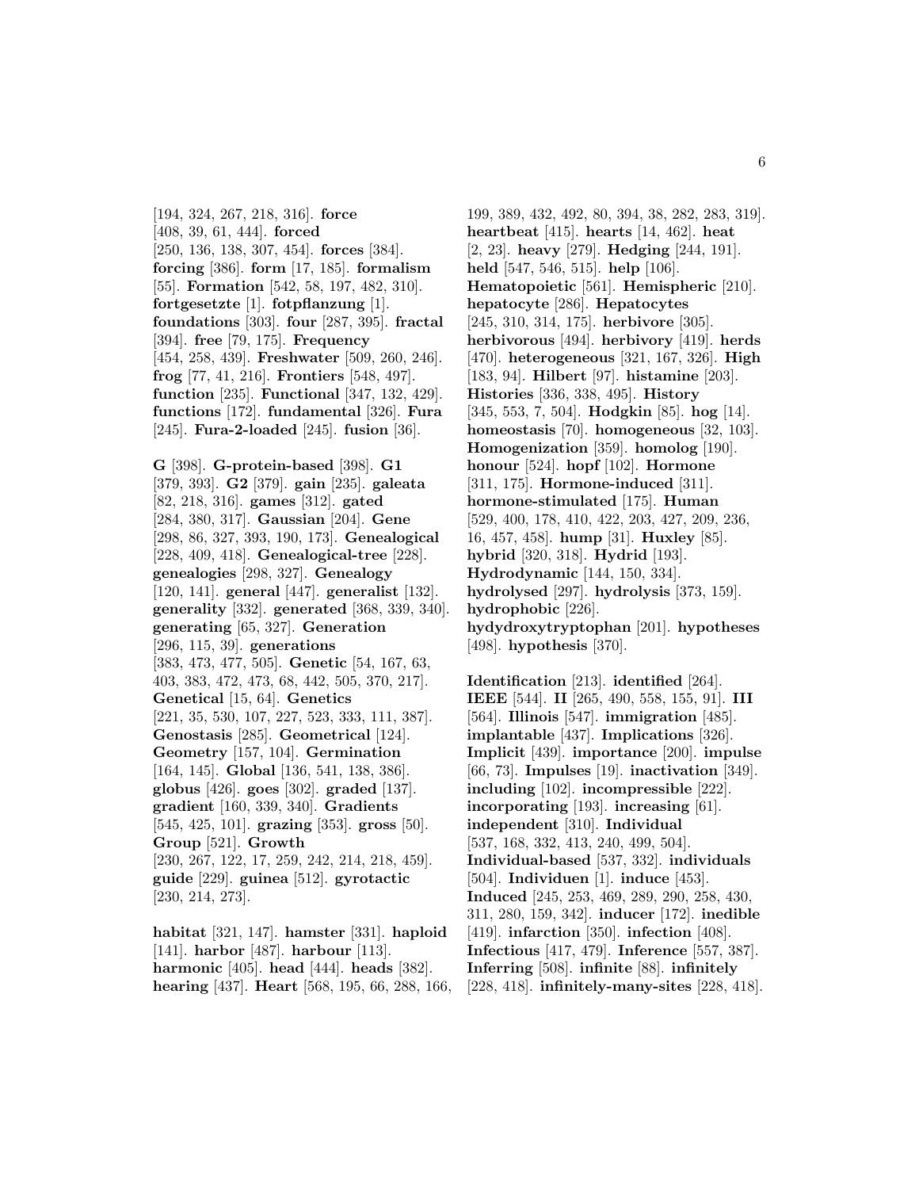[194, 324, 267, 218, 316]. **force** [408, 39, 61, 444]. **forced** [250, 136, 138, 307, 454]. **forces** [384]. **forcing** [386]. **form** [17, 185]. **formalism** [55]. **Formation** [542, 58, 197, 482, 310]. **fortgesetzte** [1]. **fotpflanzung** [1]. **foundations** [303]. **four** [287, 395]. **fractal** [394]. **free** [79, 175]. **Frequency** [454, 258, 439]. **Freshwater** [509, 260, 246]. **frog** [77, 41, 216]. **Frontiers** [548, 497]. **function** [235]. **Functional** [347, 132, 429]. **functions** [172]. **fundamental** [326]. **Fura** [245]. **Fura-2-loaded** [245]. **fusion** [36].

**G** [398]. **G-protein-based** [398]. **G1** [379, 393]. **G2** [379]. **gain** [235]. **galeata** [82, 218, 316]. **games** [312]. **gated** [284, 380, 317]. **Gaussian** [204]. **Gene** [298, 86, 327, 393, 190, 173]. **Genealogical** [228, 409, 418]. **Genealogical-tree** [228]. **genealogies** [298, 327]. **Genealogy** [120, 141]. **general** [447]. **generalist** [132]. **generality** [332]. **generated** [368, 339, 340]. **generating** [65, 327]. **Generation** [296, 115, 39]. **generations** [383, 473, 477, 505]. **Genetic** [54, 167, 63, 403, 383, 472, 473, 68, 442, 505, 370, 217]. **Genetical** [15, 64]. **Genetics** [221, 35, 530, 107, 227, 523, 333, 111, 387]. **Genostasis** [285]. **Geometrical** [124]. **Geometry** [157, 104]. **Germination** [164, 145]. **Global** [136, 541, 138, 386]. **globus** [426]. **goes** [302]. **graded** [137]. **gradient** [160, 339, 340]. **Gradients** [545, 425, 101]. **grazing** [353]. **gross** [50]. **Group** [521]. **Growth** [230, 267, 122, 17, 259, 242, 214, 218, 459]. **guide** [229]. **guinea** [512]. **gyrotactic** [230, 214, 273].

**habitat** [321, 147]. **hamster** [331]. **haploid** [141]. **harbor** [487]. **harbour** [113]. **harmonic** [405]. **head** [444]. **heads** [382]. **hearing** [437]. **Heart** [568, 195, 66, 288, 166, 199, 389, 432, 492, 80, 394, 38, 282, 283, 319]. **heartbeat** [415]. **hearts** [14, 462]. **heat** [2, 23]. **heavy** [279]. **Hedging** [244, 191]. **held** [547, 546, 515]. **help** [106]. **Hematopoietic** [561]. **Hemispheric** [210]. **hepatocyte** [286]. **Hepatocytes** [245, 310, 314, 175]. **herbivore** [305]. **herbivorous** [494]. **herbivory** [419]. **herds** [470]. **heterogeneous** [321, 167, 326]. **High** [183, 94]. **Hilbert** [97]. **histamine** [203]. **Histories** [336, 338, 495]. **History** [345, 553, 7, 504]. **Hodgkin** [85]. **hog** [14]. **homeostasis** [70]. **homogeneous** [32, 103]. **Homogenization** [359]. **homolog** [190]. **honour** [524]. **hopf** [102]. **Hormone** [311, 175]. **Hormone-induced** [311]. **hormone-stimulated** [175]. **Human** [529, 400, 178, 410, 422, 203, 427, 209, 236, 16, 457, 458]. **hump** [31]. **Huxley** [85]. **hybrid** [320, 318]. **Hydrid** [193]. **Hydrodynamic** [144, 150, 334]. **hydrolysed** [297]. **hydrolysis** [373, 159]. **hydrophobic** [226]. **hydydroxytryptophan** [201]. **hypotheses** [498]. **hypothesis** [370].

**Identification** [213]. **identified** [264]. **IEEE** [544]. **II** [265, 490, 558, 155, 91]. **III** [564]. **Illinois** [547]. **immigration** [485]. **implantable** [437]. **Implications** [326]. **Implicit** [439]. **importance** [200]. **impulse** [66, 73]. **Impulses** [19]. **inactivation** [349]. **including** [102]. **incompressible** [222]. **incorporating** [193]. **increasing** [61]. **independent** [310]. **Individual** [537, 168, 332, 413, 240, 499, 504]. **Individual-based** [537, 332]. **individuals** [504]. **Individuen** [1]. **induce** [453]. **Induced** [245, 253, 469, 289, 290, 258, 430, 311, 280, 159, 342]. **inducer** [172]. **inedible** [419]. **infarction** [350]. **infection** [408]. **Infectious** [417, 479]. **Inference** [557, 387]. **Inferring** [508]. **infinite** [88]. **infinitely** [228, 418]. **infinitely-many-sites** [228, 418].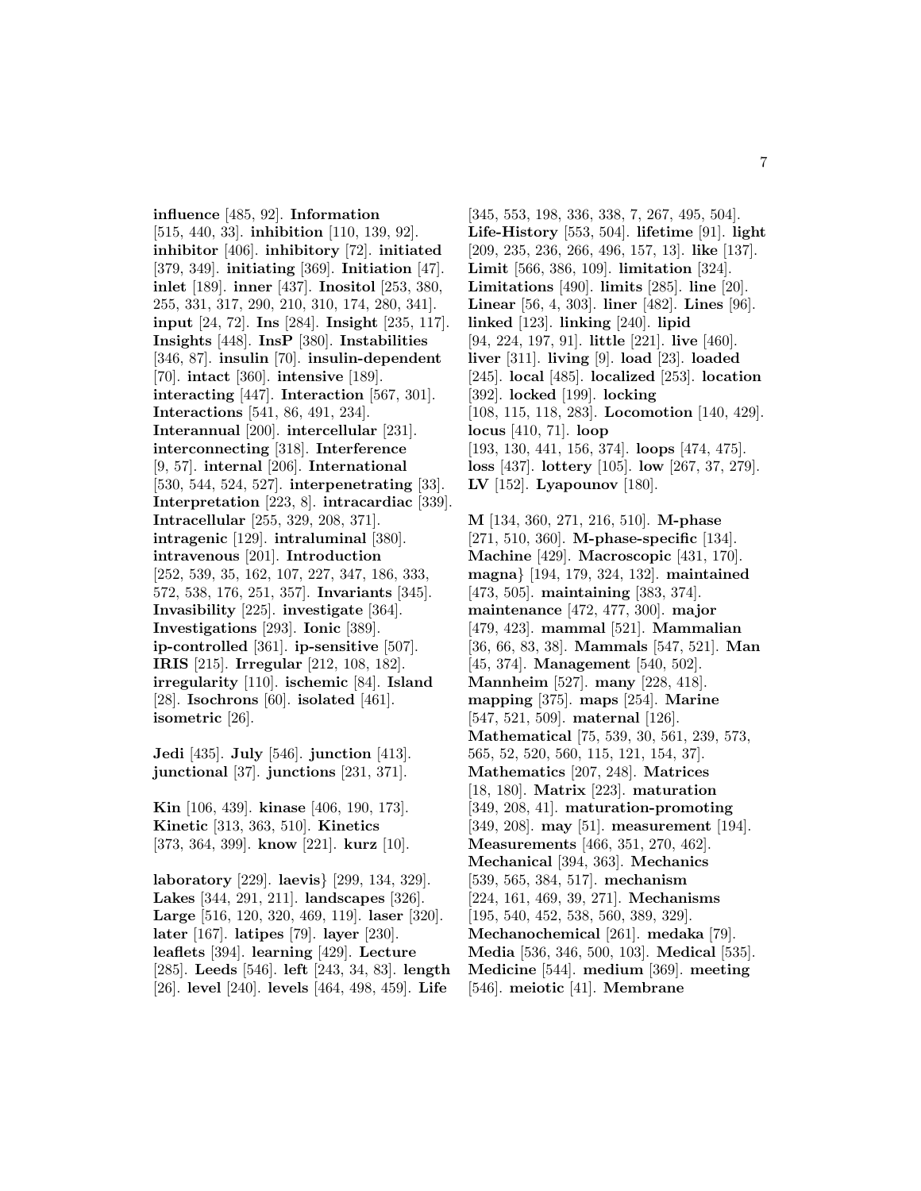**influence** [485, 92]. **Information** [515, 440, 33]. **inhibition** [110, 139, 92]. **inhibitor** [406]. **inhibitory** [72]. **initiated** [379, 349]. **initiating** [369]. **Initiation** [47]. **inlet** [189]. **inner** [437]. **Inositol** [253, 380, 255, 331, 317, 290, 210, 310, 174, 280, 341]. **input** [24, 72]. **Ins** [284]. **Insight** [235, 117]. **Insights** [448]. **InsP** [380]. **Instabilities** [346, 87]. **insulin** [70]. **insulin-dependent** [70]. **intact** [360]. **intensive** [189]. **interacting** [447]. **Interaction** [567, 301]. **Interactions** [541, 86, 491, 234]. **Interannual** [200]. **intercellular** [231]. **interconnecting** [318]. **Interference** [9, 57]. **internal** [206]. **International** [530, 544, 524, 527]. **interpenetrating** [33]. **Interpretation** [223, 8]. **intracardiac** [339]. **Intracellular** [255, 329, 208, 371]. **intragenic** [129]. **intraluminal** [380]. **intravenous** [201]. **Introduction** [252, 539, 35, 162, 107, 227, 347, 186, 333, 572, 538, 176, 251, 357]. **Invariants** [345]. **Invasibility** [225]. **investigate** [364]. **Investigations** [293]. **Ionic** [389]. **ip-controlled** [361]. **ip-sensitive** [507]. **IRIS** [215]. **Irregular** [212, 108, 182]. **irregularity** [110]. **ischemic** [84]. **Island** [28]. **Isochrons** [60]. **isolated** [461]. **isometric** [26].

**Jedi** [435]. **July** [546]. **junction** [413]. **junctional** [37]. **junctions** [231, 371].

**Kin** [106, 439]. **kinase** [406, 190, 173]. **Kinetic** [313, 363, 510]. **Kinetics** [373, 364, 399]. **know** [221]. **kurz** [10].

**laboratory** [229]. **laevis}** [299, 134, 329]. **Lakes** [344, 291, 211]. **landscapes** [326]. **Large** [516, 120, 320, 469, 119]. **laser** [320]. **later** [167]. **latipes** [79]. **layer** [230]. **leaflets** [394]. **learning** [429]. **Lecture** [285]. **Leeds** [546]. **left** [243, 34, 83]. **length** [26]. **level** [240]. **levels** [464, 498, 459]. **Life** [345, 553, 198, 336, 338, 7, 267, 495, 504]. **Life-History** [553, 504]. **lifetime** [91]. **light** [209, 235, 236, 266, 496, 157, 13]. **like** [137]. **Limit** [566, 386, 109]. **limitation** [324]. **Limitations** [490]. **limits** [285]. **line** [20]. **Linear** [56, 4, 303]. **liner** [482]. **Lines** [96]. **linked** [123]. **linking** [240]. **lipid** [94, 224, 197, 91]. **little** [221]. **live** [460]. **liver** [311]. **living** [9]. **load** [23]. **loaded** [245]. **local** [485]. **localized** [253]. **location** [392]. **locked** [199]. **locking** [108, 115, 118, 283]. **Locomotion** [140, 429]. **locus** [410, 71]. **loop** [193, 130, 441, 156, 374]. **loops** [474, 475]. **loss** [437]. **lottery** [105]. **low** [267, 37, 279]. **LV** [152]. **Lyapounov** [180].

**M** [134, 360, 271, 216, 510]. **M-phase** [271, 510, 360]. **M-phase-specific** [134]. **Machine** [429]. **Macroscopic** [431, 170]. **magna}** [194, 179, 324, 132]. **maintained** [473, 505]. **maintaining** [383, 374]. **maintenance** [472, 477, 300]. **major** [479, 423]. **mammal** [521]. **Mammalian** [36, 66, 83, 38]. **Mammals** [547, 521]. **Man** [45, 374]. **Management** [540, 502]. **Mannheim** [527]. **many** [228, 418]. **mapping** [375]. **maps** [254]. **Marine** [547, 521, 509]. **maternal** [126]. **Mathematical** [75, 539, 30, 561, 239, 573, 565, 52, 520, 560, 115, 121, 154, 37]. **Mathematics** [207, 248]. **Matrices** [18, 180]. **Matrix** [223]. **maturation** [349, 208, 41]. **maturation-promoting** [349, 208]. **may** [51]. **measurement** [194]. **Measurements** [466, 351, 270, 462]. **Mechanical** [394, 363]. **Mechanics** [539, 565, 384, 517]. **mechanism** [224, 161, 469, 39, 271]. **Mechanisms** [195, 540, 452, 538, 560, 389, 329]. **Mechanochemical** [261]. **medaka** [79]. **Media** [536, 346, 500, 103]. **Medical** [535]. **Medicine** [544]. **medium** [369]. **meeting** [546]. **meiotic** [41]. **Membrane**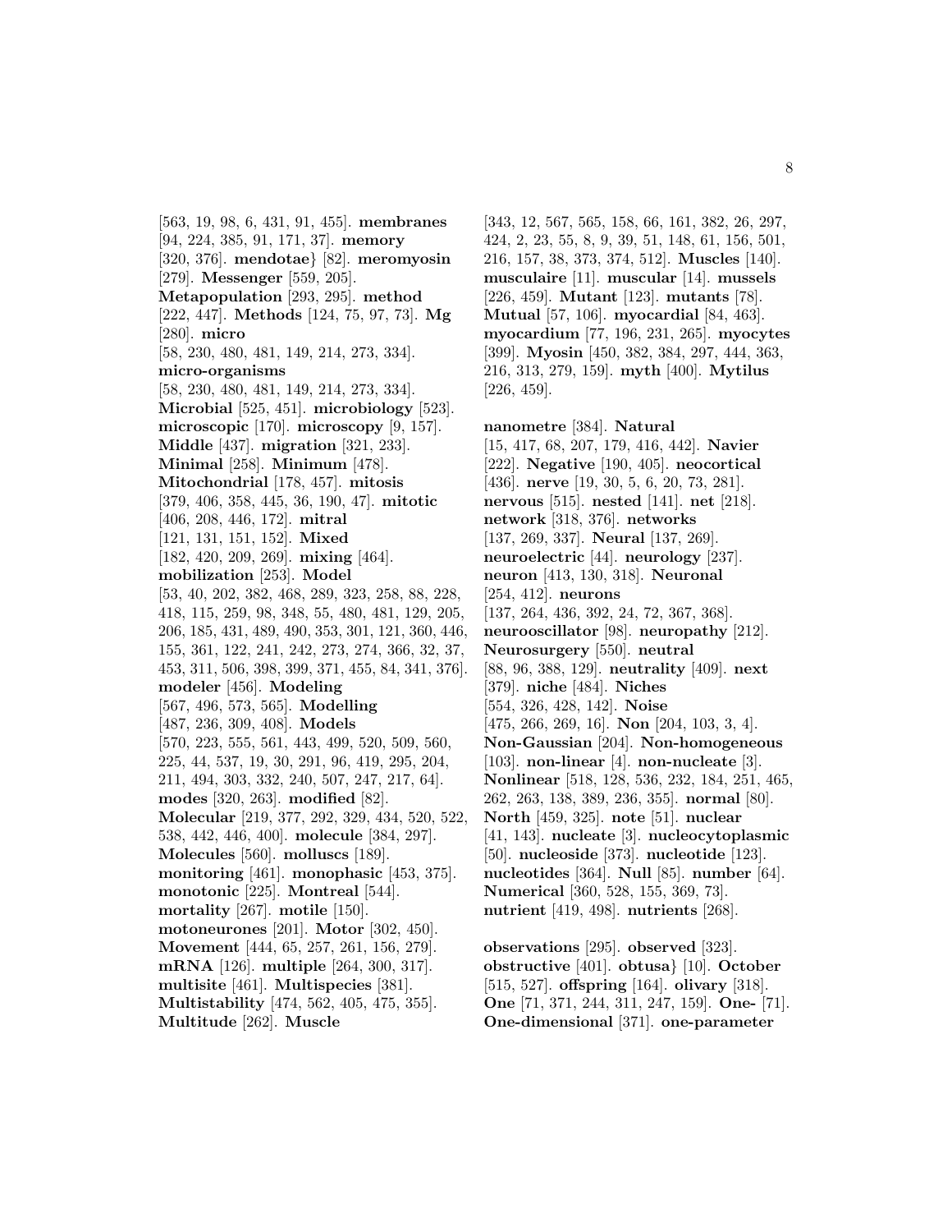[563, 19, 98, 6, 431, 91, 455]. **membranes** [94, 224, 385, 91, 171, 37]. **memory** [320, 376]. **mendotae}** [82]. **meromyosin** [279]. **Messenger** [559, 205]. **Metapopulation** [293, 295]. **method** [222, 447]. **Methods** [124, 75, 97, 73]. **Mg** [280]. **micro** [58, 230, 480, 481, 149, 214, 273, 334]. **micro-organisms** [58, 230, 480, 481, 149, 214, 273, 334]. **Microbial** [525, 451]. **microbiology** [523]. **microscopic** [170]. **microscopy** [9, 157]. **Middle** [437]. **migration** [321, 233]. **Minimal** [258]. **Minimum** [478]. **Mitochondrial** [178, 457]. **mitosis** [379, 406, 358, 445, 36, 190, 47]. **mitotic** [406, 208, 446, 172]. **mitral** [121, 131, 151, 152]. **Mixed** [182, 420, 209, 269]. **mixing** [464]. **mobilization** [253]. **Model** [53, 40, 202, 382, 468, 289, 323, 258, 88, 228, 418, 115, 259, 98, 348, 55, 480, 481, 129, 205, 206, 185, 431, 489, 490, 353, 301, 121, 360, 446, 155, 361, 122, 241, 242, 273, 274, 366, 32, 37, 453, 311, 506, 398, 399, 371, 455, 84, 341, 376]. **modeler** [456]. **Modeling** [567, 496, 573, 565]. **Modelling** [487, 236, 309, 408]. **Models** [570, 223, 555, 561, 443, 499, 520, 509, 560, 225, 44, 537, 19, 30, 291, 96, 419, 295, 204, 211, 494, 303, 332, 240, 507, 247, 217, 64]. **modes** [320, 263]. **modified** [82]. **Molecular** [219, 377, 292, 329, 434, 520, 522, 538, 442, 446, 400]. **molecule** [384, 297]. **Molecules** [560]. **molluscs** [189]. **monitoring** [461]. **monophasic** [453, 375]. **monotonic** [225]. **Montreal** [544]. **mortality** [267]. **motile** [150]. **motoneurones** [201]. **Motor** [302, 450]. **Movement** [444, 65, 257, 261, 156, 279]. **mRNA** [126]. **multiple** [264, 300, 317]. **multisite** [461]. **Multispecies** [381]. **Multistability** [474, 562, 405, 475, 355]. **Multitude** [262]. **Muscle** [343, 12, 567, 565, 158, 66, 161, 382, 26, 297, 424, 2, 23, 55, 8, 9, 39, 51, 148, 61, 156, 501, 216, 157, 38, 373, 374, 512]. **Muscles** [140]. **musculaire** [11]. **muscular** [14]. **mussels** [226, 459]. **Mutant** [123]. **mutants** [78]. **Mutual** [57, 106]. **myocardial** [84, 463]. **myocardium** [77, 196, 231, 265]. **myocytes** [399]. **Myosin** [450, 382, 384, 297, 444, 363, 216, 313, 279, 159]. **myth** [400]. **Mytilus** [226, 459].

**nanometre** [384]. **Natural** [15, 417, 68, 207, 179, 416, 442]. **Navier** [222]. **Negative** [190, 405]. **neocortical** [436]. **nerve** [19, 30, 5, 6, 20, 73, 281]. **nervous** [515]. **nested** [141]. **net** [218]. **network** [318, 376]. **networks** [137, 269, 337]. **Neural** [137, 269]. **neuroelectric** [44]. **neurology** [237]. **neuron** [413, 130, 318]. **Neuronal** [254, 412]. **neurons** [137, 264, 436, 392, 24, 72, 367, 368]. **neurooscillator** [98]. **neuropathy** [212]. **Neurosurgery** [550]. **neutral** [88, 96, 388, 129]. **neutrality** [409]. **next** [379]. **niche** [484]. **Niches** [554, 326, 428, 142]. **Noise** [475, 266, 269, 16]. **Non** [204, 103, 3, 4]. **Non-Gaussian** [204]. **Non-homogeneous** [103]. **non-linear** [4]. **non-nucleate** [3]. **Nonlinear** [518, 128, 536, 232, 184, 251, 465, 262, 263, 138, 389, 236, 355]. **normal** [80]. **North** [459, 325]. **note** [51]. **nuclear** [41, 143]. **nucleate** [3]. **nucleocytoplasmic** [50]. **nucleoside** [373]. **nucleotide** [123]. **nucleotides** [364]. **Null** [85]. **number** [64]. **Numerical** [360, 528, 155, 369, 73]. **nutrient** [419, 498]. **nutrients** [268].

**observations** [295]. **observed** [323]. **obstructive** [401]. **obtusa}** [10]. **October** [515, 527]. **offspring** [164]. **olivary** [318]. **One** [71, 371, 244, 311, 247, 159]. **One-** [71]. **One-dimensional** [371]. **one-parameter**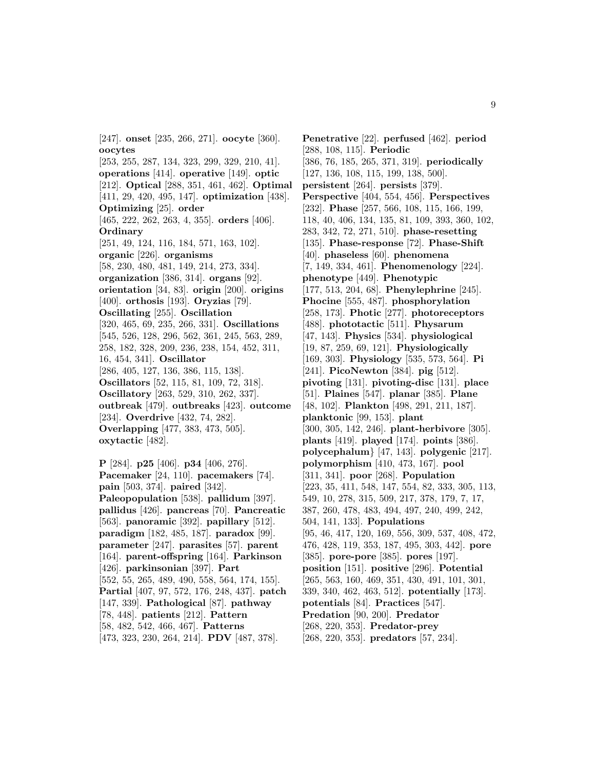[247]. **onset** [235, 266, 271]. **oocyte** [360]. **oocytes** [253, 255, 287, 134, 323, 299, 329, 210, 41]. **operations** [414]. **operative** [149]. **optic** [212]. **Optical** [288, 351, 461, 462]. **Optimal** [411, 29, 420, 495, 147]. **optimization** [438]. **Optimizing** [25]. **order** [465, 222, 262, 263, 4, 355]. **orders** [406]. **Ordinary** [251, 49, 124, 116, 184, 571, 163, 102]. **organic** [226]. **organisms** [58, 230, 480, 481, 149, 214, 273, 334]. **organization** [386, 314]. **organs** [92]. **orientation** [34, 83]. **origin** [200]. **origins** [400]. **orthosis** [193]. **Oryzias** [79]. **Oscillating** [255]. **Oscillation** [320, 465, 69, 235, 266, 331]. **Oscillations** [545, 526, 128, 296, 562, 361, 245, 563, 289, 258, 182, 328, 209, 236, 238, 154, 452, 311, 16, 454, 341]. **Oscillator** [286, 405, 127, 136, 386, 115, 138]. **Oscillators** [52, 115, 81, 109, 72, 318]. **Oscillatory** [263, 529, 310, 262, 337]. **outbreak** [479]. **outbreaks** [423]. **outcome** [234]. **Overdrive** [432, 74, 282]. **Overlapping** [477, 383, 473, 505]. **oxytactic** [482].

**P** [284]. **p25** [406]. **p34** [406, 276]. **Pacemaker** [24, 110]. **pacemakers** [74]. **pain** [503, 374]. **paired** [342]. **Paleopopulation** [538]. **pallidum** [397]. **pallidus** [426]. **pancreas** [70]. **Pancreatic** [563]. **panoramic** [392]. **papillary** [512]. **paradigm** [182, 485, 187]. **paradox** [99]. **parameter** [247]. **parasites** [57]. **parent** [164]. **parent-offspring** [164]. **Parkinson** [426]. **parkinsonian** [397]. **Part** [552, 55, 265, 489, 490, 558, 564, 174, 155]. **Partial** [407, 97, 572, 176, 248, 437]. **patch** [147, 339]. **Pathological** [87]. **pathway** [78, 448]. **patients** [212]. **Pattern** [58, 482, 542, 466, 467]. **Patterns** [473, 323, 230, 264, 214]. **PDV** [487, 378].

**Penetrative** [22]. **perfused** [462]. **period** [288, 108, 115]. **Periodic** [386, 76, 185, 265, 371, 319]. **periodically** [127, 136, 108, 115, 199, 138, 500]. **persistent** [264]. **persists** [379]. **Perspective** [404, 554, 456]. **Perspectives** [232]. **Phase** [257, 566, 108, 115, 166, 199, 118, 40, 406, 134, 135, 81, 109, 393, 360, 102, 283, 342, 72, 271, 510]. **phase-resetting** [135]. **Phase-response** [72]. **Phase-Shift** [40]. **phaseless** [60]. **phenomena** [7, 149, 334, 461]. **Phenomenology** [224]. **phenotype** [449]. **Phenotypic** [177, 513, 204, 68]. **Phenylephrine** [245]. **Phocine** [555, 487]. **phosphorylation** [258, 173]. **Photic** [277]. **photoreceptors** [488]. **phototactic** [511]. **Physarum** [47, 143]. **Physics** [534]. **physiological** [19, 87, 259, 69, 121]. **Physiologically** [169, 303]. **Physiology** [535, 573, 564]. **Pi** [241]. **PicoNewton** [384]. **pig** [512]. **pivoting** [131]. **pivoting-disc** [131]. **place** [51]. **Plaines** [547]. **planar** [385]. **Plane** [48, 102]. **Plankton** [498, 291, 211, 187]. **planktonic** [99, 153]. **plant** [300, 305, 142, 246]. **plant-herbivore** [305]. **plants** [419]. **played** [174]. **points** [386]. **polycephalum**} [47, 143]. **polygenic** [217]. **polymorphism** [410, 473, 167]. **pool** [311, 341]. **poor** [268]. **Population** [223, 35, 411, 548, 147, 554, 82, 333, 305, 113, 549, 10, 278, 315, 509, 217, 378, 179, 7, 17, 387, 260, 478, 483, 494, 497, 240, 499, 242, 504, 141, 133]. **Populations** [95, 46, 417, 120, 169, 556, 309, 537, 408, 472, 476, 428, 119, 353, 187, 495, 303, 442]. **pore** [385]. **pore-pore** [385]. **pores** [197]. **position** [151]. **positive** [296]. **Potential** [265, 563, 160, 469, 351, 430, 491, 101, 301, 339, 340, 462, 463, 512]. **potentially** [173]. **potentials** [84]. **Practices** [547]. **Predation** [90, 200]. **Predator** [268, 220, 353]. **Predator-prey** [268, 220, 353]. **predators** [57, 234].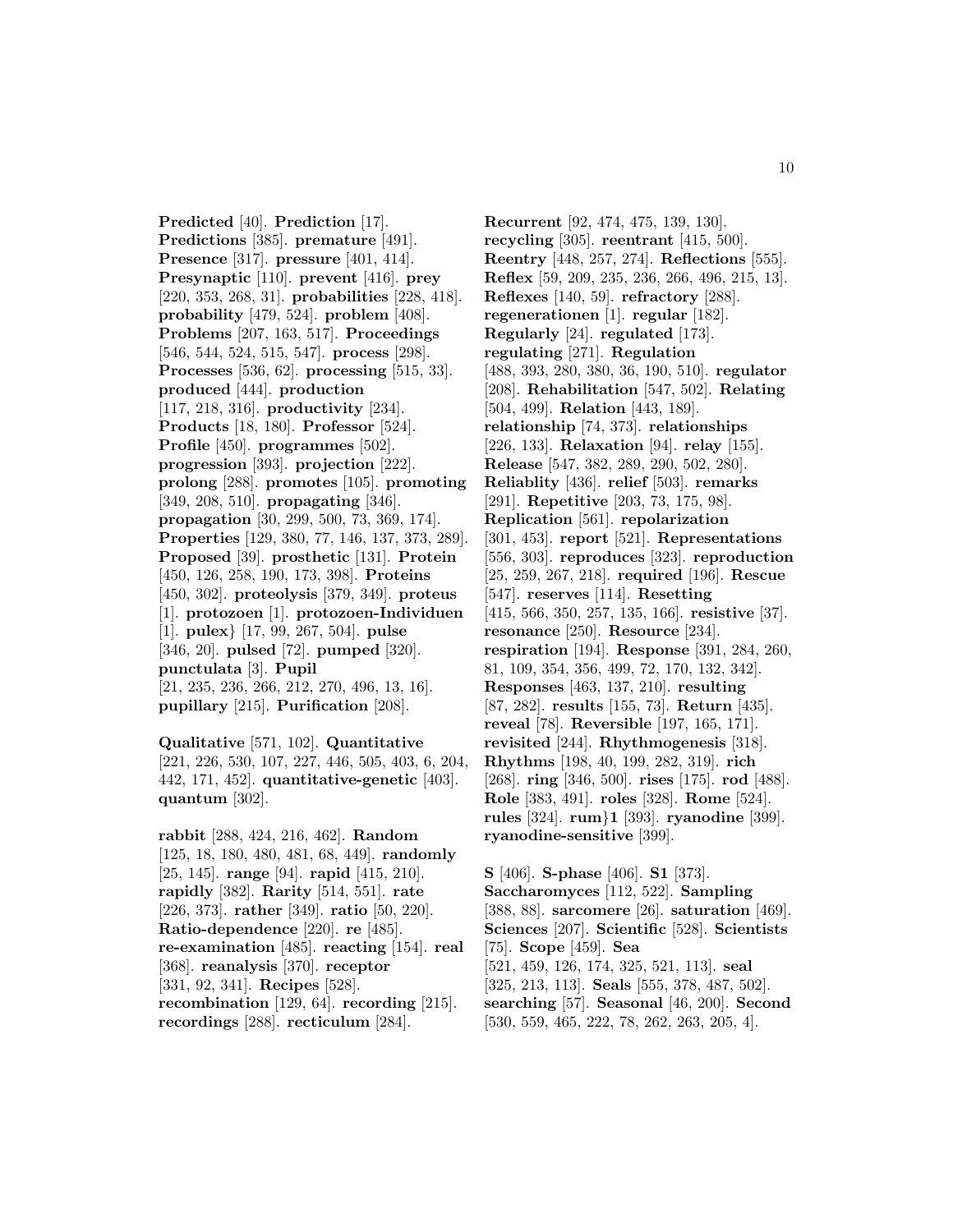**Predicted** [40]. **Prediction** [17]. **Predictions** [385]. **premature** [491]. **Presence** [317]. **pressure** [401, 414]. **Presynaptic** [110]. **prevent** [416]. **prey** [220, 353, 268, 31]. **probabilities** [228, 418]. **probability** [479, 524]. **problem** [408]. **Problems** [207, 163, 517]. **Proceedings** [546, 544, 524, 515, 547]. **process** [298]. **Processes** [536, 62]. **processing** [515, 33]. **produced** [444]. **production** [117, 218, 316]. **productivity** [234]. **Products** [18, 180]. **Professor** [524]. **Profile** [450]. **programmes** [502]. **progression** [393]. **projection** [222]. **prolong** [288]. **promotes** [105]. **promoting** [349, 208, 510]. **propagating** [346]. **propagation** [30, 299, 500, 73, 369, 174]. **Properties** [129, 380, 77, 146, 137, 373, 289]. **Proposed** [39]. **prosthetic** [131]. **Protein** [450, 126, 258, 190, 173, 398]. **Proteins** [450, 302]. **proteolysis** [379, 349]. **proteus** [1]. **protozoen** [1]. **protozoen-Individuen** [1]. **pulex**} [17, 99, 267, 504]. **pulse** [346, 20]. **pulsed** [72]. **pumped** [320]. **punctulata** [3]. **Pupil** [21, 235, 236, 266, 212, 270, 496, 13, 16]. **pupillary** [215]. **Purification** [208].

**Qualitative** [571, 102]. **Quantitative** [221, 226, 530, 107, 227, 446, 505, 403, 6, 204, 442, 171, 452]. **quantitative-genetic** [403]. **quantum** [302].

**rabbit** [288, 424, 216, 462]. **Random** [125, 18, 180, 480, 481, 68, 449]. **randomly** [25, 145]. **range** [94]. **rapid** [415, 210]. **rapidly** [382]. **Rarity** [514, 551]. **rate** [226, 373]. **rather** [349]. **ratio** [50, 220]. **Ratio-dependence** [220]. **re** [485]. **re-examination** [485]. **reacting** [154]. **real** [368]. **reanalysis** [370]. **receptor** [331, 92, 341]. **Recipes** [528]. **recombination** [129, 64]. **recording** [215]. **recordings** [288]. **recticulum** [284].

**Recurrent** [92, 474, 475, 139, 130]. **recycling** [305]. **reentrant** [415, 500]. **Reentry** [448, 257, 274]. **Reflections** [555]. **Reflex** [59, 209, 235, 236, 266, 496, 215, 13]. **Reflexes** [140, 59]. **refractory** [288]. **regenerationen** [1]. **regular** [182]. **Regularly** [24]. **regulated** [173]. **regulating** [271]. **Regulation** [488, 393, 280, 380, 36, 190, 510]. **regulator** [208]. **Rehabilitation** [547, 502]. **Relating** [504, 499]. **Relation** [443, 189]. **relationship** [74, 373]. **relationships** [226, 133]. **Relaxation** [94]. **relay** [155]. **Release** [547, 382, 289, 290, 502, 280]. **Reliablity** [436]. **relief** [503]. **remarks** [291]. **Repetitive** [203, 73, 175, 98]. **Replication** [561]. **repolarization** [301, 453]. **report** [521]. **Representations** [556, 303]. **reproduces** [323]. **reproduction** [25, 259, 267, 218]. **required** [196]. **Rescue** [547]. **reserves** [114]. **Resetting** [415, 566, 350, 257, 135, 166]. **resistive** [37]. **resonance** [250]. **Resource** [234]. **respiration** [194]. **Response** [391, 284, 260, 81, 109, 354, 356, 499, 72, 170, 132, 342]. **Responses** [463, 137, 210]. **resulting** [87, 282]. **results** [155, 73]. **Return** [435]. **reveal** [78]. **Reversible** [197, 165, 171]. **revisited** [244]. **Rhythmogenesis** [318]. **Rhythms** [198, 40, 199, 282, 319]. **rich** [268]. **ring** [346, 500]. **rises** [175]. **rod** [488]. **Role** [383, 491]. **roles** [328]. **Rome** [524]. **rules** [324]. **rum**}**1** [393]. **ryanodine** [399]. **ryanodine-sensitive** [399].

**S** [406]. **S-phase** [406]. **S1** [373]. **Saccharomyces** [112, 522]. **Sampling** [388, 88]. **sarcomere** [26]. **saturation** [469]. **Sciences** [207]. **Scientific** [528]. **Scientists** [75]. **Scope** [459]. **Sea** [521, 459, 126, 174, 325, 521, 113]. **seal** [325, 213, 113]. **Seals** [555, 378, 487, 502]. **searching** [57]. **Seasonal** [46, 200]. **Second** [530, 559, 465, 222, 78, 262, 263, 205, 4].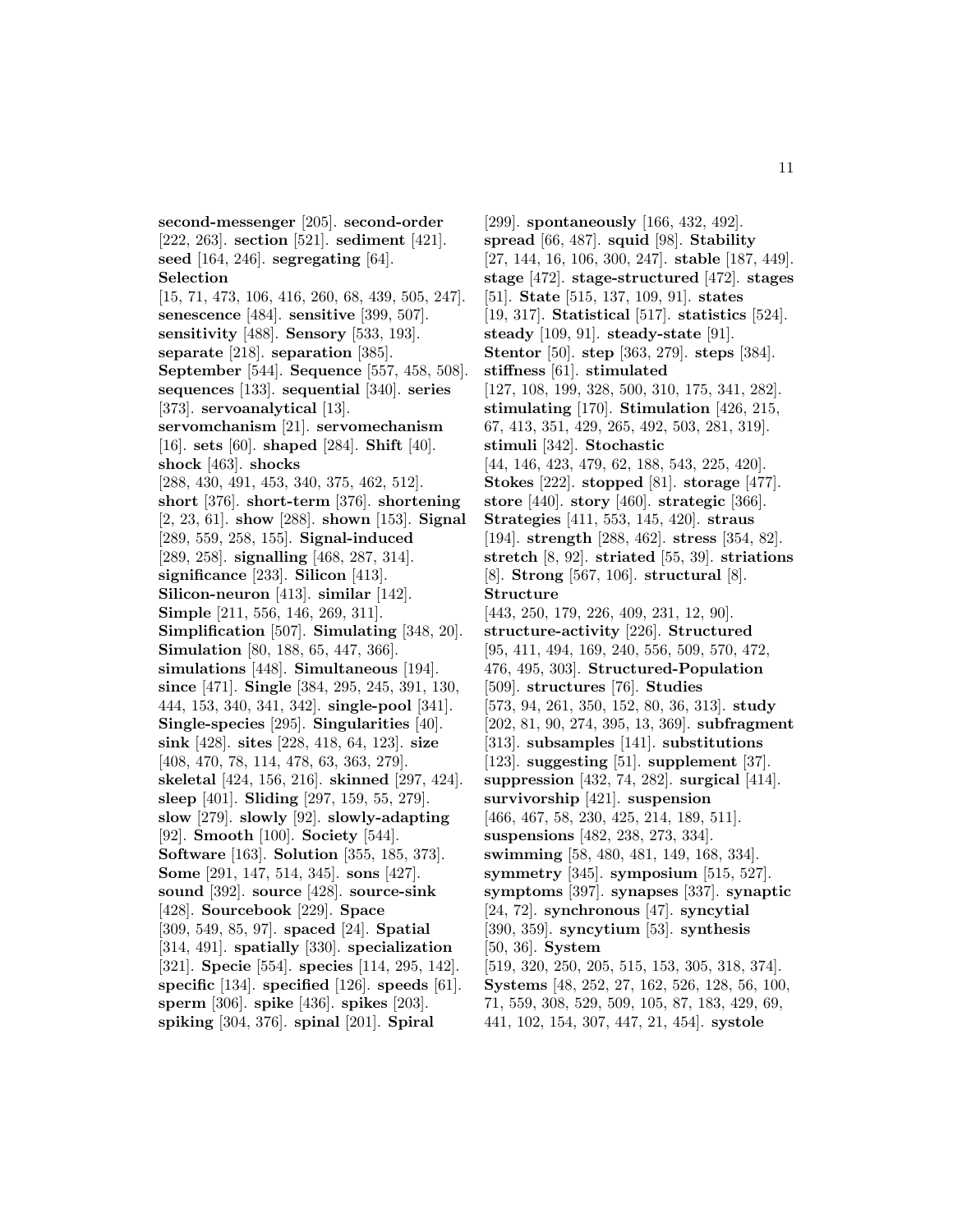**second-messenger** [205]. **second-order** [222, 263]. **section** [521]. **sediment** [421]. **seed** [164, 246]. **segregating** [64]. **Selection** [15, 71, 473, 106, 416, 260, 68, 439, 505, 247]. **senescence** [484]. **sensitive** [399, 507]. **sensitivity** [488]. **Sensory** [533, 193]. **separate** [218]. **separation** [385]. **September** [544]. **Sequence** [557, 458, 508]. **sequences** [133]. **sequential** [340]. **series** [373]. **servoanalytical** [13]. **servomchanism** [21]. **servomechanism** [16]. **sets** [60]. **shaped** [284]. **Shift** [40]. **shock** [463]. **shocks** [288, 430, 491, 453, 340, 375, 462, 512]. **short** [376]. **short-term** [376]. **shortening** [2, 23, 61]. **show** [288]. **shown** [153]. **Signal** [289, 559, 258, 155]. **Signal-induced** [289, 258]. **signalling** [468, 287, 314]. **significance** [233]. **Silicon** [413]. **Silicon-neuron** [413]. **similar** [142]. **Simple** [211, 556, 146, 269, 311]. **Simplification** [507]. **Simulating** [348, 20]. **Simulation** [80, 188, 65, 447, 366]. **simulations** [448]. **Simultaneous** [194]. **since** [471]. **Single** [384, 295, 245, 391, 130, 444, 153, 340, 341, 342]. **single-pool** [341]. **Single-species** [295]. **Singularities** [40]. **sink** [428]. **sites** [228, 418, 64, 123]. **size** [408, 470, 78, 114, 478, 63, 363, 279]. **skeletal** [424, 156, 216]. **skinned** [297, 424]. **sleep** [401]. **Sliding** [297, 159, 55, 279]. **slow** [279]. **slowly** [92]. **slowly-adapting** [92]. **Smooth** [100]. **Society** [544]. **Software** [163]. **Solution** [355, 185, 373]. **Some** [291, 147, 514, 345]. **sons** [427]. **sound** [392]. **source** [428]. **source-sink** [428]. **Sourcebook** [229]. **Space** [309, 549, 85, 97]. **spaced** [24]. **Spatial** [314, 491]. **spatially** [330]. **specialization** [321]. **Specie** [554]. **species** [114, 295, 142]. **specific** [134]. **specified** [126]. **speeds** [61]. **sperm** [306]. **spike** [436]. **spikes** [203]. **spiking** [304, 376]. **spinal** [201]. **Spiral** [299]. **spontaneously** [166, 432, 492]. **spread** [66, 487]. **squid** [98]. **Stability** [27, 144, 16, 106, 300, 247]. **stable** [187, 449]. **stage** [472]. **stage-structured** [472]. **stages** [51]. **State** [515, 137, 109, 91]. **states** [19, 317]. **Statistical** [517]. **statistics** [524]. **steady** [109, 91]. **steady-state** [91]. **Stentor** [50]. **step** [363, 279]. **steps** [384]. **stiffness** [61]. **stimulated** [127, 108, 199, 328, 500, 310, 175, 341, 282]. **stimulating** [170]. **Stimulation** [426, 215, 67, 413, 351, 429, 265, 492, 503, 281, 319]. **stimuli** [342]. **Stochastic** [44, 146, 423, 479, 62, 188, 543, 225, 420]. **Stokes** [222]. **stopped** [81]. **storage** [477]. **store** [440]. **story** [460]. **strategic** [366]. **Strategies** [411, 553, 145, 420]. **straus** [194]. **strength** [288, 462]. **stress** [354, 82]. **stretch** [8, 92]. **striated** [55, 39]. **striations** [8]. **Strong** [567, 106]. **structural** [8]. **Structure** [443, 250, 179, 226, 409, 231, 12, 90]. **structure-activity** [226]. **Structured** [95, 411, 494, 169, 240, 556, 509, 570, 472, 476, 495, 303]. **Structured-Population** [509]. **structures** [76]. **Studies** [573, 94, 261, 350, 152, 80, 36, 313]. **study** [202, 81, 90, 274, 395, 13, 369]. **subfragment** [313]. **subsamples** [141]. **substitutions** [123]. **suggesting** [51]. **supplement** [37]. **suppression** [432, 74, 282]. **surgical** [414]. **survivorship** [421]. **suspension** [466, 467, 58, 230, 425, 214, 189, 511]. **suspensions** [482, 238, 273, 334]. **swimming** [58, 480, 481, 149, 168, 334]. **symmetry** [345]. **symposium** [515, 527]. **symptoms** [397]. **synapses** [337]. **synaptic** [24, 72]. **synchronous** [47]. **syncytial** [390, 359]. **syncytium** [53]. **synthesis** [50, 36]. **System** [519, 320, 250, 205, 515, 153, 305, 318, 374]. **Systems** [48, 252, 27, 162, 526, 128, 56, 100, 71, 559, 308, 529, 509, 105, 87, 183, 429, 69, 441, 102, 154, 307, 447, 21, 454]. **systole**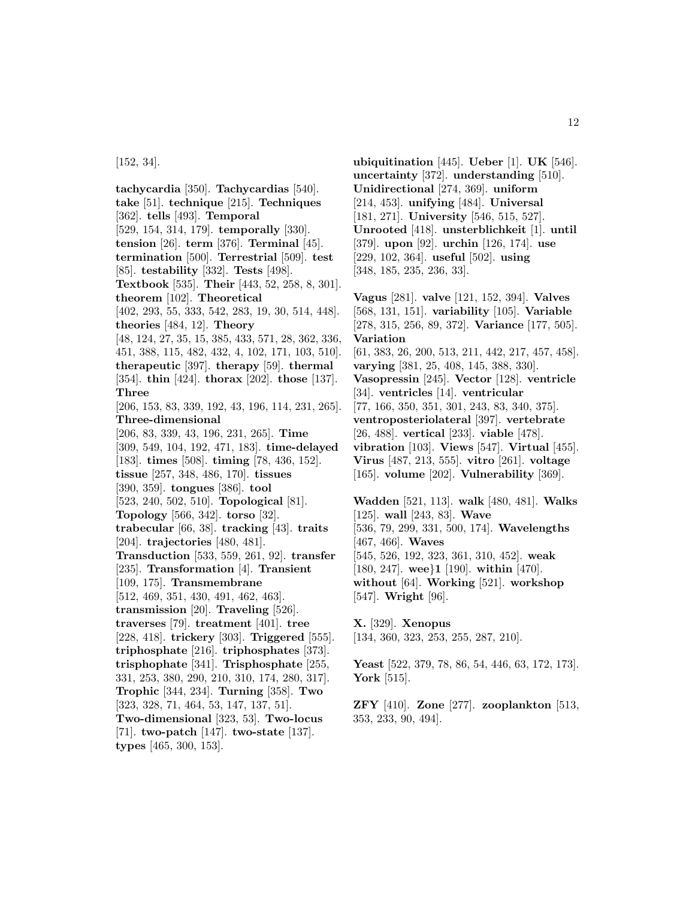[152, 34].

**tachycardia** [350]. **Tachycardias** [540]. **take** [51]. **technique** [215]. **Techniques** [362]. **tells** [493]. **Temporal** [529, 154, 314, 179]. **temporally** [330]. **tension** [26]. **term** [376]. **Terminal** [45]. **termination** [500]. **Terrestrial** [509]. **test** [85]. **testability** [332]. **Tests** [498]. **Textbook** [535]. **Their** [443, 52, 258, 8, 301]. **theorem** [102]. **Theoretical** [402, 293, 55, 333, 542, 283, 19, 30, 514, 448]. **theories** [484, 12]. **Theory** [48, 124, 27, 35, 15, 385, 433, 571, 28, 362, 336, 451, 388, 115, 482, 432, 4, 102, 171, 103, 510]. **therapeutic** [397]. **therapy** [59]. **thermal** [354]. **thin** [424]. **thorax** [202]. **those** [137]. **Three** [206, 153, 83, 339, 192, 43, 196, 114, 231, 265]. **Three-dimensional** [206, 83, 339, 43, 196, 231, 265]. **Time** [309, 549, 104, 192, 471, 183]. **time-delayed** [183]. **times** [508]. **timing** [78, 436, 152]. **tissue** [257, 348, 486, 170]. **tissues** [390, 359]. **tongues** [386]. **tool** [523, 240, 502, 510]. **Topological** [81]. **Topology** [566, 342]. **torso** [32]. **trabecular** [66, 38]. **tracking** [43]. **traits** [204]. **trajectories** [480, 481]. **Transduction** [533, 559, 261, 92]. **transfer** [235]. **Transformation** [4]. **Transient** [109, 175]. **Transmembrane** [512, 469, 351, 430, 491, 462, 463]. **transmission** [20]. **Traveling** [526]. **traverses** [79]. **treatment** [401]. **tree** [228, 418]. **trickery** [303]. **Triggered** [555]. **triphosphate** [216]. **triphosphates** [373]. **trisphophate** [341]. **Trisphosphate** [255, 331, 253, 380, 290, 210, 310, 174, 280, 317]. **Trophic** [344, 234]. **Turning** [358]. **Two** [323, 328, 71, 464, 53, 147, 137, 51]. **Two-dimensional** [323, 53]. **Two-locus** [71]. **two-patch** [147]. **two-state** [137]. **types** [465, 300, 153].

**ubiquitination** [445]. **Ueber** [1]. **UK** [546]. **uncertainty** [372]. **understanding** [510]. **Unidirectional** [274, 369]. **uniform** [214, 453]. **unifying** [484]. **Universal** [181, 271]. **University** [546, 515, 527]. **Unrooted** [418]. **unsterblichkeit** [1]. **until** [379]. **upon** [92]. **urchin** [126, 174]. **use** [229, 102, 364]. **useful** [502]. **using** [348, 185, 235, 236, 33].

**Vagus** [281]. **valve** [121, 152, 394]. **Valves** [568, 131, 151]. **variability** [105]. **Variable** [278, 315, 256, 89, 372]. **Variance** [177, 505]. **Variation** [61, 383, 26, 200, 513, 211, 442, 217, 457, 458]. **varying** [381, 25, 408, 145, 388, 330]. **Vasopressin** [245]. **Vector** [128]. **ventricle** [34]. **ventricles** [14]. **ventricular** [77, 166, 350, 351, 301, 243, 83, 340, 375]. **ventroposteriolateral** [397]. **vertebrate** [26, 488]. **vertical** [233]. **viable** [478]. **vibration** [103]. **Views** [547]. **Virtual** [455]. **Virus** [487, 213, 555]. **vitro** [261]. **voltage** [165]. **volume** [202]. **Vulnerability** [369].

**Wadden** [521, 113]. **walk** [480, 481]. **Walks** [125]. **wall** [243, 83]. **Wave** [536, 79, 299, 331, 500, 174]. **Wavelengths** [467, 466]. **Waves** [545, 526, 192, 323, 361, 310, 452]. **weak** [180, 247]. **wee}1** [190]. **within** [470]. **without** [64]. **Working** [521]. **workshop** [547]. **Wright** [96].

**X.** [329]. **Xenopus** [134, 360, 323, 253, 255, 287, 210].

**Yeast** [522, 379, 78, 86, 54, 446, 63, 172, 173]. **York** [515].

**ZFY** [410]. **Zone** [277]. **zooplankton** [513, 353, 233, 90, 494].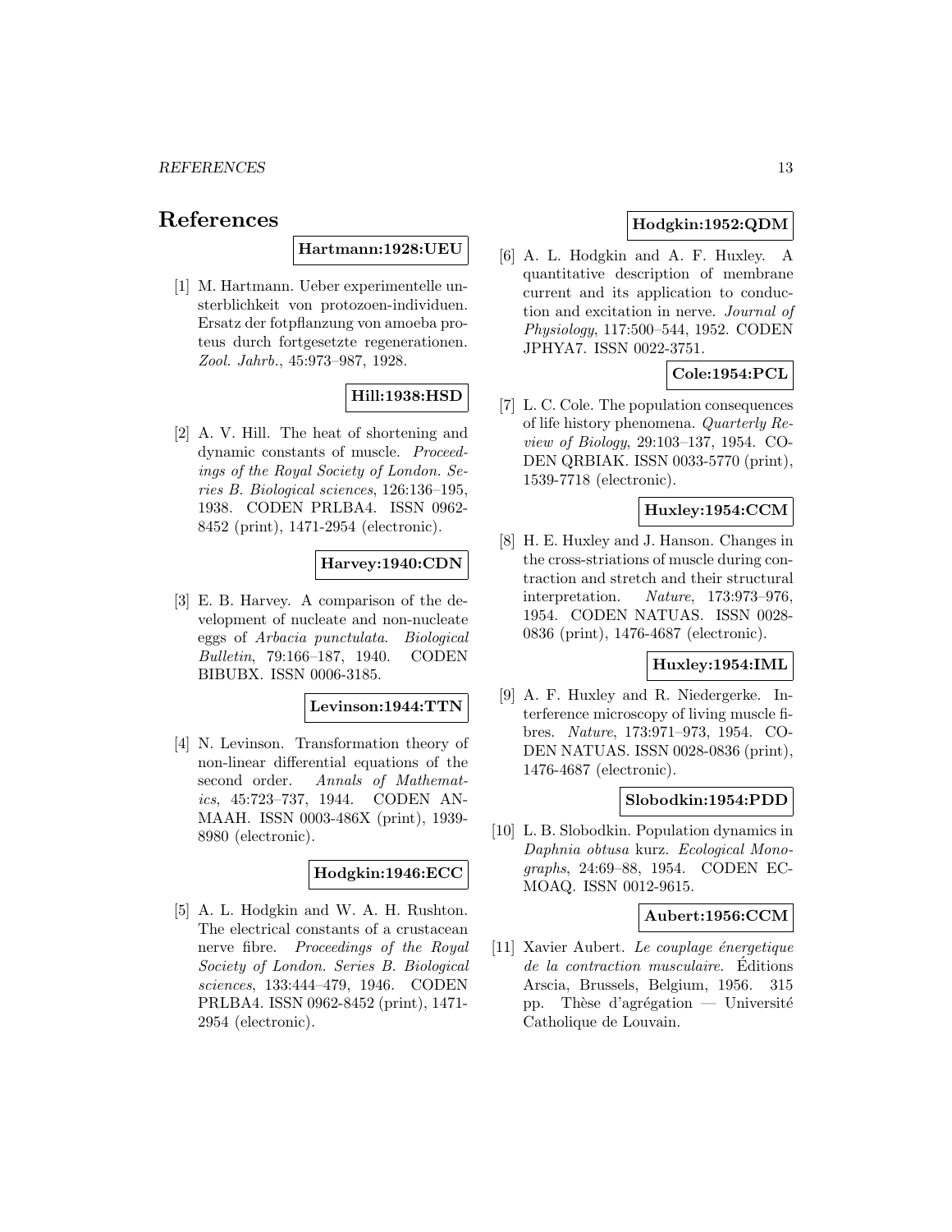# References

**Hartmann:1928:UEU**

[1] M. Hartmann. Ueber experimentelle unsterblichkeit von protozoen-individuen. Ersatz der fotpflanzung von amoeba proteus durch fortgesetzte regenerationen. *Zool. Jahrb.*, 45:973–987, 1928.

**Hill:1938:HSD**

[2] A. V. Hill. The heat of shortening and dynamic constants of muscle. *Proceedings of the Royal Society of London. Series B. Biological sciences*, 126:136–195, 1938. CODEN PRLBA4. ISSN 0962-8452 (print), 1471-2954 (electronic).

**Harvey:1940:CDN**

[3] E. B. Harvey. A comparison of the development of nucleate and non-nucleate eggs of *Arbacia punctulata*. *Biological Bulletin*, 79:166–187, 1940. CODEN BIBUBX. ISSN 0006-3185.

**Levinson:1944:TTN**

[4] N. Levinson. Transformation theory of non-linear differential equations of the second order. *Annals of Mathematics*, 45:723–737, 1944. CODEN ANMAAH. ISSN 0003-486X (print), 1939-8980 (electronic).

**Hodgkin:1946:ECC**

[5] A. L. Hodgkin and W. A. H. Rushton. The electrical constants of a crustacean nerve fibre. *Proceedings of the Royal Society of London. Series B. Biological sciences*, 133:444–479, 1946. CODEN PRLBA4. ISSN 0962-8452 (print), 1471-2954 (electronic).

**Hodgkin:1952:QDM**

[6] A. L. Hodgkin and A. F. Huxley. A quantitative description of membrane current and its application to conduction and excitation in nerve. *Journal of Physiology*, 117:500–544, 1952. CODEN JPHYA7. ISSN 0022-3751.

**Cole:1954:PCL**

[7] L. C. Cole. The population consequences of life history phenomena. *Quarterly Review of Biology*, 29:103–137, 1954. CODEN QRBIAK. ISSN 0033-5770 (print), 1539-7718 (electronic).

**Huxley:1954:CCM**

[8] H. E. Huxley and J. Hanson. Changes in the cross-striations of muscle during contraction and stretch and their structural interpretation. *Nature*, 173:973–976, 1954. CODEN NATUAS. ISSN 0028-0836 (print), 1476-4687 (electronic).

**Huxley:1954:IML**

[9] A. F. Huxley and R. Niedergerke. Interference microscopy of living muscle fibres. *Nature*, 173:971–973, 1954. CODEN NATUAS. ISSN 0028-0836 (print), 1476-4687 (electronic).

**Slobodkin:1954:PDD**

[10] L. B. Slobodkin. Population dynamics in *Daphnia obtusa* kurz. *Ecological Monographs*, 24:69–88, 1954. CODEN ECMOAQ. ISSN 0012-9615.

**Aubert:1956:CCM**

[11] Xavier Aubert. *Le couplage énergetique de la contraction musculaire*. Éditions Arscia, Brussels, Belgium, 1956. 315 pp. Thèse d'agrégation — Université Catholique de Louvain.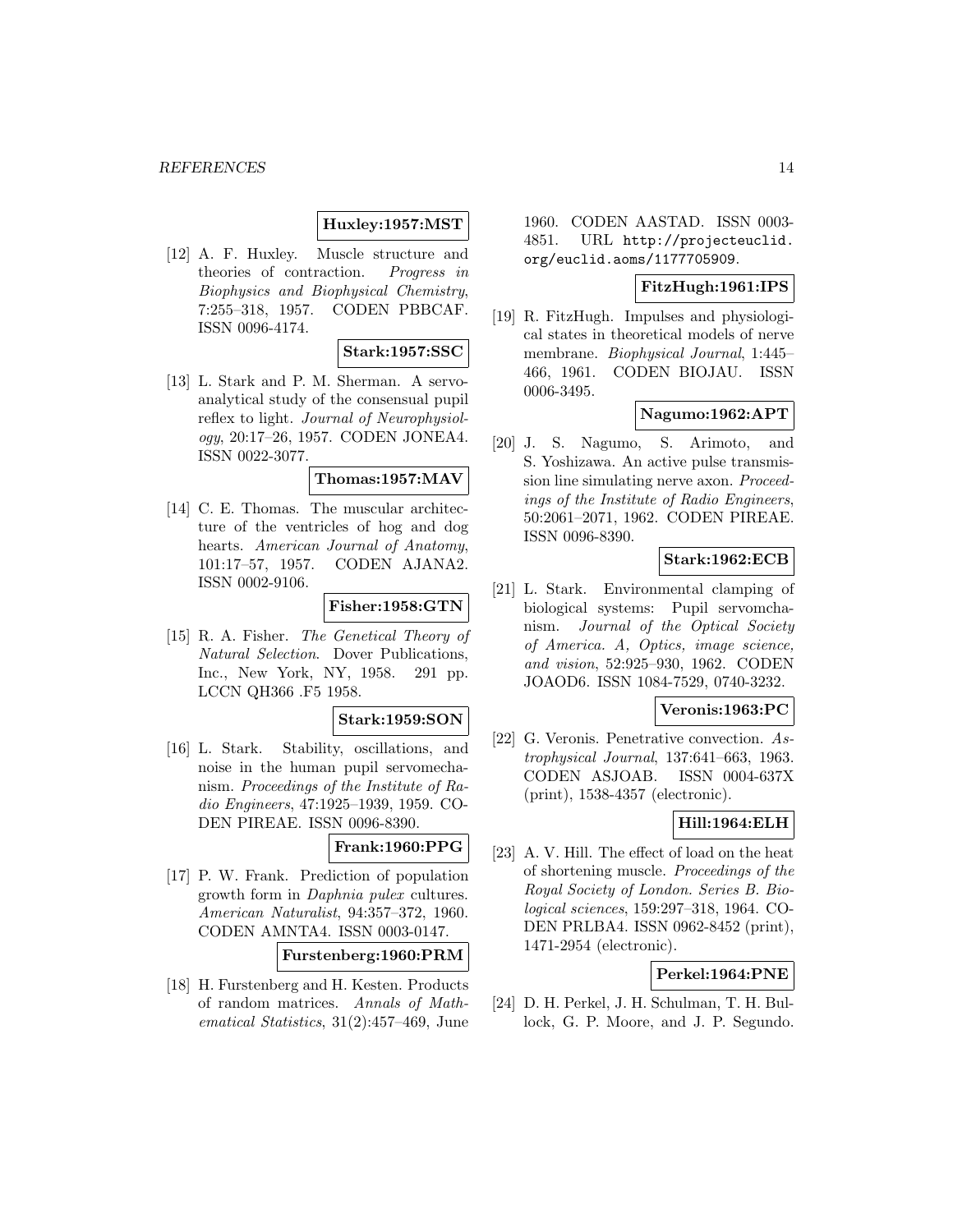**Huxley:1957:MST**

[12] A. F. Huxley. Muscle structure and theories of contraction. *Progress in Biophysics and Biophysical Chemistry*, 7:255–318, 1957. CODEN PBBCAF. ISSN 0096-4174.

**Stark:1957:SSC**

[13] L. Stark and P. M. Sherman. A servoanalytical study of the consensual pupil reflex to light. *Journal of Neurophysiology*, 20:17–26, 1957. CODEN JONEA4. ISSN 0022-3077.

**Thomas:1957:MAV**

[14] C. E. Thomas. The muscular architecture of the ventricles of hog and dog hearts. *American Journal of Anatomy*, 101:17–57, 1957. CODEN AJANA2. ISSN 0002-9106.

**Fisher:1958:GTN**

[15] R. A. Fisher. *The Genetical Theory of Natural Selection*. Dover Publications, Inc., New York, NY, 1958. 291 pp. LCCN QH366 .F5 1958.

**Stark:1959:SON**

[16] L. Stark. Stability, oscillations, and noise in the human pupil servomechanism. *Proceedings of the Institute of Radio Engineers*, 47:1925–1939, 1959. CODEN PIREAE. ISSN 0096-8390.

**Frank:1960:PPG**

[17] P. W. Frank. Prediction of population growth form in *Daphnia pulex* cultures. *American Naturalist*, 94:357–372, 1960. CODEN AMNTA4. ISSN 0003-0147.

**Furstenberg:1960:PRM**

[18] H. Furstenberg and H. Kesten. Products of random matrices. *Annals of Mathematical Statistics*, 31(2):457–469, June 1960. CODEN AASTAD. ISSN 0003-4851. URL http://projecteuclid.org/euclid.aoms/1177705909.

**FitzHugh:1961:IPS**

[19] R. FitzHugh. Impulses and physiological states in theoretical models of nerve membrane. *Biophysical Journal*, 1:445–466, 1961. CODEN BIOJAU. ISSN 0006-3495.

**Nagumo:1962:APT**

[20] J. S. Nagumo, S. Arimoto, and S. Yoshizawa. An active pulse transmission line simulating nerve axon. *Proceedings of the Institute of Radio Engineers*, 50:2061–2071, 1962. CODEN PIREAE. ISSN 0096-8390.

**Stark:1962:ECB**

[21] L. Stark. Environmental clamping of biological systems: Pupil servomchanism. *Journal of the Optical Society of America. A, Optics, image science, and vision*, 52:925–930, 1962. CODEN JOAOD6. ISSN 1084-7529, 0740-3232.

**Veronis:1963:PC**

[22] G. Veronis. Penetrative convection. *Astrophysical Journal*, 137:641–663, 1963. CODEN ASJOAB. ISSN 0004-637X (print), 1538-4357 (electronic).

**Hill:1964:ELH**

[23] A. V. Hill. The effect of load on the heat of shortening muscle. *Proceedings of the Royal Society of London. Series B. Biological sciences*, 159:297–318, 1964. CODEN PRLBA4. ISSN 0962-8452 (print), 1471-2954 (electronic).

**Perkel:1964:PNE**

[24] D. H. Perkel, J. H. Schulman, T. H. Bullock, G. P. Moore, and J. P. Segundo.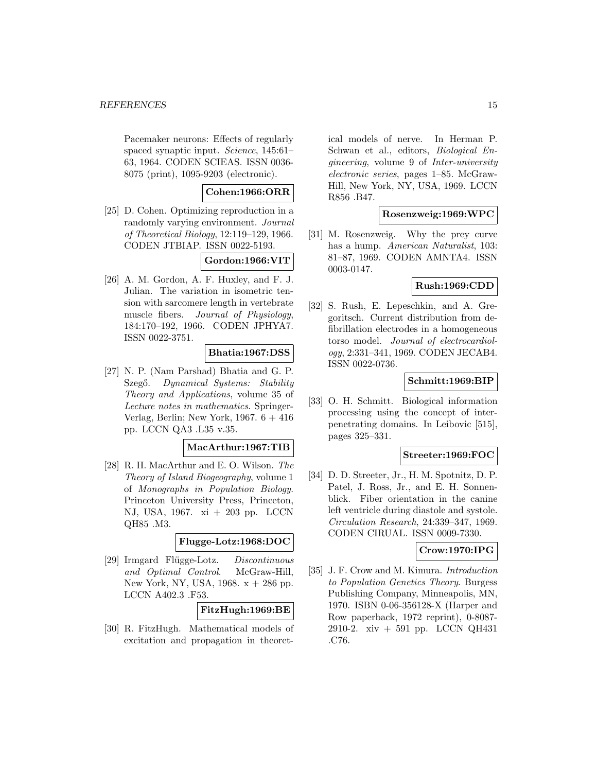Pacemaker neurons: Effects of regularly spaced synaptic input. *Science*, 145:61–63, 1964. CODEN SCIEAS. ISSN 0036-8075 (print), 1095-9203 (electronic).

**Cohen:1966:ORR**

[25] D. Cohen. Optimizing reproduction in a randomly varying environment. *Journal of Theoretical Biology*, 12:119–129, 1966. CODEN JTBIAP. ISSN 0022-5193.

**Gordon:1966:VIT**

[26] A. M. Gordon, A. F. Huxley, and F. J. Julian. The variation in isometric tension with sarcomere length in vertebrate muscle fibers. *Journal of Physiology*, 184:170–192, 1966. CODEN JPHYA7. ISSN 0022-3751.

**Bhatia:1967:DSS**

[27] N. P. (Nam Parshad) Bhatia and G. P. Szegő. *Dynamical Systems: Stability Theory and Applications*, volume 35 of *Lecture notes in mathematics*. Springer-Verlag, Berlin; New York, 1967. 6 + 416 pp. LCCN QA3 .L35 v.35.

**MacArthur:1967:TIB**

[28] R. H. MacArthur and E. O. Wilson. *The Theory of Island Biogeography*, volume 1 of *Monographs in Population Biology*. Princeton University Press, Princeton, NJ, USA, 1967. xi + 203 pp. LCCN QH85 .M3.

**Flugge-Lotz:1968:DOC**

[29] Irmgard Flügge-Lotz. *Discontinuous and Optimal Control*. McGraw-Hill, New York, NY, USA, 1968. x + 286 pp. LCCN A402.3 .F53.

**FitzHugh:1969:BE**

[30] R. FitzHugh. Mathematical models of excitation and propagation in theoretical models of nerve. In Herman P. Schwan et al., editors, *Biological Engineering*, volume 9 of *Inter-university electronic series*, pages 1–85. McGraw-Hill, New York, NY, USA, 1969. LCCN R856 .B47.

**Rosenzweig:1969:WPC**

[31] M. Rosenzweig. Why the prey curve has a hump. *American Naturalist*, 103: 81–87, 1969. CODEN AMNTA4. ISSN 0003-0147.

**Rush:1969:CDD**

[32] S. Rush, E. Lepeschkin, and A. Gregoritsch. Current distribution from defibrillation electrodes in a homogeneous torso model. *Journal of electrocardiology*, 2:331–341, 1969. CODEN JECAB4. ISSN 0022-0736.

**Schmitt:1969:BIP**

[33] O. H. Schmitt. Biological information processing using the concept of interpenetrating domains. In Leibovic [515], pages 325–331.

**Streeter:1969:FOC**

[34] D. D. Streeter, Jr., H. M. Spotnitz, D. P. Patel, J. Ross, Jr., and E. H. Sonnenblick. Fiber orientation in the canine left ventricle during diastole and systole. *Circulation Research*, 24:339–347, 1969. CODEN CIRUAL. ISSN 0009-7330.

**Crow:1970:IPG**

[35] J. F. Crow and M. Kimura. *Introduction to Population Genetics Theory*. Burgess Publishing Company, Minneapolis, MN, 1970. ISBN 0-06-356128-X (Harper and Row paperback, 1972 reprint), 0-8087-2910-2. xiv + 591 pp. LCCN QH431 .C76.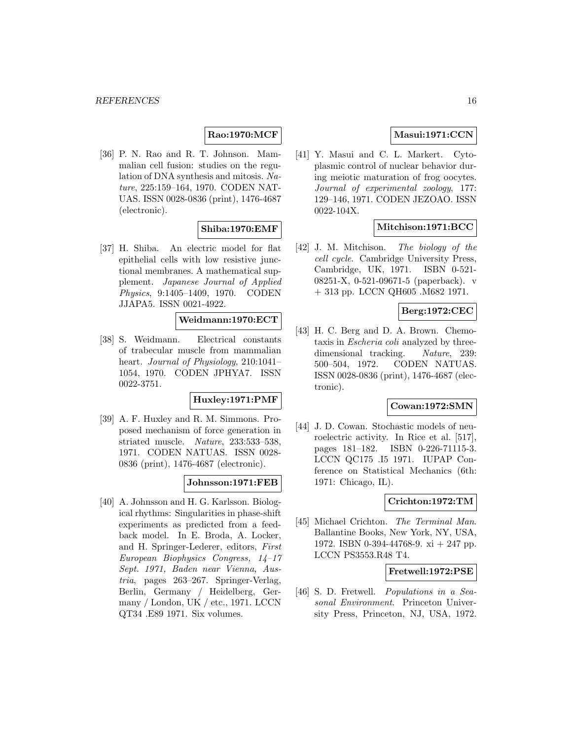**Rao:1970:MCF**

[36] P. N. Rao and R. T. Johnson. Mammalian cell fusion: studies on the regulation of DNA synthesis and mitosis. *Nature*, 225:159–164, 1970. CODEN NATUAS. ISSN 0028-0836 (print), 1476-4687 (electronic).

**Shiba:1970:EMF**

[37] H. Shiba. An electric model for flat epithelial cells with low resistive junctional membranes. A mathematical supplement. *Japanese Journal of Applied Physics*, 9:1405–1409, 1970. CODEN JJAPA5. ISSN 0021-4922.

**Weidmann:1970:ECT**

[38] S. Weidmann. Electrical constants of trabecular muscle from mammalian heart. *Journal of Physiology*, 210:1041–1054, 1970. CODEN JPHYA7. ISSN 0022-3751.

**Huxley:1971:PMF**

[39] A. F. Huxley and R. M. Simmons. Proposed mechanism of force generation in striated muscle. *Nature*, 233:533–538, 1971. CODEN NATUAS. ISSN 0028-0836 (print), 1476-4687 (electronic).

**Johnsson:1971:FEB**

[40] A. Johnsson and H. G. Karlsson. Biological rhythms: Singularities in phase-shift experiments as predicted from a feedback model. In E. Broda, A. Locker, and H. Springer-Lederer, editors, *First European Biophysics Congress, 14–17 Sept. 1971, Baden near Vienna, Austria*, pages 263–267. Springer-Verlag, Berlin, Germany / Heidelberg, Germany / London, UK / etc., 1971. LCCN QT34 .E89 1971. Six volumes.

**Masui:1971:CCN**

[41] Y. Masui and C. L. Markert. Cytoplasmic control of nuclear behavior during meiotic maturation of frog oocytes. *Journal of experimental zoology*, 177: 129–146, 1971. CODEN JEZOAO. ISSN 0022-104X.

**Mitchison:1971:BCC**

[42] J. M. Mitchison. *The biology of the cell cycle*. Cambridge University Press, Cambridge, UK, 1971. ISBN 0-521-08251-X, 0-521-09671-5 (paperback). v + 313 pp. LCCN QH605 .M682 1971.

**Berg:1972:CEC**

[43] H. C. Berg and D. A. Brown. Chemotaxis in *Escheria coli* analyzed by three-dimensional tracking. *Nature*, 239: 500–504, 1972. CODEN NATUAS. ISSN 0028-0836 (print), 1476-4687 (electronic).

**Cowan:1972:SMN**

[44] J. D. Cowan. Stochastic models of neuroelectric activity. In Rice et al. [517], pages 181–182. ISBN 0-226-71115-3. LCCN QC175 .I5 1971. IUPAP Conference on Statistical Mechanics (6th: 1971: Chicago, IL).

**Crichton:1972:TM**

[45] Michael Crichton. *The Terminal Man*. Ballantine Books, New York, NY, USA, 1972. ISBN 0-394-44768-9. xi + 247 pp. LCCN PS3553.R48 T4.

**Fretwell:1972:PSE**

[46] S. D. Fretwell. *Populations in a Seasonal Environment*. Princeton University Press, Princeton, NJ, USA, 1972.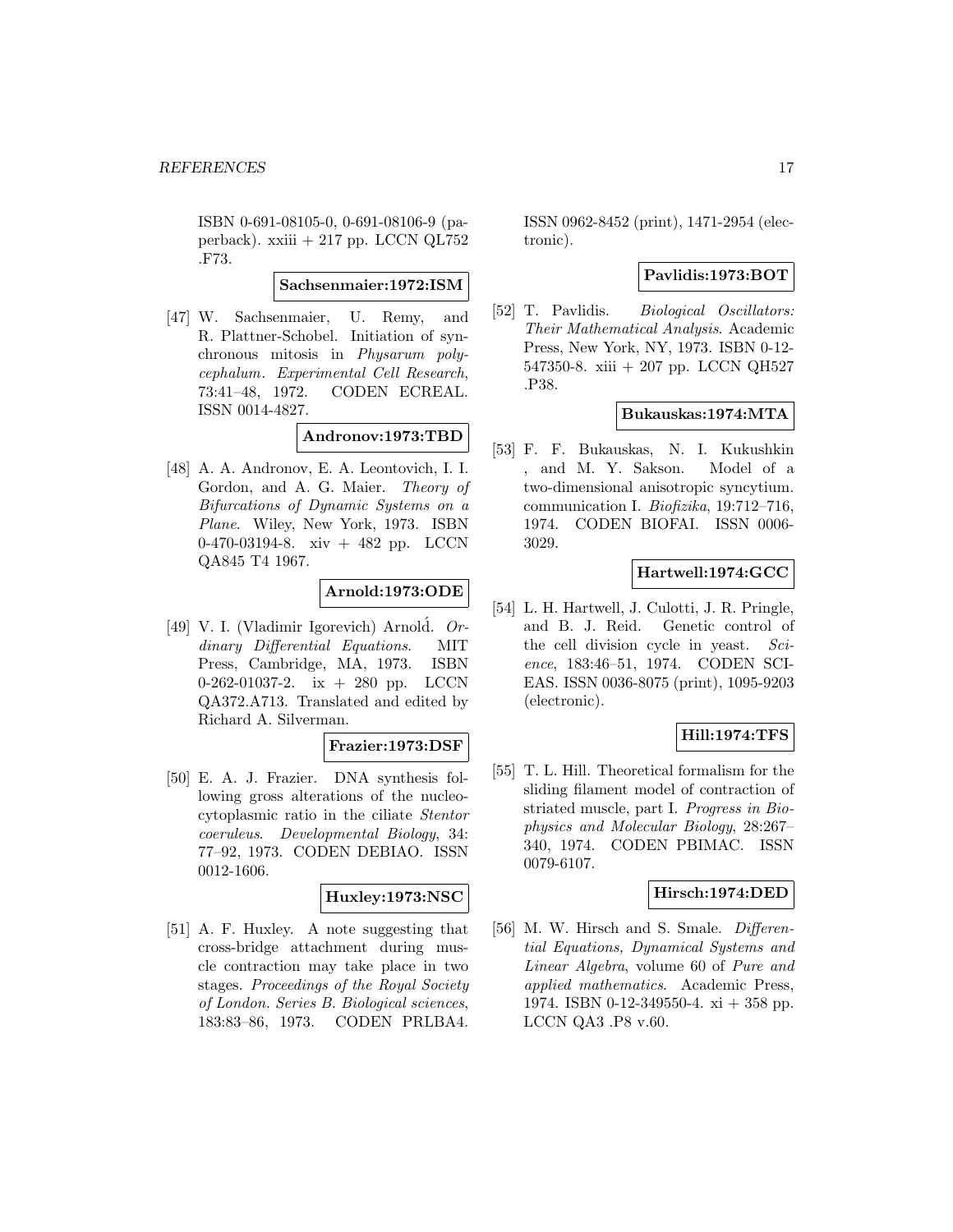ISBN 0-691-08105-0, 0-691-08106-9 (paperback). xxiii + 217 pp. LCCN QL752 .F73.

**Sachsenmaier:1972:ISM**

[47] W. Sachsenmaier, U. Remy, and R. Plattner-Schobel. Initiation of synchronous mitosis in *Physarum polycephalum*. *Experimental Cell Research*, 73:41–48, 1972. CODEN ECREAL. ISSN 0014-4827.

**Andronov:1973:TBD**

[48] A. A. Andronov, E. A. Leontovich, I. I. Gordon, and A. G. Maier. *Theory of Bifurcations of Dynamic Systems on a Plane*. Wiley, New York, 1973. ISBN 0-470-03194-8. xiv + 482 pp. LCCN QA845 T4 1967.

**Arnold:1973:ODE**

[49] V. I. (Vladimir Igorevich) Arnolʹd. *Ordinary Differential Equations*. MIT Press, Cambridge, MA, 1973. ISBN 0-262-01037-2. ix + 280 pp. LCCN QA372.A713. Translated and edited by Richard A. Silverman.

**Frazier:1973:DSF**

[50] E. A. J. Frazier. DNA synthesis following gross alterations of the nucleocytoplasmic ratio in the ciliate *Stentor coeruleus*. *Developmental Biology*, 34: 77–92, 1973. CODEN DEBIAO. ISSN 0012-1606.

**Huxley:1973:NSC**

[51] A. F. Huxley. A note suggesting that cross-bridge attachment during muscle contraction may take place in two stages. *Proceedings of the Royal Society of London. Series B. Biological sciences*, 183:83–86, 1973. CODEN PRLBA4. ISSN 0962-8452 (print), 1471-2954 (electronic).

**Pavlidis:1973:BOT**

[52] T. Pavlidis. *Biological Oscillators: Their Mathematical Analysis*. Academic Press, New York, NY, 1973. ISBN 0-12-547350-8. xiii + 207 pp. LCCN QH527 .P38.

**Bukauskas:1974:MTA**

[53] F. F. Bukauskas, N. I. Kukushkin , and M. Y. Sakson. Model of a two-dimensional anisotropic syncytium. communication I. *Biofizika*, 19:712–716, 1974. CODEN BIOFAI. ISSN 0006-3029.

**Hartwell:1974:GCC**

[54] L. H. Hartwell, J. Culotti, J. R. Pringle, and B. J. Reid. Genetic control of the cell division cycle in yeast. *Science*, 183:46–51, 1974. CODEN SCIEAS. ISSN 0036-8075 (print), 1095-9203 (electronic).

**Hill:1974:TFS**

[55] T. L. Hill. Theoretical formalism for the sliding filament model of contraction of striated muscle, part I. *Progress in Biophysics and Molecular Biology*, 28:267–340, 1974. CODEN PBIMAC. ISSN 0079-6107.

**Hirsch:1974:DED**

[56] M. W. Hirsch and S. Smale. *Differential Equations, Dynamical Systems and Linear Algebra*, volume 60 of *Pure and applied mathematics*. Academic Press, 1974. ISBN 0-12-349550-4. xi + 358 pp. LCCN QA3 .P8 v.60.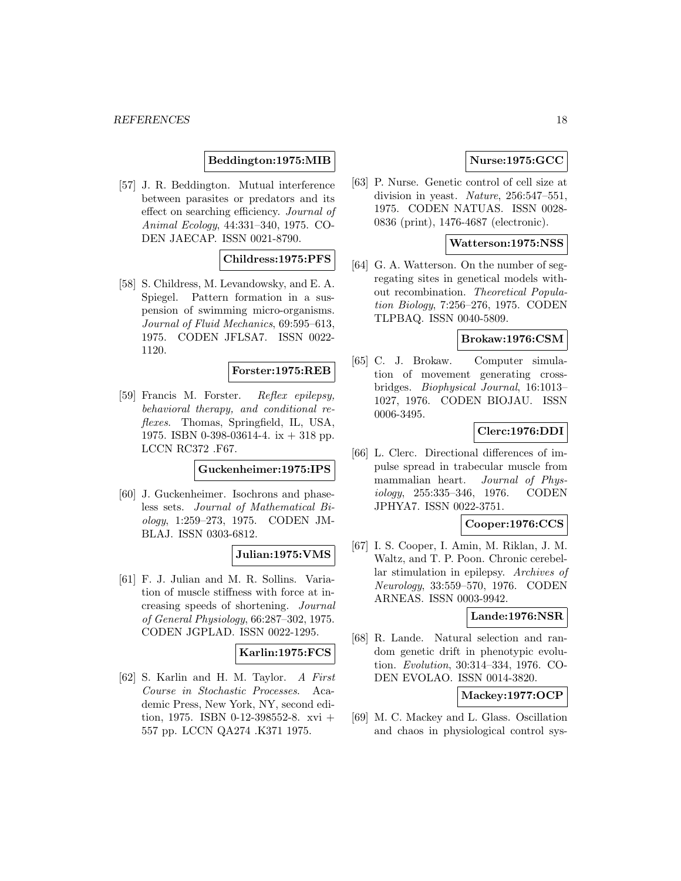**Beddington:1975:MIB**

[57] J. R. Beddington. Mutual interference between parasites or predators and its effect on searching efficiency. *Journal of Animal Ecology*, 44:331–340, 1975. CODEN JAECAP. ISSN 0021-8790.

**Childress:1975:PFS**

[58] S. Childress, M. Levandowsky, and E. A. Spiegel. Pattern formation in a suspension of swimming micro-organisms. *Journal of Fluid Mechanics*, 69:595–613, 1975. CODEN JFLSA7. ISSN 0022-1120.

**Forster:1975:REB**

[59] Francis M. Forster. *Reflex epilepsy, behavioral therapy, and conditional reflexes*. Thomas, Springfield, IL, USA, 1975. ISBN 0-398-03614-4. ix + 318 pp. LCCN RC372 .F67.

**Guckenheimer:1975:IPS**

[60] J. Guckenheimer. Isochrons and phaseless sets. *Journal of Mathematical Biology*, 1:259–273, 1975. CODEN JMBLAJ. ISSN 0303-6812.

**Julian:1975:VMS**

[61] F. J. Julian and M. R. Sollins. Variation of muscle stiffness with force at increasing speeds of shortening. *Journal of General Physiology*, 66:287–302, 1975. CODEN JGPLAD. ISSN 0022-1295.

**Karlin:1975:FCS**

[62] S. Karlin and H. M. Taylor. *A First Course in Stochastic Processes*. Academic Press, New York, NY, second edition, 1975. ISBN 0-12-398552-8. xvi + 557 pp. LCCN QA274 .K371 1975.

**Nurse:1975:GCC**

[63] P. Nurse. Genetic control of cell size at division in yeast. *Nature*, 256:547–551, 1975. CODEN NATUAS. ISSN 0028-0836 (print), 1476-4687 (electronic).

**Watterson:1975:NSS**

[64] G. A. Watterson. On the number of segregating sites in genetical models without recombination. *Theoretical Population Biology*, 7:256–276, 1975. CODEN TLPBAQ. ISSN 0040-5809.

**Brokaw:1976:CSM**

[65] C. J. Brokaw. Computer simulation of movement generating crossbridges. *Biophysical Journal*, 16:1013–1027, 1976. CODEN BIOJAU. ISSN 0006-3495.

**Clerc:1976:DDI**

[66] L. Clerc. Directional differences of impulse spread in trabecular muscle from mammalian heart. *Journal of Physiology*, 255:335–346, 1976. CODEN JPHYA7. ISSN 0022-3751.

**Cooper:1976:CCS**

[67] I. S. Cooper, I. Amin, M. Riklan, J. M. Waltz, and T. P. Poon. Chronic cerebellar stimulation in epilepsy. *Archives of Neurology*, 33:559–570, 1976. CODEN ARNEAS. ISSN 0003-9942.

**Lande:1976:NSR**

[68] R. Lande. Natural selection and random genetic drift in phenotypic evolution. *Evolution*, 30:314–334, 1976. CODEN EVOLAO. ISSN 0014-3820.

**Mackey:1977:OCP**

[69] M. C. Mackey and L. Glass. Oscillation and chaos in physiological control sys-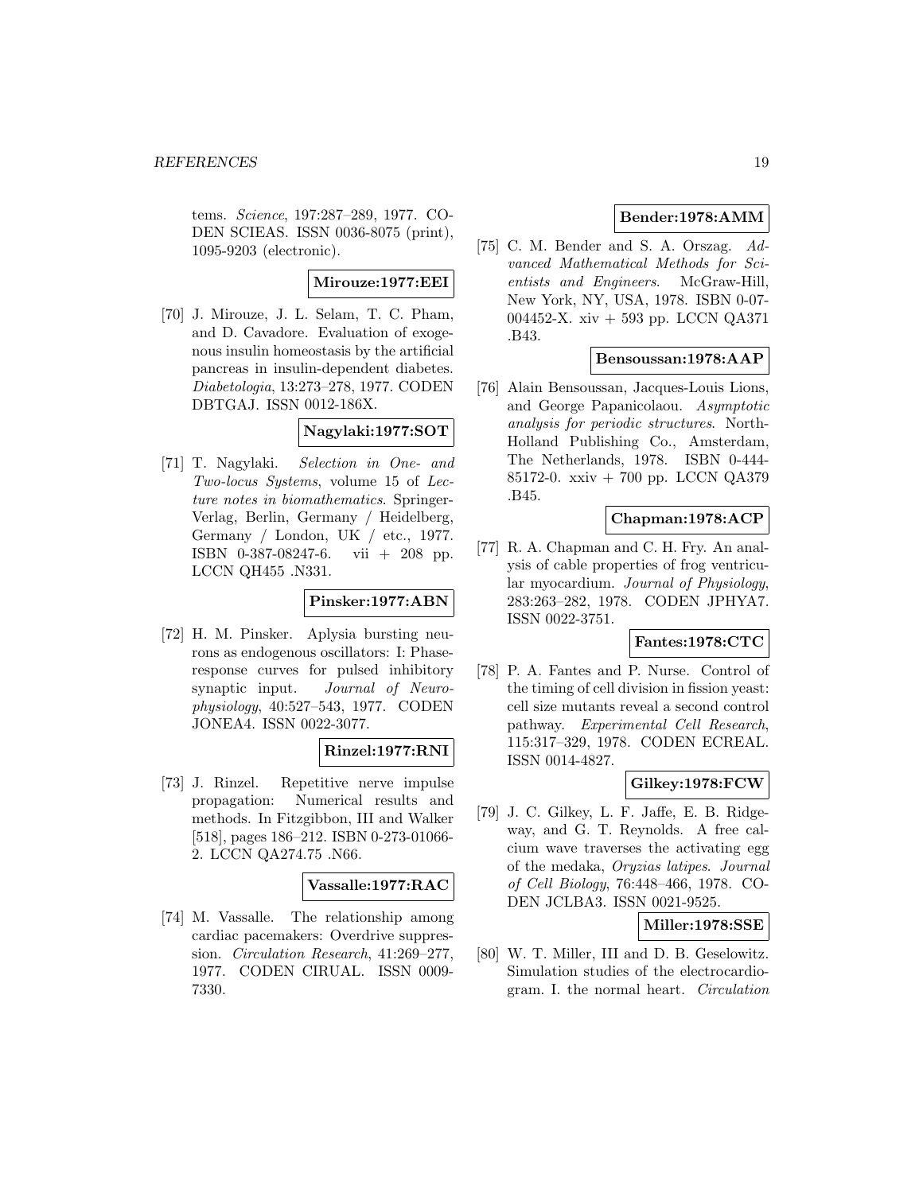tems. *Science*, 197:287–289, 1977. CODEN SCIEAS. ISSN 0036-8075 (print), 1095-9203 (electronic).

**Mirouze:1977:EEI**

[70] J. Mirouze, J. L. Selam, T. C. Pham, and D. Cavadore. Evaluation of exogenous insulin homeostasis by the artificial pancreas in insulin-dependent diabetes. *Diabetologia*, 13:273–278, 1977. CODEN DBTGAJ. ISSN 0012-186X.

**Nagylaki:1977:SOT**

[71] T. Nagylaki. *Selection in One- and Two-locus Systems*, volume 15 of *Lecture notes in biomathematics*. Springer-Verlag, Berlin, Germany / Heidelberg, Germany / London, UK / etc., 1977. ISBN 0-387-08247-6. vii + 208 pp. LCCN QH455 .N331.

**Pinsker:1977:ABN**

[72] H. M. Pinsker. Aplysia bursting neurons as endogenous oscillators: I: Phase-response curves for pulsed inhibitory synaptic input. *Journal of Neurophysiology*, 40:527–543, 1977. CODEN JONEA4. ISSN 0022-3077.

**Rinzel:1977:RNI**

[73] J. Rinzel. Repetitive nerve impulse propagation: Numerical results and methods. In Fitzgibbon, III and Walker [518], pages 186–212. ISBN 0-273-01066-2. LCCN QA274.75 .N66.

**Vassalle:1977:RAC**

[74] M. Vassalle. The relationship among cardiac pacemakers: Overdrive suppression. *Circulation Research*, 41:269–277, 1977. CODEN CIRUAL. ISSN 0009-7330.

**Bender:1978:AMM**

[75] C. M. Bender and S. A. Orszag. *Advanced Mathematical Methods for Scientists and Engineers*. McGraw-Hill, New York, NY, USA, 1978. ISBN 0-07-004452-X. xiv + 593 pp. LCCN QA371 .B43.

**Bensoussan:1978:AAP**

[76] Alain Bensoussan, Jacques-Louis Lions, and George Papanicolaou. *Asymptotic analysis for periodic structures*. North-Holland Publishing Co., Amsterdam, The Netherlands, 1978. ISBN 0-444-85172-0. xxiv + 700 pp. LCCN QA379 .B45.

**Chapman:1978:ACP**

[77] R. A. Chapman and C. H. Fry. An analysis of cable properties of frog ventricular myocardium. *Journal of Physiology*, 283:263–282, 1978. CODEN JPHYA7. ISSN 0022-3751.

**Fantes:1978:CTC**

[78] P. A. Fantes and P. Nurse. Control of the timing of cell division in fission yeast: cell size mutants reveal a second control pathway. *Experimental Cell Research*, 115:317–329, 1978. CODEN ECREAL. ISSN 0014-4827.

**Gilkey:1978:FCW**

[79] J. C. Gilkey, L. F. Jaffe, E. B. Ridgeway, and G. T. Reynolds. A free calcium wave traverses the activating egg of the medaka, *Oryzias latipes*. *Journal of Cell Biology*, 76:448–466, 1978. CODEN JCLBA3. ISSN 0021-9525.

**Miller:1978:SSE**

[80] W. T. Miller, III and D. B. Geselowitz. Simulation studies of the electrocardiogram. I. the normal heart. *Circulation*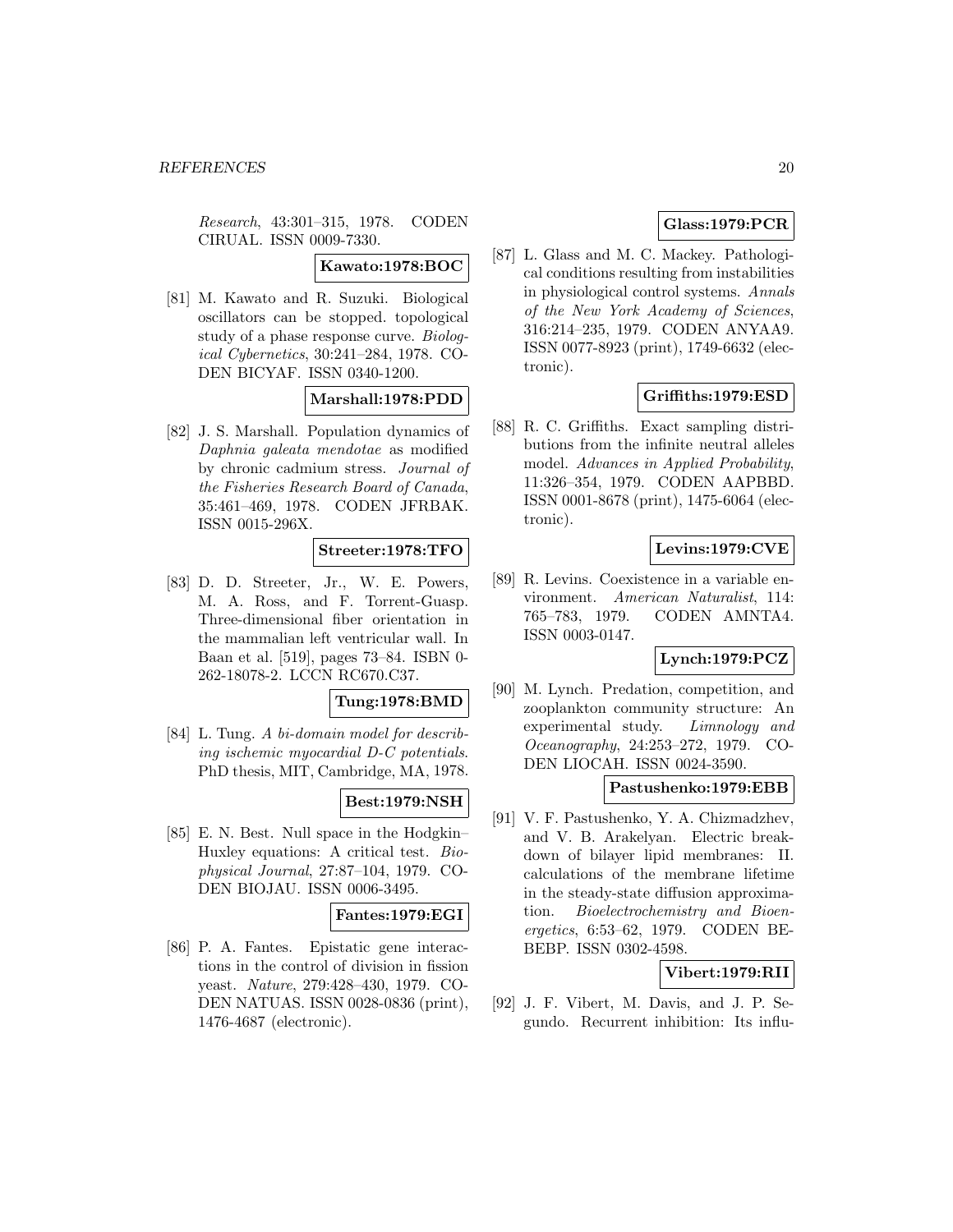*Research*, 43:301–315, 1978. CODEN CIRUAL. ISSN 0009-7330.

**Kawato:1978:BOC**

[81] M. Kawato and R. Suzuki. Biological oscillators can be stopped. topological study of a phase response curve. *Biological Cybernetics*, 30:241–284, 1978. CODEN BICYAF. ISSN 0340-1200.

**Marshall:1978:PDD**

[82] J. S. Marshall. Population dynamics of *Daphnia galeata mendotae* as modified by chronic cadmium stress. *Journal of the Fisheries Research Board of Canada*, 35:461–469, 1978. CODEN JFRBAK. ISSN 0015-296X.

**Streeter:1978:TFO**

[83] D. D. Streeter, Jr., W. E. Powers, M. A. Ross, and F. Torrent-Guasp. Three-dimensional fiber orientation in the mammalian left ventricular wall. In Baan et al. [519], pages 73–84. ISBN 0-262-18078-2. LCCN RC670.C37.

**Tung:1978:BMD**

[84] L. Tung. *A bi-domain model for describing ischemic myocardial D-C potentials*. PhD thesis, MIT, Cambridge, MA, 1978.

**Best:1979:NSH**

[85] E. N. Best. Null space in the Hodgkin–Huxley equations: A critical test. *Biophysical Journal*, 27:87–104, 1979. CODEN BIOJAU. ISSN 0006-3495.

**Fantes:1979:EGI**

[86] P. A. Fantes. Epistatic gene interactions in the control of division in fission yeast. *Nature*, 279:428–430, 1979. CODEN NATUAS. ISSN 0028-0836 (print), 1476-4687 (electronic).

**Glass:1979:PCR**

[87] L. Glass and M. C. Mackey. Pathological conditions resulting from instabilities in physiological control systems. *Annals of the New York Academy of Sciences*, 316:214–235, 1979. CODEN ANYAA9. ISSN 0077-8923 (print), 1749-6632 (electronic).

**Griffiths:1979:ESD**

[88] R. C. Griffiths. Exact sampling distributions from the infinite neutral alleles model. *Advances in Applied Probability*, 11:326–354, 1979. CODEN AAPBBD. ISSN 0001-8678 (print), 1475-6064 (electronic).

**Levins:1979:CVE**

[89] R. Levins. Coexistence in a variable environment. *American Naturalist*, 114: 765–783, 1979. CODEN AMNTA4. ISSN 0003-0147.

**Lynch:1979:PCZ**

[90] M. Lynch. Predation, competition, and zooplankton community structure: An experimental study. *Limnology and Oceanography*, 24:253–272, 1979. CODEN LIOCAH. ISSN 0024-3590.

**Pastushenko:1979:EBB**

[91] V. F. Pastushenko, Y. A. Chizmadzhev, and V. B. Arakelyan. Electric breakdown of bilayer lipid membranes: II. calculations of the membrane lifetime in the steady-state diffusion approximation. *Bioelectrochemistry and Bioenergetics*, 6:53–62, 1979. CODEN BEBEBP. ISSN 0302-4598.

**Vibert:1979:RII**

[92] J. F. Vibert, M. Davis, and J. P. Segundo. Recurrent inhibition: Its influ-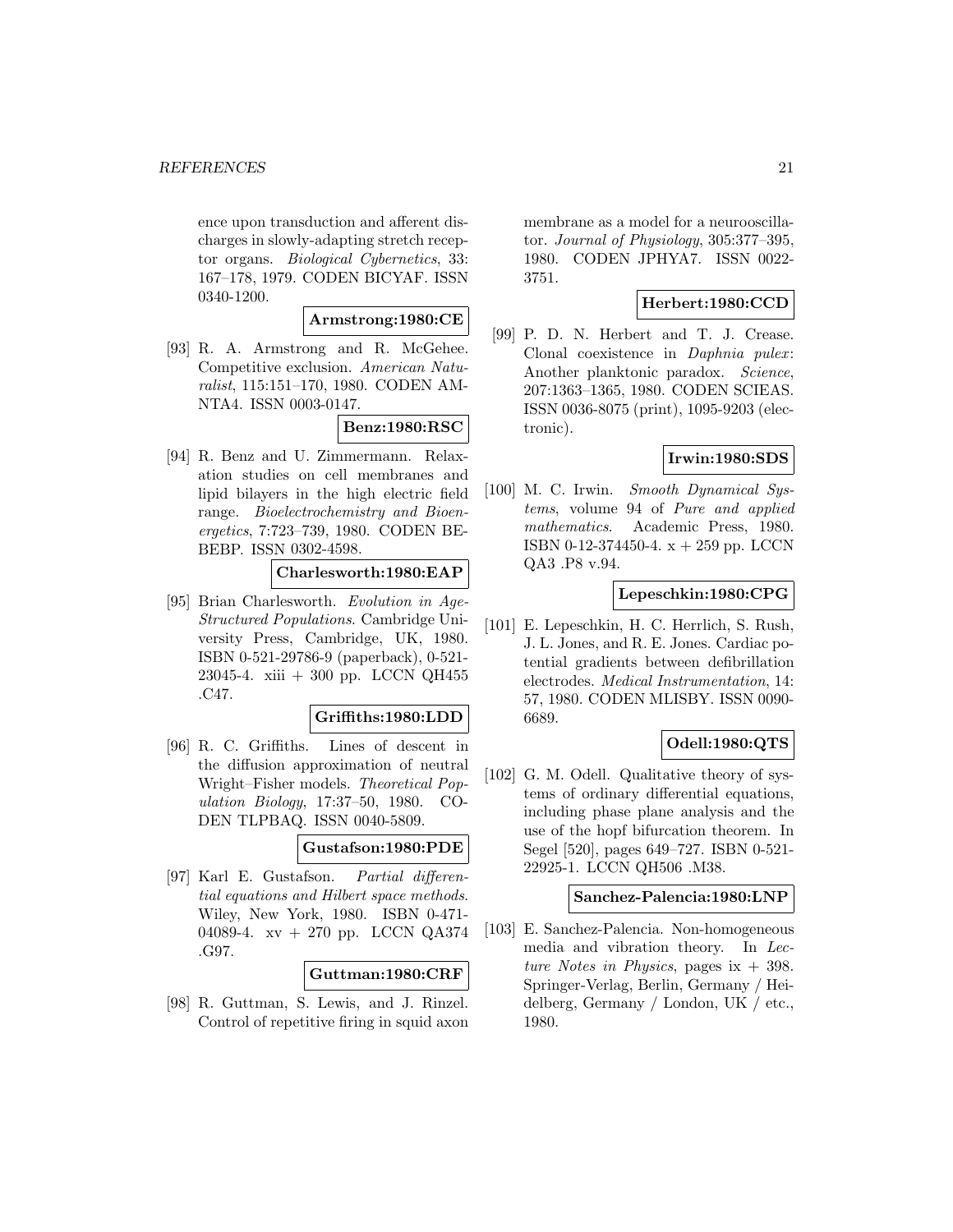ence upon transduction and afferent discharges in slowly-adapting stretch receptor organs. *Biological Cybernetics*, 33: 167–178, 1979. CODEN BICYAF. ISSN 0340-1200.

**Armstrong:1980:CE**

[93] R. A. Armstrong and R. McGehee. Competitive exclusion. *American Naturalist*, 115:151–170, 1980. CODEN AMNTA4. ISSN 0003-0147.

**Benz:1980:RSC**

[94] R. Benz and U. Zimmermann. Relaxation studies on cell membranes and lipid bilayers in the high electric field range. *Bioelectrochemistry and Bioenergetics*, 7:723–739, 1980. CODEN BEBEBP. ISSN 0302-4598.

**Charlesworth:1980:EAP**

[95] Brian Charlesworth. *Evolution in Age-Structured Populations*. Cambridge University Press, Cambridge, UK, 1980. ISBN 0-521-29786-9 (paperback), 0-521-23045-4. xiii + 300 pp. LCCN QH455 .C47.

**Griffiths:1980:LDD**

[96] R. C. Griffiths. Lines of descent in the diffusion approximation of neutral Wright–Fisher models. *Theoretical Population Biology*, 17:37–50, 1980. CODEN TLPBAQ. ISSN 0040-5809.

**Gustafson:1980:PDE**

[97] Karl E. Gustafson. *Partial differential equations and Hilbert space methods*. Wiley, New York, 1980. ISBN 0-471-04089-4. xv + 270 pp. LCCN QA374 .G97.

**Guttman:1980:CRF**

[98] R. Guttman, S. Lewis, and J. Rinzel. Control of repetitive firing in squid axon membrane as a model for a neurooscillator. *Journal of Physiology*, 305:377–395, 1980. CODEN JPHYA7. ISSN 0022-3751.

**Herbert:1980:CCD**

[99] P. D. N. Herbert and T. J. Crease. Clonal coexistence in *Daphnia pulex*: Another planktonic paradox. *Science*, 207:1363–1365, 1980. CODEN SCIEAS. ISSN 0036-8075 (print), 1095-9203 (electronic).

**Irwin:1980:SDS**

[100] M. C. Irwin. *Smooth Dynamical Systems*, volume 94 of *Pure and applied mathematics*. Academic Press, 1980. ISBN 0-12-374450-4. x + 259 pp. LCCN QA3 .P8 v.94.

**Lepeschkin:1980:CPG**

[101] E. Lepeschkin, H. C. Herrlich, S. Rush, J. L. Jones, and R. E. Jones. Cardiac potential gradients between defibrillation electrodes. *Medical Instrumentation*, 14: 57, 1980. CODEN MLISBY. ISSN 0090-6689.

**Odell:1980:QTS**

[102] G. M. Odell. Qualitative theory of systems of ordinary differential equations, including phase plane analysis and the use of the hopf bifurcation theorem. In Segel [520], pages 649–727. ISBN 0-521-22925-1. LCCN QH506 .M38.

**Sanchez-Palencia:1980:LNP**

[103] E. Sanchez-Palencia. Non-homogeneous media and vibration theory. In *Lecture Notes in Physics*, pages ix + 398. Springer-Verlag, Berlin, Germany / Heidelberg, Germany / London, UK / etc., 1980.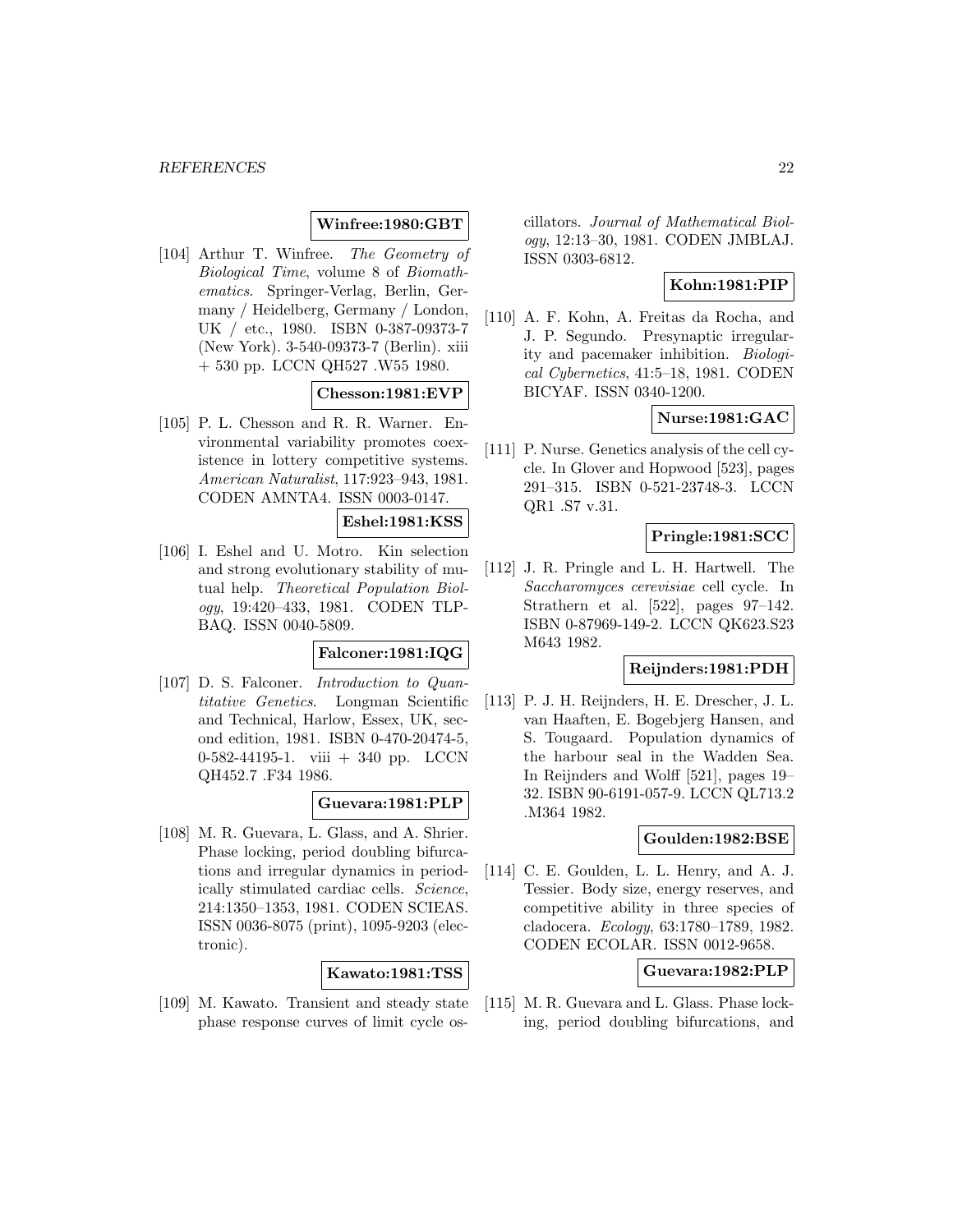**Winfree:1980:GBT**

[104] Arthur T. Winfree. *The Geometry of Biological Time*, volume 8 of *Biomathematics*. Springer-Verlag, Berlin, Germany / Heidelberg, Germany / London, UK / etc., 1980. ISBN 0-387-09373-7 (New York). 3-540-09373-7 (Berlin). xiii + 530 pp. LCCN QH527 .W55 1980.

**Chesson:1981:EVP**

[105] P. L. Chesson and R. R. Warner. Environmental variability promotes coexistence in lottery competitive systems. *American Naturalist*, 117:923–943, 1981. CODEN AMNTA4. ISSN 0003-0147.

**Eshel:1981:KSS**

[106] I. Eshel and U. Motro. Kin selection and strong evolutionary stability of mutual help. *Theoretical Population Biology*, 19:420–433, 1981. CODEN TLPBAQ. ISSN 0040-5809.

**Falconer:1981:IQG**

[107] D. S. Falconer. *Introduction to Quantitative Genetics*. Longman Scientific and Technical, Harlow, Essex, UK, second edition, 1981. ISBN 0-470-20474-5, 0-582-44195-1. viii + 340 pp. LCCN QH452.7 .F34 1986.

**Guevara:1981:PLP**

[108] M. R. Guevara, L. Glass, and A. Shrier. Phase locking, period doubling bifurcations and irregular dynamics in periodically stimulated cardiac cells. *Science*, 214:1350–1353, 1981. CODEN SCIEAS. ISSN 0036-8075 (print), 1095-9203 (electronic).

**Kawato:1981:TSS**

[109] M. Kawato. Transient and steady state phase response curves of limit cycle oscillators. *Journal of Mathematical Biology*, 12:13–30, 1981. CODEN JMBLAJ. ISSN 0303-6812.

**Kohn:1981:PIP**

[110] A. F. Kohn, A. Freitas da Rocha, and J. P. Segundo. Presynaptic irregularity and pacemaker inhibition. *Biological Cybernetics*, 41:5–18, 1981. CODEN BICYAF. ISSN 0340-1200.

**Nurse:1981:GAC**

[111] P. Nurse. Genetics analysis of the cell cycle. In Glover and Hopwood [523], pages 291–315. ISBN 0-521-23748-3. LCCN QR1 .S7 v.31.

**Pringle:1981:SCC**

[112] J. R. Pringle and L. H. Hartwell. The *Saccharomyces cerevisiae* cell cycle. In Strathern et al. [522], pages 97–142. ISBN 0-87969-149-2. LCCN QK623.S23 M643 1982.

**Reijnders:1981:PDH**

[113] P. J. H. Reijnders, H. E. Drescher, J. L. van Haaften, E. Bogebjerg Hansen, and S. Tougaard. Population dynamics of the harbour seal in the Wadden Sea. In Reijnders and Wolff [521], pages 19–32. ISBN 90-6191-057-9. LCCN QL713.2 .M364 1982.

**Goulden:1982:BSE**

[114] C. E. Goulden, L. L. Henry, and A. J. Tessier. Body size, energy reserves, and competitive ability in three species of cladocera. *Ecology*, 63:1780–1789, 1982. CODEN ECOLAR. ISSN 0012-9658.

**Guevara:1982:PLP**

[115] M. R. Guevara and L. Glass. Phase locking, period doubling bifurcations, and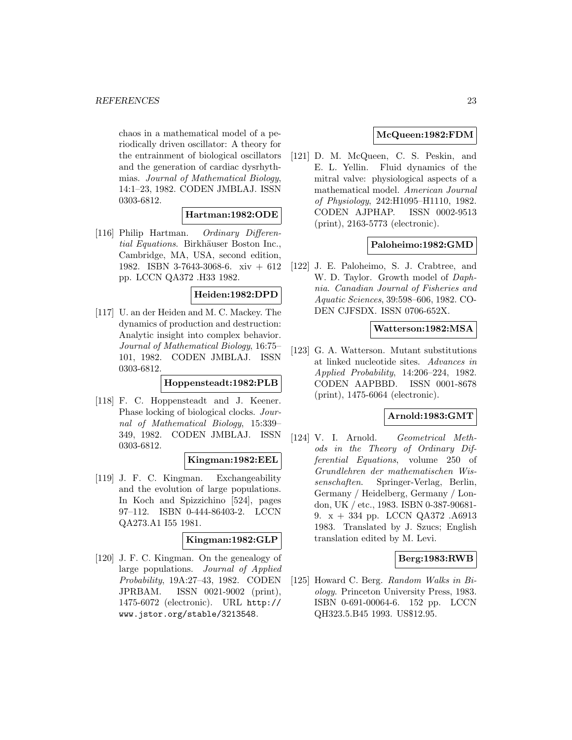chaos in a mathematical model of a periodically driven oscillator: A theory for the entrainment of biological oscillators and the generation of cardiac dysrhythmias. *Journal of Mathematical Biology*, 14:1–23, 1982. CODEN JMBLAJ. ISSN 0303-6812.

**Hartman:1982:ODE**

[116] Philip Hartman. *Ordinary Differential Equations*. Birkhäuser Boston Inc., Cambridge, MA, USA, second edition, 1982. ISBN 3-7643-3068-6. xiv + 612 pp. LCCN QA372 .H33 1982.

**Heiden:1982:DPD**

[117] U. an der Heiden and M. C. Mackey. The dynamics of production and destruction: Analytic insight into complex behavior. *Journal of Mathematical Biology*, 16:75–101, 1982. CODEN JMBLAJ. ISSN 0303-6812.

**Hoppensteadt:1982:PLB**

[118] F. C. Hoppensteadt and J. Keener. Phase locking of biological clocks. *Journal of Mathematical Biology*, 15:339–349, 1982. CODEN JMBLAJ. ISSN 0303-6812.

**Kingman:1982:EEL**

[119] J. F. C. Kingman. Exchangeability and the evolution of large populations. In Koch and Spizzichino [524], pages 97–112. ISBN 0-444-86403-2. LCCN QA273.A1 I55 1981.

**Kingman:1982:GLP**

[120] J. F. C. Kingman. On the genealogy of large populations. *Journal of Applied Probability*, 19A:27–43, 1982. CODEN JPRBAM. ISSN 0021-9002 (print), 1475-6072 (electronic). URL http://www.jstor.org/stable/3213548.

**McQueen:1982:FDM**

[121] D. M. McQueen, C. S. Peskin, and E. L. Yellin. Fluid dynamics of the mitral valve: physiological aspects of a mathematical model. *American Journal of Physiology*, 242:H1095–H1110, 1982. CODEN AJPHAP. ISSN 0002-9513 (print), 2163-5773 (electronic).

**Paloheimo:1982:GMD**

[122] J. E. Paloheimo, S. J. Crabtree, and W. D. Taylor. Growth model of *Daphnia*. *Canadian Journal of Fisheries and Aquatic Sciences*, 39:598–606, 1982. CODEN CJFSDX. ISSN 0706-652X.

**Watterson:1982:MSA**

[123] G. A. Watterson. Mutant substitutions at linked nucleotide sites. *Advances in Applied Probability*, 14:206–224, 1982. CODEN AAPBBD. ISSN 0001-8678 (print), 1475-6064 (electronic).

**Arnold:1983:GMT**

[124] V. I. Arnold. *Geometrical Methods in the Theory of Ordinary Differential Equations*, volume 250 of *Grundlehren der mathematischen Wissenschaften*. Springer-Verlag, Berlin, Germany / Heidelberg, Germany / London, UK / etc., 1983. ISBN 0-387-90681-9. x + 334 pp. LCCN QA372 .A6913 1983. Translated by J. Szucs; English translation edited by M. Levi.

**Berg:1983:RWB**

[125] Howard C. Berg. *Random Walks in Biology*. Princeton University Press, 1983. ISBN 0-691-00064-6. 152 pp. LCCN QH323.5.B45 1993. US$12.95.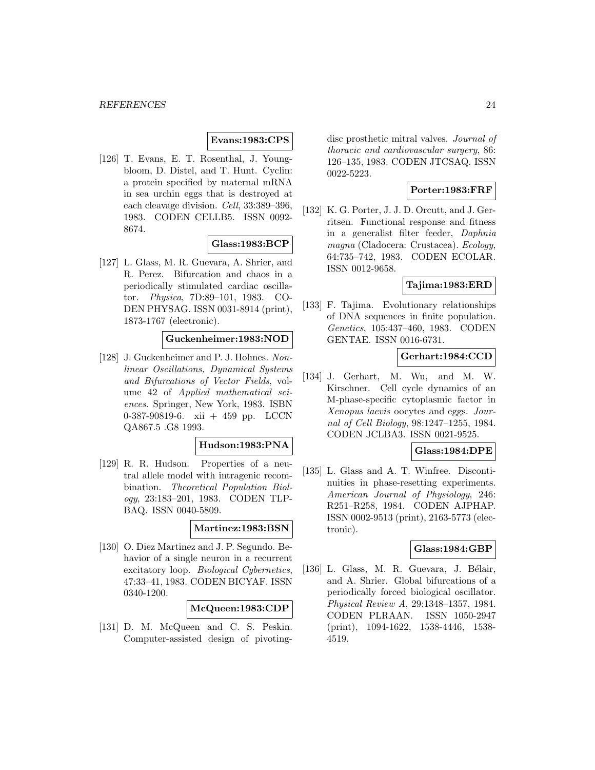**Evans:1983:CPS**

[126] T. Evans, E. T. Rosenthal, J. Youngbloom, D. Distel, and T. Hunt. Cyclin: a protein specified by maternal mRNA in sea urchin eggs that is destroyed at each cleavage division. *Cell*, 33:389–396, 1983. CODEN CELLB5. ISSN 0092-8674.

**Glass:1983:BCP**

[127] L. Glass, M. R. Guevara, A. Shrier, and R. Perez. Bifurcation and chaos in a periodically stimulated cardiac oscillator. *Physica*, 7D:89–101, 1983. CODEN PHYSAG. ISSN 0031-8914 (print), 1873-1767 (electronic).

**Guckenheimer:1983:NOD**

[128] J. Guckenheimer and P. J. Holmes. *Nonlinear Oscillations, Dynamical Systems and Bifurcations of Vector Fields*, volume 42 of *Applied mathematical sciences*. Springer, New York, 1983. ISBN 0-387-90819-6. xii + 459 pp. LCCN QA867.5 .G8 1993.

**Hudson:1983:PNA**

[129] R. R. Hudson. Properties of a neutral allele model with intragenic recombination. *Theoretical Population Biology*, 23:183–201, 1983. CODEN TLPBAQ. ISSN 0040-5809.

**Martinez:1983:BSN**

[130] O. Diez Martinez and J. P. Segundo. Behavior of a single neuron in a recurrent excitatory loop. *Biological Cybernetics*, 47:33–41, 1983. CODEN BICYAF. ISSN 0340-1200.

**McQueen:1983:CDP**

[131] D. M. McQueen and C. S. Peskin. Computer-assisted design of pivoting-disc prosthetic mitral valves. *Journal of thoracic and cardiovascular surgery*, 86: 126–135, 1983. CODEN JTCSAQ. ISSN 0022-5223.

**Porter:1983:FRF**

[132] K. G. Porter, J. J. D. Orcutt, and J. Gerritsen. Functional response and fitness in a generalist filter feeder, *Daphnia magna* (Cladocera: Crustacea). *Ecology*, 64:735–742, 1983. CODEN ECOLAR. ISSN 0012-9658.

**Tajima:1983:ERD**

[133] F. Tajima. Evolutionary relationships of DNA sequences in finite population. *Genetics*, 105:437–460, 1983. CODEN GENTAE. ISSN 0016-6731.

**Gerhart:1984:CCD**

[134] J. Gerhart, M. Wu, and M. W. Kirschner. Cell cycle dynamics of an M-phase-specific cytoplasmic factor in *Xenopus laevis* oocytes and eggs. *Journal of Cell Biology*, 98:1247–1255, 1984. CODEN JCLBA3. ISSN 0021-9525.

**Glass:1984:DPE**

[135] L. Glass and A. T. Winfree. Discontinuities in phase-resetting experiments. *American Journal of Physiology*, 246: R251–R258, 1984. CODEN AJPHAP. ISSN 0002-9513 (print), 2163-5773 (electronic).

**Glass:1984:GBP**

[136] L. Glass, M. R. Guevara, J. Bélair, and A. Shrier. Global bifurcations of a periodically forced biological oscillator. *Physical Review A*, 29:1348–1357, 1984. CODEN PLRAAN. ISSN 1050-2947 (print), 1094-1622, 1538-4446, 1538-4519.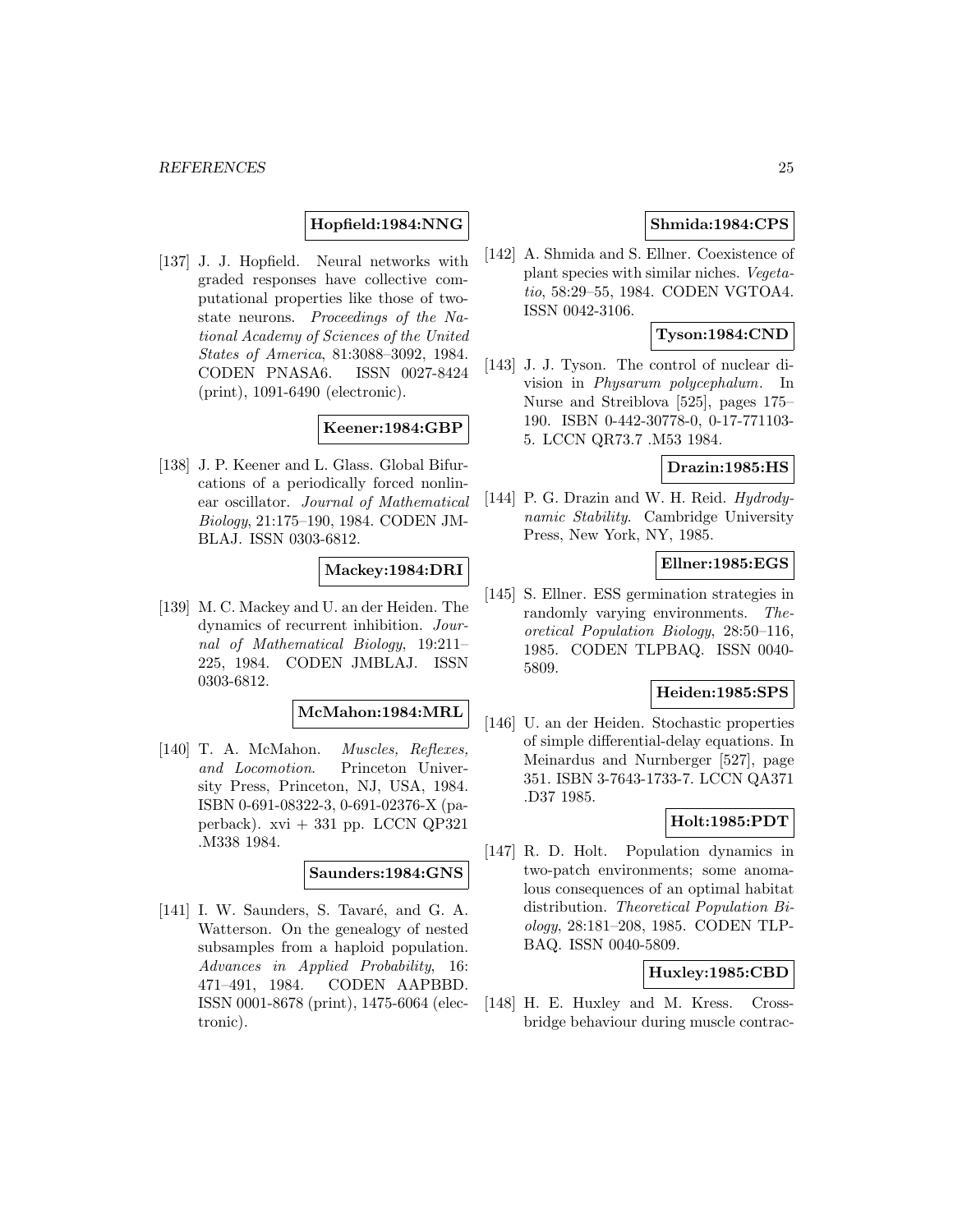**Hopfield:1984:NNG**

[137] J. J. Hopfield. Neural networks with graded responses have collective computational properties like those of two-state neurons. *Proceedings of the National Academy of Sciences of the United States of America*, 81:3088–3092, 1984. CODEN PNASA6. ISSN 0027-8424 (print), 1091-6490 (electronic).

**Keener:1984:GBP**

[138] J. P. Keener and L. Glass. Global Bifurcations of a periodically forced nonlinear oscillator. *Journal of Mathematical Biology*, 21:175–190, 1984. CODEN JMBLAJ. ISSN 0303-6812.

**Mackey:1984:DRI**

[139] M. C. Mackey and U. an der Heiden. The dynamics of recurrent inhibition. *Journal of Mathematical Biology*, 19:211–225, 1984. CODEN JMBLAJ. ISSN 0303-6812.

**McMahon:1984:MRL**

[140] T. A. McMahon. *Muscles, Reflexes, and Locomotion*. Princeton University Press, Princeton, NJ, USA, 1984. ISBN 0-691-08322-3, 0-691-02376-X (paperback). xvi + 331 pp. LCCN QP321 .M338 1984.

**Saunders:1984:GNS**

[141] I. W. Saunders, S. Tavaré, and G. A. Watterson. On the genealogy of nested subsamples from a haploid population. *Advances in Applied Probability*, 16: 471–491, 1984. CODEN AAPBBD. ISSN 0001-8678 (print), 1475-6064 (electronic).

**Shmida:1984:CPS**

[142] A. Shmida and S. Ellner. Coexistence of plant species with similar niches. *Vegetatio*, 58:29–55, 1984. CODEN VGTOA4. ISSN 0042-3106.

**Tyson:1984:CND**

[143] J. J. Tyson. The control of nuclear division in *Physarum polycephalum*. In Nurse and Streiblova [525], pages 175–190. ISBN 0-442-30778-0, 0-17-771103-5. LCCN QR73.7 .M53 1984.

**Drazin:1985:HS**

[144] P. G. Drazin and W. H. Reid. *Hydrodynamic Stability*. Cambridge University Press, New York, NY, 1985.

**Ellner:1985:EGS**

[145] S. Ellner. ESS germination strategies in randomly varying environments. *Theoretical Population Biology*, 28:50–116, 1985. CODEN TLPBAQ. ISSN 0040-5809.

**Heiden:1985:SPS**

[146] U. an der Heiden. Stochastic properties of simple differential-delay equations. In Meinardus and Nurnberger [527], page 351. ISBN 3-7643-1733-7. LCCN QA371 .D37 1985.

**Holt:1985:PDT**

[147] R. D. Holt. Population dynamics in two-patch environments; some anomalous consequences of an optimal habitat distribution. *Theoretical Population Biology*, 28:181–208, 1985. CODEN TLPBAQ. ISSN 0040-5809.

**Huxley:1985:CBD**

[148] H. E. Huxley and M. Kress. Crossbridge behaviour during muscle contrac-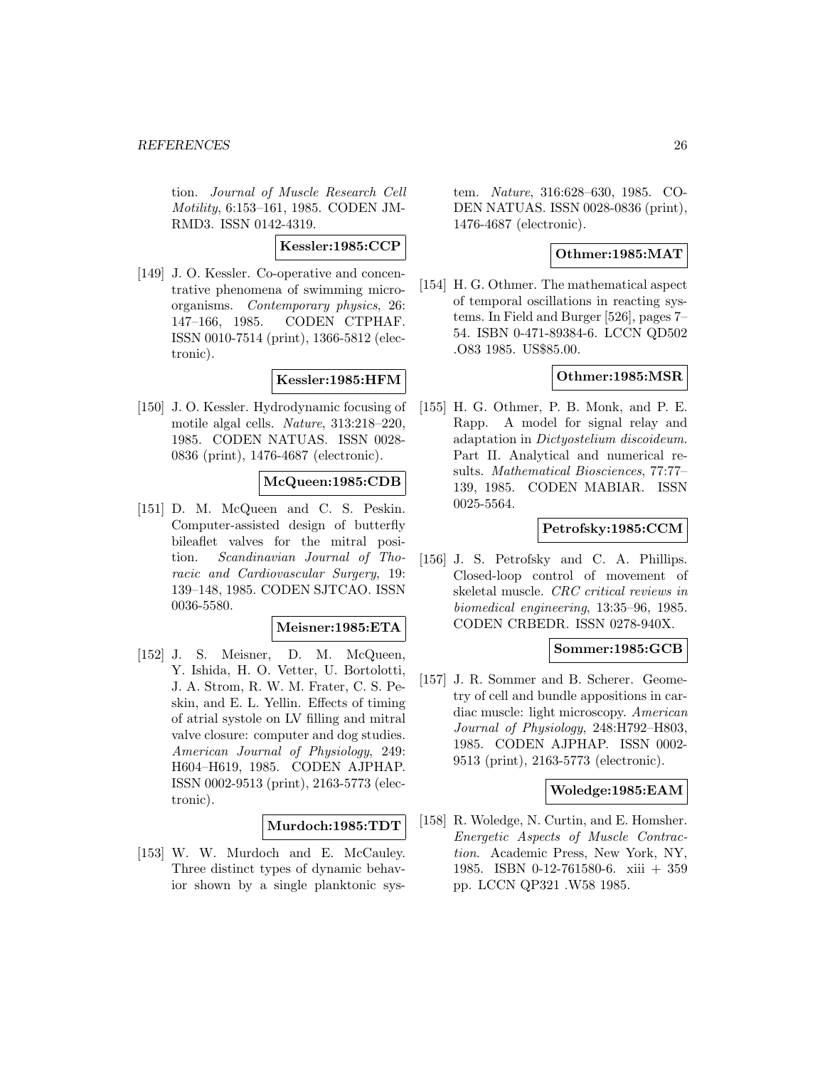tion. *Journal of Muscle Research Cell Motility*, 6:153–161, 1985. CODEN JMRMD3. ISSN 0142-4319.

**Kessler:1985:CCP**

[149] J. O. Kessler. Co-operative and concentrative phenomena of swimming microorganisms. *Contemporary physics*, 26: 147–166, 1985. CODEN CTPHAF. ISSN 0010-7514 (print), 1366-5812 (electronic).

**Kessler:1985:HFM**

[150] J. O. Kessler. Hydrodynamic focusing of motile algal cells. *Nature*, 313:218–220, 1985. CODEN NATUAS. ISSN 0028-0836 (print), 1476-4687 (electronic).

**McQueen:1985:CDB**

[151] D. M. McQueen and C. S. Peskin. Computer-assisted design of butterfly bileaflet valves for the mitral position. *Scandinavian Journal of Thoracic and Cardiovascular Surgery*, 19: 139–148, 1985. CODEN SJTCAO. ISSN 0036-5580.

**Meisner:1985:ETA**

[152] J. S. Meisner, D. M. McQueen, Y. Ishida, H. O. Vetter, U. Bortolotti, J. A. Strom, R. W. M. Frater, C. S. Peskin, and E. L. Yellin. Effects of timing of atrial systole on LV filling and mitral valve closure: computer and dog studies. *American Journal of Physiology*, 249: H604–H619, 1985. CODEN AJPHAP. ISSN 0002-9513 (print), 2163-5773 (electronic).

**Murdoch:1985:TDT**

[153] W. W. Murdoch and E. McCauley. Three distinct types of dynamic behavior shown by a single planktonic system. *Nature*, 316:628–630, 1985. CODEN NATUAS. ISSN 0028-0836 (print), 1476-4687 (electronic).

**Othmer:1985:MAT**

[154] H. G. Othmer. The mathematical aspect of temporal oscillations in reacting systems. In Field and Burger [526], pages 7–54. ISBN 0-471-89384-6. LCCN QD502 .O83 1985. US$85.00.

**Othmer:1985:MSR**

[155] H. G. Othmer, P. B. Monk, and P. E. Rapp. A model for signal relay and adaptation in *Dictyostelium discoideum*. Part II. Analytical and numerical results. *Mathematical Biosciences*, 77:77–139, 1985. CODEN MABIAR. ISSN 0025-5564.

**Petrofsky:1985:CCM**

[156] J. S. Petrofsky and C. A. Phillips. Closed-loop control of movement of skeletal muscle. *CRC critical reviews in biomedical engineering*, 13:35–96, 1985. CODEN CRBEDR. ISSN 0278-940X.

**Sommer:1985:GCB**

[157] J. R. Sommer and B. Scherer. Geometry of cell and bundle appositions in cardiac muscle: light microscopy. *American Journal of Physiology*, 248:H792–H803, 1985. CODEN AJPHAP. ISSN 0002-9513 (print), 2163-5773 (electronic).

**Woledge:1985:EAM**

[158] R. Woledge, N. Curtin, and E. Homsher. *Energetic Aspects of Muscle Contraction*. Academic Press, New York, NY, 1985. ISBN 0-12-761580-6. xiii + 359 pp. LCCN QP321 .W58 1985.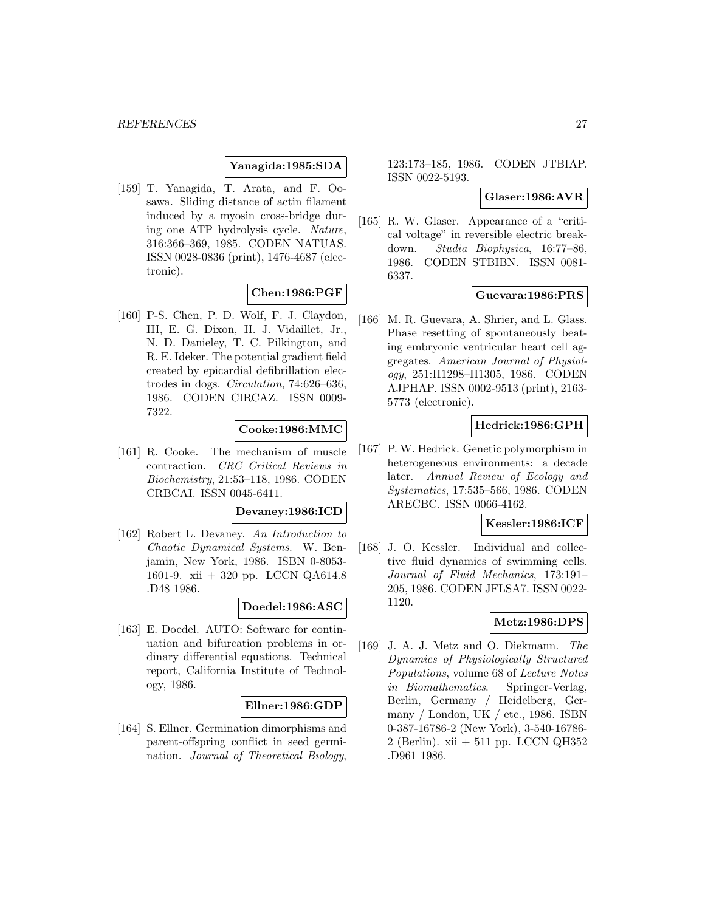**Yanagida:1985:SDA**

[159] T. Yanagida, T. Arata, and F. Oosawa. Sliding distance of actin filament induced by a myosin cross-bridge during one ATP hydrolysis cycle. *Nature*, 316:366–369, 1985. CODEN NATUAS. ISSN 0028-0836 (print), 1476-4687 (electronic).

**Chen:1986:PGF**

[160] P-S. Chen, P. D. Wolf, F. J. Claydon, III, E. G. Dixon, H. J. Vidaillet, Jr., N. D. Danieley, T. C. Pilkington, and R. E. Ideker. The potential gradient field created by epicardial defibrillation electrodes in dogs. *Circulation*, 74:626–636, 1986. CODEN CIRCAZ. ISSN 0009-7322.

**Cooke:1986:MMC**

[161] R. Cooke. The mechanism of muscle contraction. *CRC Critical Reviews in Biochemistry*, 21:53–118, 1986. CODEN CRBCAI. ISSN 0045-6411.

**Devaney:1986:ICD**

[162] Robert L. Devaney. *An Introduction to Chaotic Dynamical Systems*. W. Benjamin, New York, 1986. ISBN 0-8053-1601-9. xii + 320 pp. LCCN QA614.8 .D48 1986.

**Doedel:1986:ASC**

[163] E. Doedel. AUTO: Software for continuation and bifurcation problems in ordinary differential equations. Technical report, California Institute of Technology, 1986.

**Ellner:1986:GDP**

[164] S. Ellner. Germination dimorphisms and parent-offspring conflict in seed germination. *Journal of Theoretical Biology*, 123:173–185, 1986. CODEN JTBIAP. ISSN 0022-5193.

**Glaser:1986:AVR**

[165] R. W. Glaser. Appearance of a "critical voltage" in reversible electric breakdown. *Studia Biophysica*, 16:77–86, 1986. CODEN STBIBN. ISSN 0081-6337.

**Guevara:1986:PRS**

[166] M. R. Guevara, A. Shrier, and L. Glass. Phase resetting of spontaneously beating embryonic ventricular heart cell aggregates. *American Journal of Physiology*, 251:H1298–H1305, 1986. CODEN AJPHAP. ISSN 0002-9513 (print), 2163-5773 (electronic).

**Hedrick:1986:GPH**

[167] P. W. Hedrick. Genetic polymorphism in heterogeneous environments: a decade later. *Annual Review of Ecology and Systematics*, 17:535–566, 1986. CODEN ARECBC. ISSN 0066-4162.

**Kessler:1986:ICF**

[168] J. O. Kessler. Individual and collective fluid dynamics of swimming cells. *Journal of Fluid Mechanics*, 173:191–205, 1986. CODEN JFLSA7. ISSN 0022-1120.

**Metz:1986:DPS**

[169] J. A. J. Metz and O. Diekmann. *The Dynamics of Physiologically Structured Populations*, volume 68 of *Lecture Notes in Biomathematics*. Springer-Verlag, Berlin, Germany / Heidelberg, Germany / London, UK / etc., 1986. ISBN 0-387-16786-2 (New York), 3-540-16786-2 (Berlin). xii + 511 pp. LCCN QH352 .D961 1986.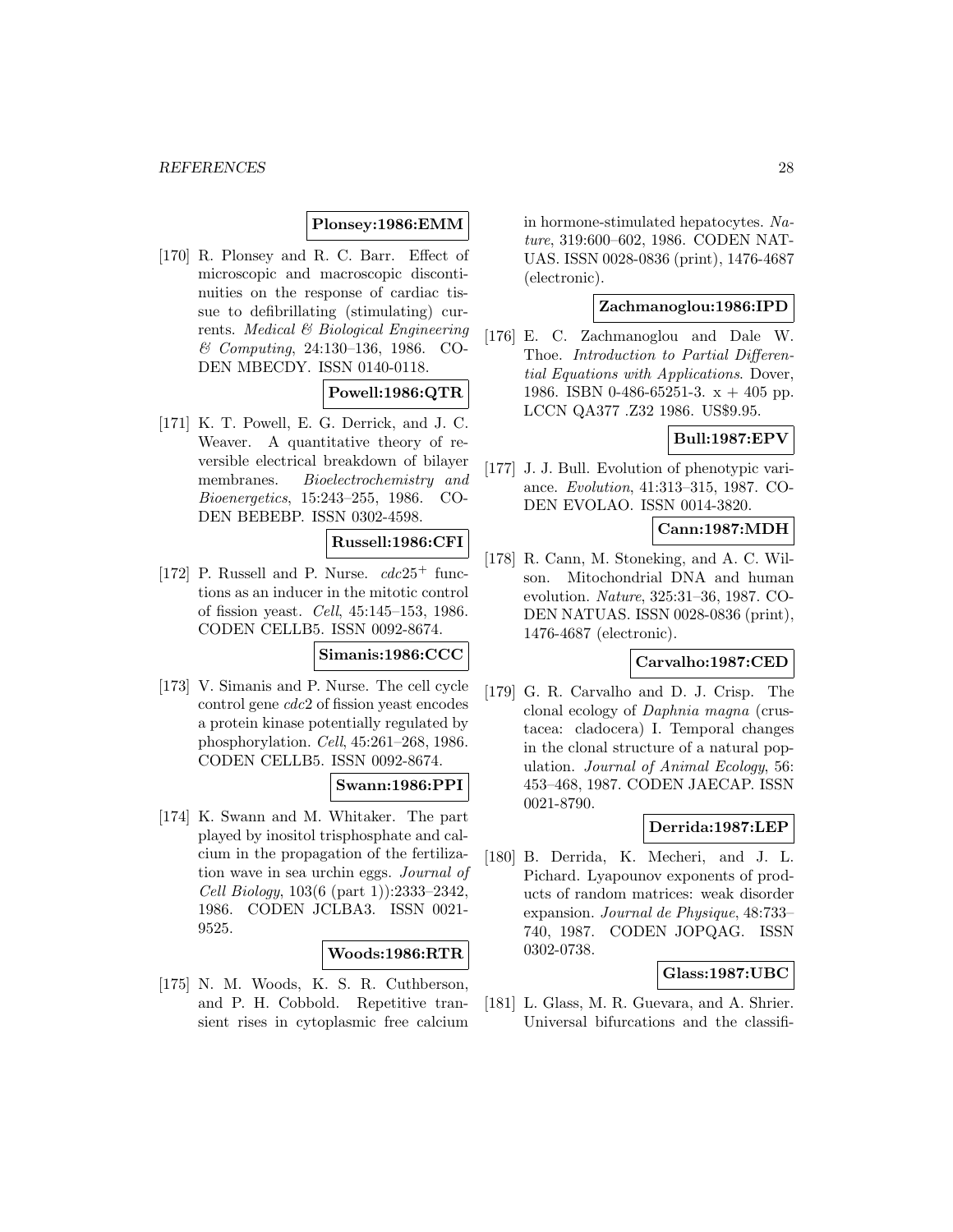**Plonsey:1986:EMM**

[170] R. Plonsey and R. C. Barr. Effect of microscopic and macroscopic discontinuities on the response of cardiac tissue to defibrillating (stimulating) currents. *Medical & Biological Engineering & Computing*, 24:130–136, 1986. CODEN MBECDY. ISSN 0140-0118.

**Powell:1986:QTR**

[171] K. T. Powell, E. G. Derrick, and J. C. Weaver. A quantitative theory of reversible electrical breakdown of bilayer membranes. *Bioelectrochemistry and Bioenergetics*, 15:243–255, 1986. CODEN BEBEBP. ISSN 0302-4598.

**Russell:1986:CFI**

[172] P. Russell and P. Nurse. $cdc25^+$ functions as an inducer in the mitotic control of fission yeast. *Cell*, 45:145–153, 1986. CODEN CELLB5. ISSN 0092-8674.

**Simanis:1986:CCC**

[173] V. Simanis and P. Nurse. The cell cycle control gene *cdc*2 of fission yeast encodes a protein kinase potentially regulated by phosphorylation. *Cell*, 45:261–268, 1986. CODEN CELLB5. ISSN 0092-8674.

**Swann:1986:PPI**

[174] K. Swann and M. Whitaker. The part played by inositol trisphosphate and calcium in the propagation of the fertilization wave in sea urchin eggs. *Journal of Cell Biology*, 103(6 (part 1)):2333–2342, 1986. CODEN JCLBA3. ISSN 0021-9525.

**Woods:1986:RTR**

[175] N. M. Woods, K. S. R. Cuthberson, and P. H. Cobbold. Repetitive transient rises in cytoplasmic free calcium in hormone-stimulated hepatocytes. *Nature*, 319:600–602, 1986. CODEN NATUAS. ISSN 0028-0836 (print), 1476-4687 (electronic).

**Zachmanoglou:1986:IPD**

[176] E. C. Zachmanoglou and Dale W. Thoe. *Introduction to Partial Differential Equations with Applications*. Dover, 1986. ISBN 0-486-65251-3. x + 405 pp. LCCN QA377 .Z32 1986. US$9.95.

**Bull:1987:EPV**

[177] J. J. Bull. Evolution of phenotypic variance. *Evolution*, 41:313–315, 1987. CODEN EVOLAO. ISSN 0014-3820.

**Cann:1987:MDH**

[178] R. Cann, M. Stoneking, and A. C. Wilson. Mitochondrial DNA and human evolution. *Nature*, 325:31–36, 1987. CODEN NATUAS. ISSN 0028-0836 (print), 1476-4687 (electronic).

**Carvalho:1987:CED**

[179] G. R. Carvalho and D. J. Crisp. The clonal ecology of *Daphnia magna* (crustacea: cladocera) I. Temporal changes in the clonal structure of a natural population. *Journal of Animal Ecology*, 56: 453–468, 1987. CODEN JAECAP. ISSN 0021-8790.

**Derrida:1987:LEP**

[180] B. Derrida, K. Mecheri, and J. L. Pichard. Lyapounov exponents of products of random matrices: weak disorder expansion. *Journal de Physique*, 48:733–740, 1987. CODEN JOPQAG. ISSN 0302-0738.

**Glass:1987:UBC**

[181] L. Glass, M. R. Guevara, and A. Shrier. Universal bifurcations and the classifi-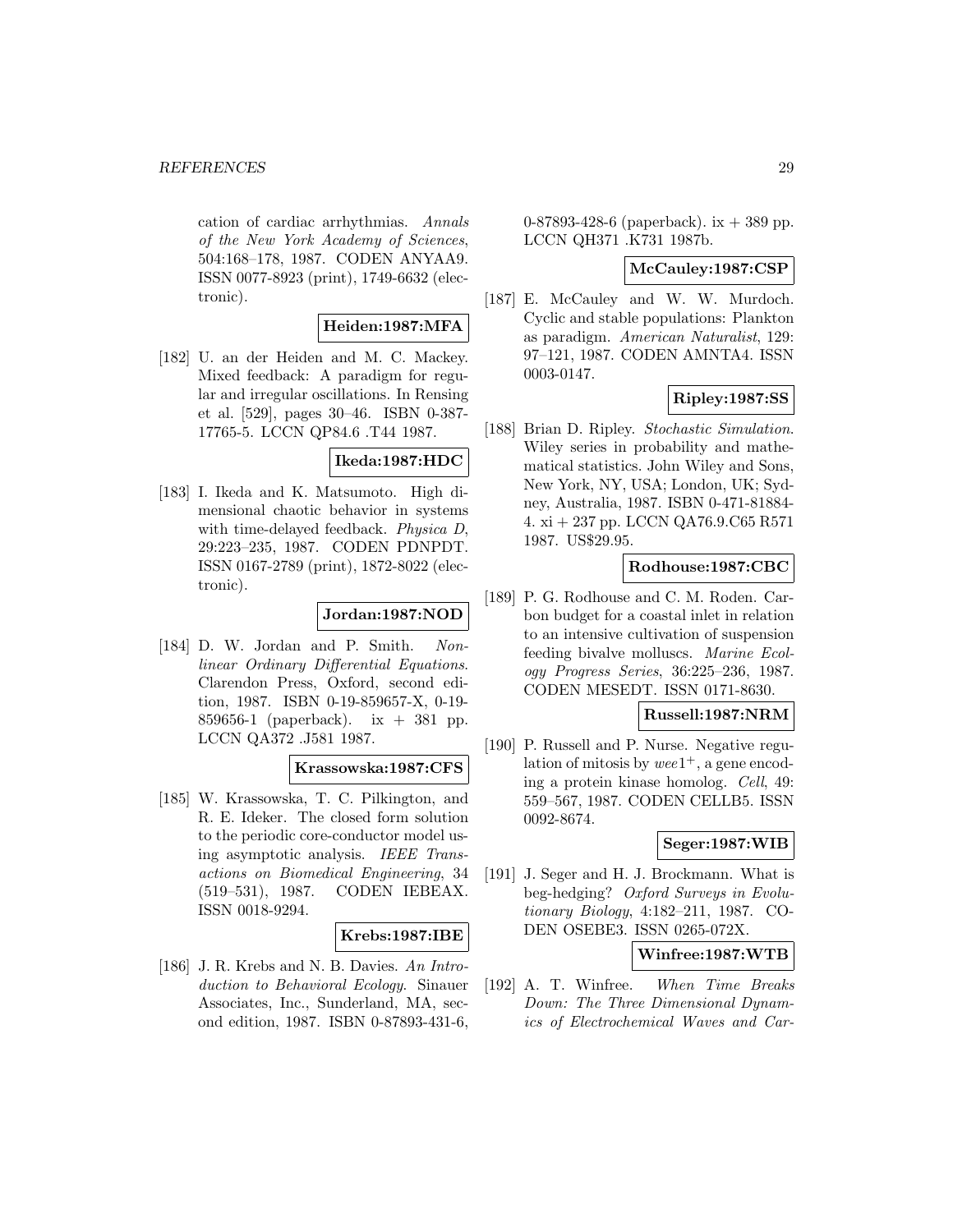cation of cardiac arrhythmias. *Annals of the New York Academy of Sciences*, 504:168–178, 1987. CODEN ANYAA9. ISSN 0077-8923 (print), 1749-6632 (electronic).

**Heiden:1987:MFA**

[182] U. an der Heiden and M. C. Mackey. Mixed feedback: A paradigm for regular and irregular oscillations. In Rensing et al. [529], pages 30–46. ISBN 0-387-17765-5. LCCN QP84.6 .T44 1987.

**Ikeda:1987:HDC**

[183] I. Ikeda and K. Matsumoto. High dimensional chaotic behavior in systems with time-delayed feedback. *Physica D*, 29:223–235, 1987. CODEN PDNPDT. ISSN 0167-2789 (print), 1872-8022 (electronic).

**Jordan:1987:NOD**

[184] D. W. Jordan and P. Smith. *Nonlinear Ordinary Differential Equations*. Clarendon Press, Oxford, second edition, 1987. ISBN 0-19-859657-X, 0-19-859656-1 (paperback). ix + 381 pp. LCCN QA372 .J581 1987.

**Krassowska:1987:CFS**

[185] W. Krassowska, T. C. Pilkington, and R. E. Ideker. The closed form solution to the periodic core-conductor model using asymptotic analysis. *IEEE Transactions on Biomedical Engineering*, 34 (519–531), 1987. CODEN IEBEAX. ISSN 0018-9294.

**Krebs:1987:IBE**

[186] J. R. Krebs and N. B. Davies. *An Introduction to Behavioral Ecology*. Sinauer Associates, Inc., Sunderland, MA, second edition, 1987. ISBN 0-87893-431-6, 0-87893-428-6 (paperback). ix + 389 pp. LCCN QH371 .K731 1987b.

**McCauley:1987:CSP**

[187] E. McCauley and W. W. Murdoch. Cyclic and stable populations: Plankton as paradigm. *American Naturalist*, 129: 97–121, 1987. CODEN AMNTA4. ISSN 0003-0147.

**Ripley:1987:SS**

[188] Brian D. Ripley. *Stochastic Simulation*. Wiley series in probability and mathematical statistics. John Wiley and Sons, New York, NY, USA; London, UK; Sydney, Australia, 1987. ISBN 0-471-81884-4. xi + 237 pp. LCCN QA76.9.C65 R571 1987. US$29.95.

**Rodhouse:1987:CBC**

[189] P. G. Rodhouse and C. M. Roden. Carbon budget for a coastal inlet in relation to an intensive cultivation of suspension feeding bivalve molluscs. *Marine Ecology Progress Series*, 36:225–236, 1987. CODEN MESEDT. ISSN 0171-8630.

**Russell:1987:NRM**

[190] P. Russell and P. Nurse. Negative regulation of mitosis by $wee1^+$, a gene encoding a protein kinase homolog. *Cell*, 49: 559–567, 1987. CODEN CELLB5. ISSN 0092-8674.

**Seger:1987:WIB**

[191] J. Seger and H. J. Brockmann. What is beg-hedging? *Oxford Surveys in Evolutionary Biology*, 4:182–211, 1987. CODEN OSEBE3. ISSN 0265-072X.

**Winfree:1987:WTB**

[192] A. T. Winfree. *When Time Breaks Down: The Three Dimensional Dynamics of Electrochemical Waves and Car-*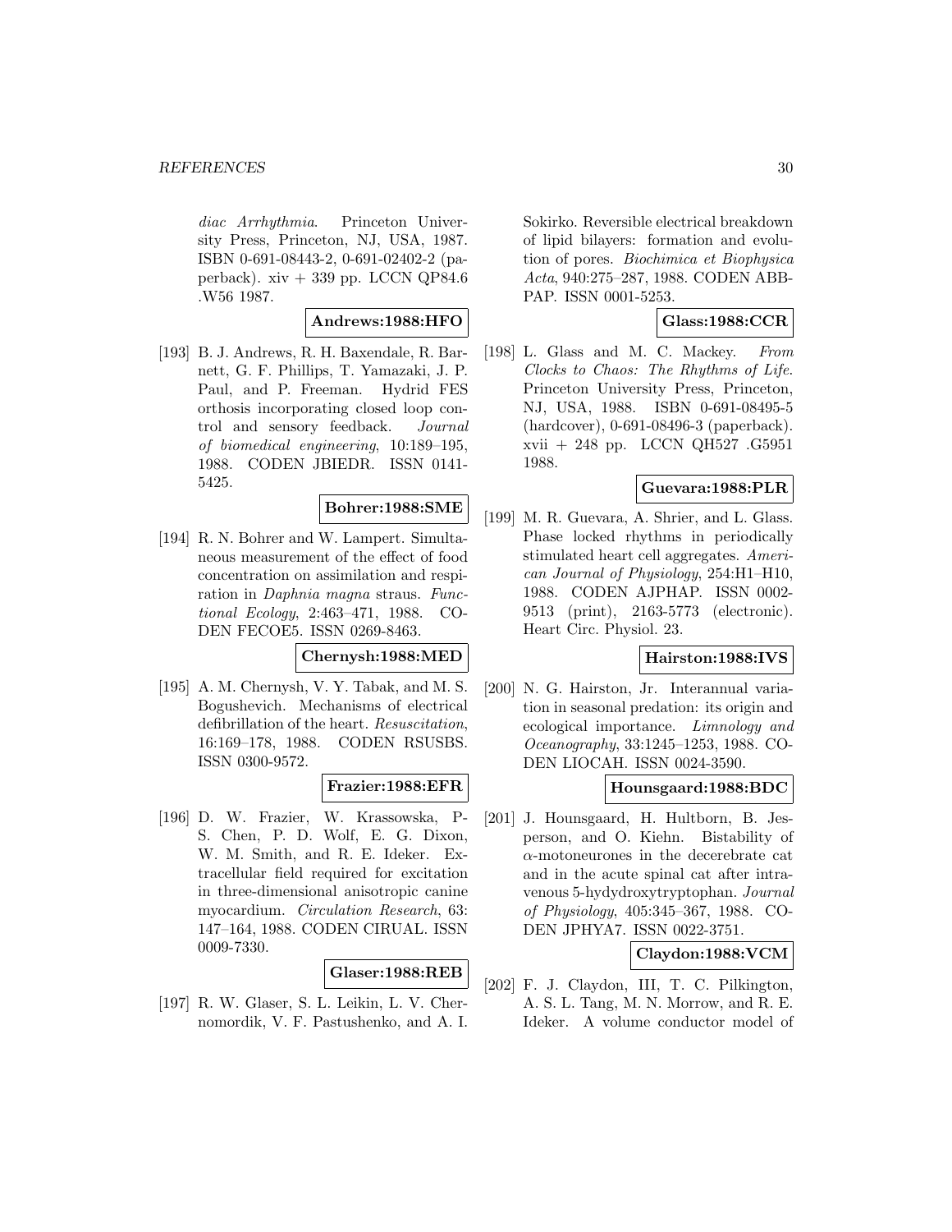*diac Arrhythmia*. Princeton University Press, Princeton, NJ, USA, 1987. ISBN 0-691-08443-2, 0-691-02402-2 (paperback). xiv + 339 pp. LCCN QP84.6 .W56 1987.

**Andrews:1988:HFO**

[193] B. J. Andrews, R. H. Baxendale, R. Barnett, G. F. Phillips, T. Yamazaki, J. P. Paul, and P. Freeman. Hydrid FES orthosis incorporating closed loop control and sensory feedback. *Journal of biomedical engineering*, 10:189–195, 1988. CODEN JBIEDR. ISSN 0141-5425.

**Bohrer:1988:SME**

[194] R. N. Bohrer and W. Lampert. Simultaneous measurement of the effect of food concentration on assimilation and respiration in *Daphnia magna* straus. *Functional Ecology*, 2:463–471, 1988. CODEN FECOE5. ISSN 0269-8463.

**Chernysh:1988:MED**

[195] A. M. Chernysh, V. Y. Tabak, and M. S. Bogushevich. Mechanisms of electrical defibrillation of the heart. *Resuscitation*, 16:169–178, 1988. CODEN RSUSBS. ISSN 0300-9572.

**Frazier:1988:EFR**

[196] D. W. Frazier, W. Krassowska, P-S. Chen, P. D. Wolf, E. G. Dixon, W. M. Smith, and R. E. Ideker. Extracellular field required for excitation in three-dimensional anisotropic canine myocardium. *Circulation Research*, 63: 147–164, 1988. CODEN CIRUAL. ISSN 0009-7330.

**Glaser:1988:REB**

[197] R. W. Glaser, S. L. Leikin, L. V. Chernomordik, V. F. Pastushenko, and A. I. Sokirko. Reversible electrical breakdown of lipid bilayers: formation and evolution of pores. *Biochimica et Biophysica Acta*, 940:275–287, 1988. CODEN BBAPAP. ISSN 0001-5253.

**Glass:1988:CCR**

[198] L. Glass and M. C. Mackey. *From Clocks to Chaos: The Rhythms of Life*. Princeton University Press, Princeton, NJ, USA, 1988. ISBN 0-691-08495-5 (hardcover), 0-691-08496-3 (paperback). xvii + 248 pp. LCCN QH527 .G5951 1988.

**Guevara:1988:PLR**

[199] M. R. Guevara, A. Shrier, and L. Glass. Phase locked rhythms in periodically stimulated heart cell aggregates. *American Journal of Physiology*, 254:H1–H10, 1988. CODEN AJPHAP. ISSN 0002-9513 (print), 2163-5773 (electronic). Heart Circ. Physiol. 23.

**Hairston:1988:IVS**

[200] N. G. Hairston, Jr. Interannual variation in seasonal predation: its origin and ecological importance. *Limnology and Oceanography*, 33:1245–1253, 1988. CODEN LIOCAH. ISSN 0024-3590.

**Hounsgaard:1988:BDC**

[201] J. Hounsgaard, H. Hultborn, B. Jesperson, and O. Kiehn. Bistability of $\alpha$-motoneurones in the decerebrate cat and in the acute spinal cat after intravenous 5-hydydroxytryptophan. *Journal of Physiology*, 405:345–367, 1988. CODEN JPHYA7. ISSN 0022-3751.

**Claydon:1988:VCM**

[202] F. J. Claydon, III, T. C. Pilkington, A. S. L. Tang, M. N. Morrow, and R. E. Ideker. A volume conductor model of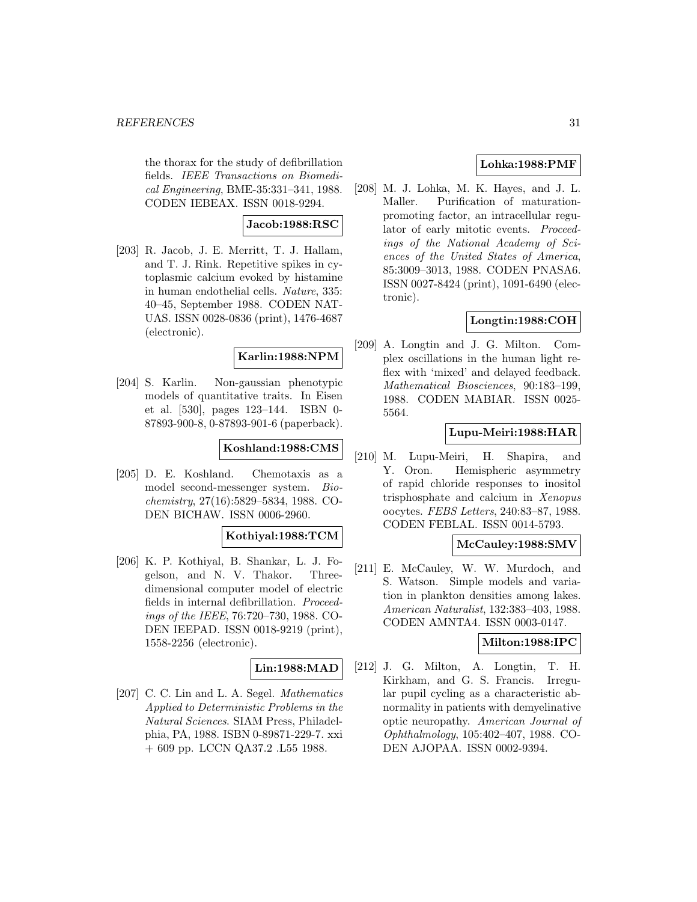the thorax for the study of defibrillation fields. *IEEE Transactions on Biomedical Engineering*, BME-35:331–341, 1988. CODEN IEBEAX. ISSN 0018-9294.

**Jacob:1988:RSC**

[203] R. Jacob, J. E. Merritt, T. J. Hallam, and T. J. Rink. Repetitive spikes in cytoplasmic calcium evoked by histamine in human endothelial cells. *Nature*, 335: 40–45, September 1988. CODEN NATUAS. ISSN 0028-0836 (print), 1476-4687 (electronic).

**Karlin:1988:NPM**

[204] S. Karlin. Non-gaussian phenotypic models of quantitative traits. In Eisen et al. [530], pages 123–144. ISBN 0-87893-900-8, 0-87893-901-6 (paperback).

**Koshland:1988:CMS**

[205] D. E. Koshland. Chemotaxis as a model second-messenger system. *Biochemistry*, 27(16):5829–5834, 1988. CODEN BICHAW. ISSN 0006-2960.

**Kothiyal:1988:TCM**

[206] K. P. Kothiyal, B. Shankar, L. J. Fogelson, and N. V. Thakor. Three-dimensional computer model of electric fields in internal defibrillation. *Proceedings of the IEEE*, 76:720–730, 1988. CODEN IEEPAD. ISSN 0018-9219 (print), 1558-2256 (electronic).

**Lin:1988:MAD**

[207] C. C. Lin and L. A. Segel. *Mathematics Applied to Deterministic Problems in the Natural Sciences*. SIAM Press, Philadelphia, PA, 1988. ISBN 0-89871-229-7. xxi + 609 pp. LCCN QA37.2 .L55 1988.

**Lohka:1988:PMF**

[208] M. J. Lohka, M. K. Hayes, and J. L. Maller. Purification of maturation-promoting factor, an intracellular regulator of early mitotic events. *Proceedings of the National Academy of Sciences of the United States of America*, 85:3009–3013, 1988. CODEN PNASA6. ISSN 0027-8424 (print), 1091-6490 (electronic).

**Longtin:1988:COH**

[209] A. Longtin and J. G. Milton. Complex oscillations in the human light reflex with 'mixed' and delayed feedback. *Mathematical Biosciences*, 90:183–199, 1988. CODEN MABIAR. ISSN 0025-5564.

**Lupu-Meiri:1988:HAR**

[210] M. Lupu-Meiri, H. Shapira, and Y. Oron. Hemispheric asymmetry of rapid chloride responses to inositol trisphosphate and calcium in *Xenopus* oocytes. *FEBS Letters*, 240:83–87, 1988. CODEN FEBLAL. ISSN 0014-5793.

**McCauley:1988:SMV**

[211] E. McCauley, W. W. Murdoch, and S. Watson. Simple models and variation in plankton densities among lakes. *American Naturalist*, 132:383–403, 1988. CODEN AMNTA4. ISSN 0003-0147.

**Milton:1988:IPC**

[212] J. G. Milton, A. Longtin, T. H. Kirkham, and G. S. Francis. Irregular pupil cycling as a characteristic abnormality in patients with demyelinative optic neuropathy. *American Journal of Ophthalmology*, 105:402–407, 1988. CODEN AJOPAA. ISSN 0002-9394.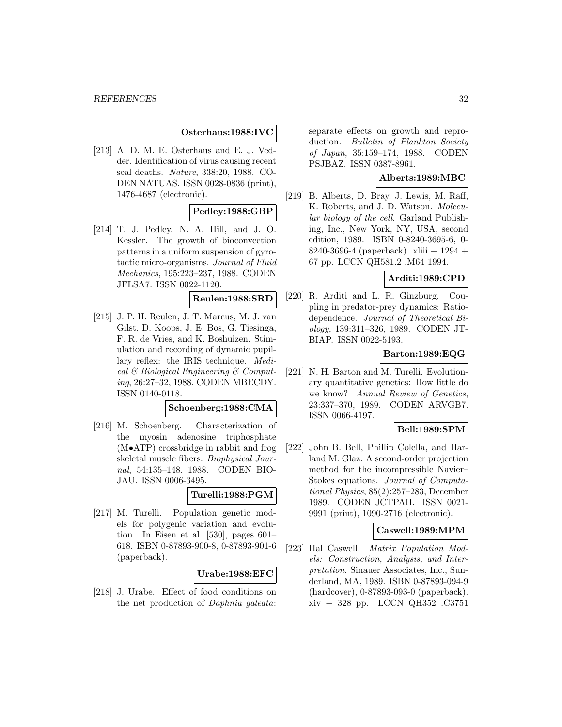**Osterhaus:1988:IVC**

[213] A. D. M. E. Osterhaus and E. J. Vedder. Identification of virus causing recent seal deaths. *Nature*, 338:20, 1988. CODEN NATUAS. ISSN 0028-0836 (print), 1476-4687 (electronic).

**Pedley:1988:GBP**

[214] T. J. Pedley, N. A. Hill, and J. O. Kessler. The growth of bioconvection patterns in a uniform suspension of gyrotactic micro-organisms. *Journal of Fluid Mechanics*, 195:223–237, 1988. CODEN JFLSA7. ISSN 0022-1120.

**Reulen:1988:SRD**

[215] J. P. H. Reulen, J. T. Marcus, M. J. van Gilst, D. Koops, J. E. Bos, G. Tiesinga, F. R. de Vries, and K. Boshuizen. Stimulation and recording of dynamic pupillary reflex: the IRIS technique. *Medical & Biological Engineering & Computing*, 26:27–32, 1988. CODEN MBECDY. ISSN 0140-0118.

**Schoenberg:1988:CMA**

[216] M. Schoenberg. Characterization of the myosin adenosine triphosphate (M•ATP) crossbridge in rabbit and frog skeletal muscle fibers. *Biophysical Journal*, 54:135–148, 1988. CODEN BIOJAU. ISSN 0006-3495.

**Turelli:1988:PGM**

[217] M. Turelli. Population genetic models for polygenic variation and evolution. In Eisen et al. [530], pages 601–618. ISBN 0-87893-900-8, 0-87893-901-6 (paperback).

**Urabe:1988:EFC**

[218] J. Urabe. Effect of food conditions on the net production of *Daphnia galeata*: separate effects on growth and reproduction. *Bulletin of Plankton Society of Japan*, 35:159–174, 1988. CODEN PSJBAZ. ISSN 0387-8961.

**Alberts:1989:MBC**

[219] B. Alberts, D. Bray, J. Lewis, M. Raff, K. Roberts, and J. D. Watson. *Molecular biology of the cell*. Garland Publishing, Inc., New York, NY, USA, second edition, 1989. ISBN 0-8240-3695-6, 0-8240-3696-4 (paperback). xliii + 1294 + 67 pp. LCCN QH581.2 .M64 1994.

**Arditi:1989:CPD**

[220] R. Arditi and L. R. Ginzburg. Coupling in predator-prey dynamics: Ratio-dependence. *Journal of Theoretical Biology*, 139:311–326, 1989. CODEN JTBIAP. ISSN 0022-5193.

**Barton:1989:EQG**

[221] N. H. Barton and M. Turelli. Evolutionary quantitative genetics: How little do we know? *Annual Review of Genetics*, 23:337–370, 1989. CODEN ARVGB7. ISSN 0066-4197.

**Bell:1989:SPM**

[222] John B. Bell, Phillip Colella, and Harland M. Glaz. A second-order projection method for the incompressible Navier–Stokes equations. *Journal of Computational Physics*, 85(2):257–283, December 1989. CODEN JCTPAH. ISSN 0021-9991 (print), 1090-2716 (electronic).

**Caswell:1989:MPM**

[223] Hal Caswell. *Matrix Population Models: Construction, Analysis, and Interpretation*. Sinauer Associates, Inc., Sunderland, MA, 1989. ISBN 0-87893-094-9 (hardcover), 0-87893-093-0 (paperback). xiv + 328 pp. LCCN QH352 .C3751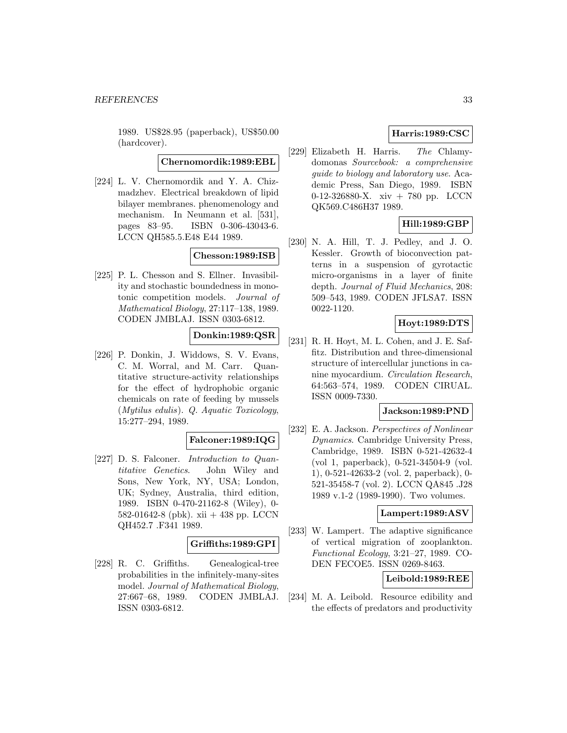1989. US$28.95 (paperback), US$50.00 (hardcover).

**Chernomordik:1989:EBL**

[224] L. V. Chernomordik and Y. A. Chizmadzhev. Electrical breakdown of lipid bilayer membranes. phenomenology and mechanism. In Neumann et al. [531], pages 83–95. ISBN 0-306-43043-6. LCCN QH585.5.E48 E44 1989.

**Chesson:1989:ISB**

[225] P. L. Chesson and S. Ellner. Invasibility and stochastic boundedness in monotonic competition models. *Journal of Mathematical Biology*, 27:117–138, 1989. CODEN JMBLAJ. ISSN 0303-6812.

**Donkin:1989:QSR**

[226] P. Donkin, J. Widdows, S. V. Evans, C. M. Worral, and M. Carr. Quantitative structure-activity relationships for the effect of hydrophobic organic chemicals on rate of feeding by mussels (*Mytilus edulis*). *Q. Aquatic Toxicology*, 15:277–294, 1989.

**Falconer:1989:IQG**

[227] D. S. Falconer. *Introduction to Quantitative Genetics*. John Wiley and Sons, New York, NY, USA; London, UK; Sydney, Australia, third edition, 1989. ISBN 0-470-21162-8 (Wiley), 0-582-01642-8 (pbk). xii + 438 pp. LCCN QH452.7 .F341 1989.

**Griffiths:1989:GPI**

[228] R. C. Griffiths. Genealogical-tree probabilities in the infinitely-many-sites model. *Journal of Mathematical Biology*, 27:667–68, 1989. CODEN JMBLAJ. ISSN 0303-6812.

**Harris:1989:CSC**

[229] Elizabeth H. Harris. *The* Chlamydomonas *Sourcebook: a comprehensive guide to biology and laboratory use*. Academic Press, San Diego, 1989. ISBN 0-12-326880-X. xiv + 780 pp. LCCN QK569.C486H37 1989.

**Hill:1989:GBP**

[230] N. A. Hill, T. J. Pedley, and J. O. Kessler. Growth of bioconvection patterns in a suspension of gyrotactic micro-organisms in a layer of finite depth. *Journal of Fluid Mechanics*, 208: 509–543, 1989. CODEN JFLSA7. ISSN 0022-1120.

**Hoyt:1989:DTS**

[231] R. H. Hoyt, M. L. Cohen, and J. E. Saffitz. Distribution and three-dimensional structure of intercellular junctions in canine myocardium. *Circulation Research*, 64:563–574, 1989. CODEN CIRUAL. ISSN 0009-7330.

**Jackson:1989:PND**

[232] E. A. Jackson. *Perspectives of Nonlinear Dynamics*. Cambridge University Press, Cambridge, 1989. ISBN 0-521-42632-4 (vol 1, paperback), 0-521-34504-9 (vol. 1), 0-521-42633-2 (vol. 2, paperback), 0-521-35458-7 (vol. 2). LCCN QA845 .J28 1989 v.1-2 (1989-1990). Two volumes.

**Lampert:1989:ASV**

[233] W. Lampert. The adaptive significance of vertical migration of zooplankton. *Functional Ecology*, 3:21–27, 1989. CODEN FECOE5. ISSN 0269-8463.

**Leibold:1989:REE**

[234] M. A. Leibold. Resource edibility and the effects of predators and productivity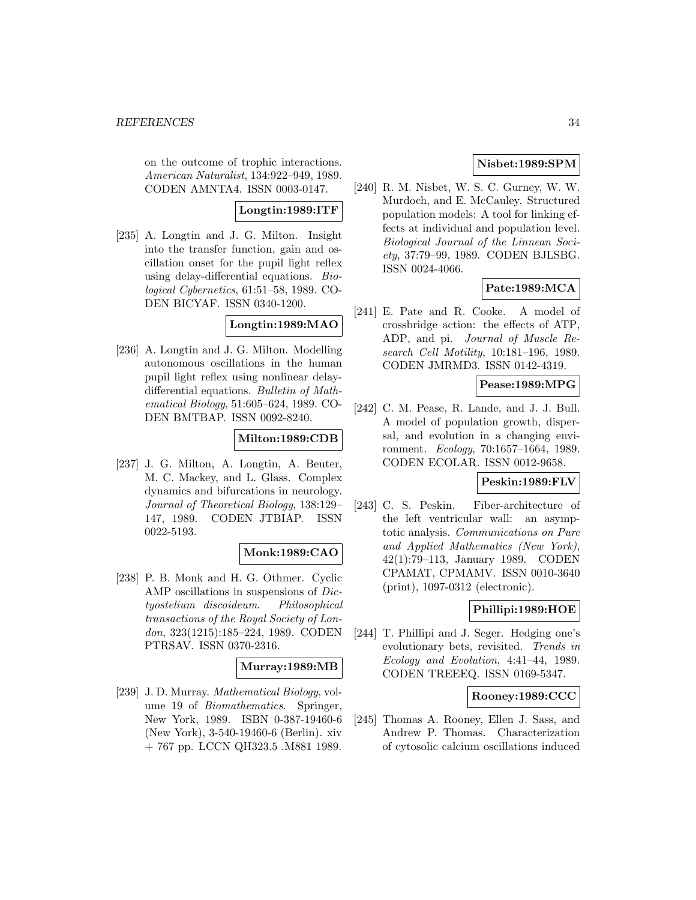on the outcome of trophic interactions. *American Naturalist*, 134:922–949, 1989. CODEN AMNTA4. ISSN 0003-0147.

**Longtin:1989:ITF**

[235] A. Longtin and J. G. Milton. Insight into the transfer function, gain and oscillation onset for the pupil light reflex using delay-differential equations. *Biological Cybernetics*, 61:51–58, 1989. CODEN BICYAF. ISSN 0340-1200.

**Longtin:1989:MAO**

[236] A. Longtin and J. G. Milton. Modelling autonomous oscillations in the human pupil light reflex using nonlinear delay-differential equations. *Bulletin of Mathematical Biology*, 51:605–624, 1989. CODEN BMTBAP. ISSN 0092-8240.

**Milton:1989:CDB**

[237] J. G. Milton, A. Longtin, A. Beuter, M. C. Mackey, and L. Glass. Complex dynamics and bifurcations in neurology. *Journal of Theoretical Biology*, 138:129–147, 1989. CODEN JTBIAP. ISSN 0022-5193.

**Monk:1989:CAO**

[238] P. B. Monk and H. G. Othmer. Cyclic AMP oscillations in suspensions of *Dictyostelium discoideum*. *Philosophical transactions of the Royal Society of London*, 323(1215):185–224, 1989. CODEN PTRSAV. ISSN 0370-2316.

**Murray:1989:MB**

[239] J. D. Murray. *Mathematical Biology*, volume 19 of *Biomathematics*. Springer, New York, 1989. ISBN 0-387-19460-6 (New York), 3-540-19460-6 (Berlin). xiv + 767 pp. LCCN QH323.5 .M881 1989.

**Nisbet:1989:SPM**

[240] R. M. Nisbet, W. S. C. Gurney, W. W. Murdoch, and E. McCauley. Structured population models: A tool for linking effects at individual and population level. *Biological Journal of the Linnean Society*, 37:79–99, 1989. CODEN BJLSBG. ISSN 0024-4066.

**Pate:1989:MCA**

[241] E. Pate and R. Cooke. A model of crossbridge action: the effects of ATP, ADP, and pi. *Journal of Muscle Research Cell Motility*, 10:181–196, 1989. CODEN JMRMD3. ISSN 0142-4319.

**Pease:1989:MPG**

[242] C. M. Pease, R. Lande, and J. J. Bull. A model of population growth, dispersal, and evolution in a changing environment. *Ecology*, 70:1657–1664, 1989. CODEN ECOLAR. ISSN 0012-9658.

**Peskin:1989:FLV**

[243] C. S. Peskin. Fiber-architecture of the left ventricular wall: an asymptotic analysis. *Communications on Pure and Applied Mathematics (New York)*, 42(1):79–113, January 1989. CODEN CPAMAT, CPMAMV. ISSN 0010-3640 (print), 1097-0312 (electronic).

**Phillipi:1989:HOE**

[244] T. Phillipi and J. Seger. Hedging one's evolutionary bets, revisited. *Trends in Ecology and Evolution*, 4:41–44, 1989. CODEN TREEEQ. ISSN 0169-5347.

**Rooney:1989:CCC**

[245] Thomas A. Rooney, Ellen J. Sass, and Andrew P. Thomas. Characterization of cytosolic calcium oscillations induced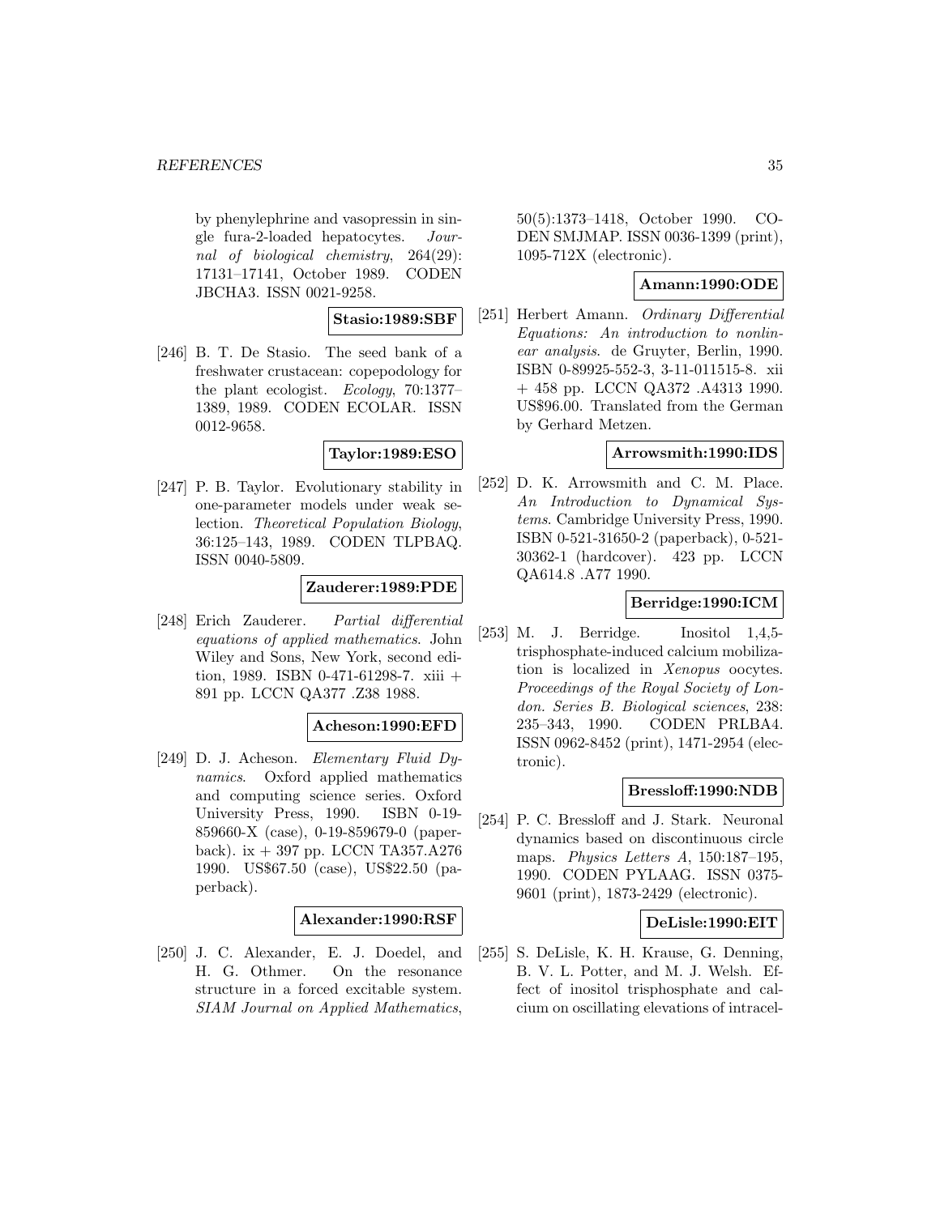by phenylephrine and vasopressin in single fura-2-loaded hepatocytes. *Journal of biological chemistry*, 264(29): 17131–17141, October 1989. CODEN JBCHA3. ISSN 0021-9258.

**Stasio:1989:SBF**

[246] B. T. De Stasio. The seed bank of a freshwater crustacean: copepodology for the plant ecologist. *Ecology*, 70:1377–1389, 1989. CODEN ECOLAR. ISSN 0012-9658.

**Taylor:1989:ESO**

[247] P. B. Taylor. Evolutionary stability in one-parameter models under weak selection. *Theoretical Population Biology*, 36:125–143, 1989. CODEN TLPBAQ. ISSN 0040-5809.

**Zauderer:1989:PDE**

[248] Erich Zauderer. *Partial differential equations of applied mathematics*. John Wiley and Sons, New York, second edition, 1989. ISBN 0-471-61298-7. xiii + 891 pp. LCCN QA377 .Z38 1988.

**Acheson:1990:EFD**

[249] D. J. Acheson. *Elementary Fluid Dynamics*. Oxford applied mathematics and computing science series. Oxford University Press, 1990. ISBN 0-19-859660-X (case), 0-19-859679-0 (paperback). ix + 397 pp. LCCN TA357.A276 1990. US$67.50 (case), US$22.50 (paperback).

**Alexander:1990:RSF**

[250] J. C. Alexander, E. J. Doedel, and H. G. Othmer. On the resonance structure in a forced excitable system. *SIAM Journal on Applied Mathematics*, 50(5):1373–1418, October 1990. CODEN SMJMAP. ISSN 0036-1399 (print), 1095-712X (electronic).

**Amann:1990:ODE**

[251] Herbert Amann. *Ordinary Differential Equations: An introduction to nonlinear analysis*. de Gruyter, Berlin, 1990. ISBN 0-89925-552-3, 3-11-011515-8. xii + 458 pp. LCCN QA372 .A4313 1990. US$96.00. Translated from the German by Gerhard Metzen.

**Arrowsmith:1990:IDS**

[252] D. K. Arrowsmith and C. M. Place. *An Introduction to Dynamical Systems*. Cambridge University Press, 1990. ISBN 0-521-31650-2 (paperback), 0-521-30362-1 (hardcover). 423 pp. LCCN QA614.8 .A77 1990.

**Berridge:1990:ICM**

[253] M. J. Berridge. Inositol 1,4,5-trisphosphate-induced calcium mobilization is localized in *Xenopus* oocytes. *Proceedings of the Royal Society of London. Series B. Biological sciences*, 238: 235–343, 1990. CODEN PRLBA4. ISSN 0962-8452 (print), 1471-2954 (electronic).

**Bressloff:1990:NDB**

[254] P. C. Bressloff and J. Stark. Neuronal dynamics based on discontinuous circle maps. *Physics Letters A*, 150:187–195, 1990. CODEN PYLAAG. ISSN 0375-9601 (print), 1873-2429 (electronic).

**DeLisle:1990:EIT**

[255] S. DeLisle, K. H. Krause, G. Denning, B. V. L. Potter, and M. J. Welsh. Effect of inositol trisphosphate and calcium on oscillating elevations of intracel-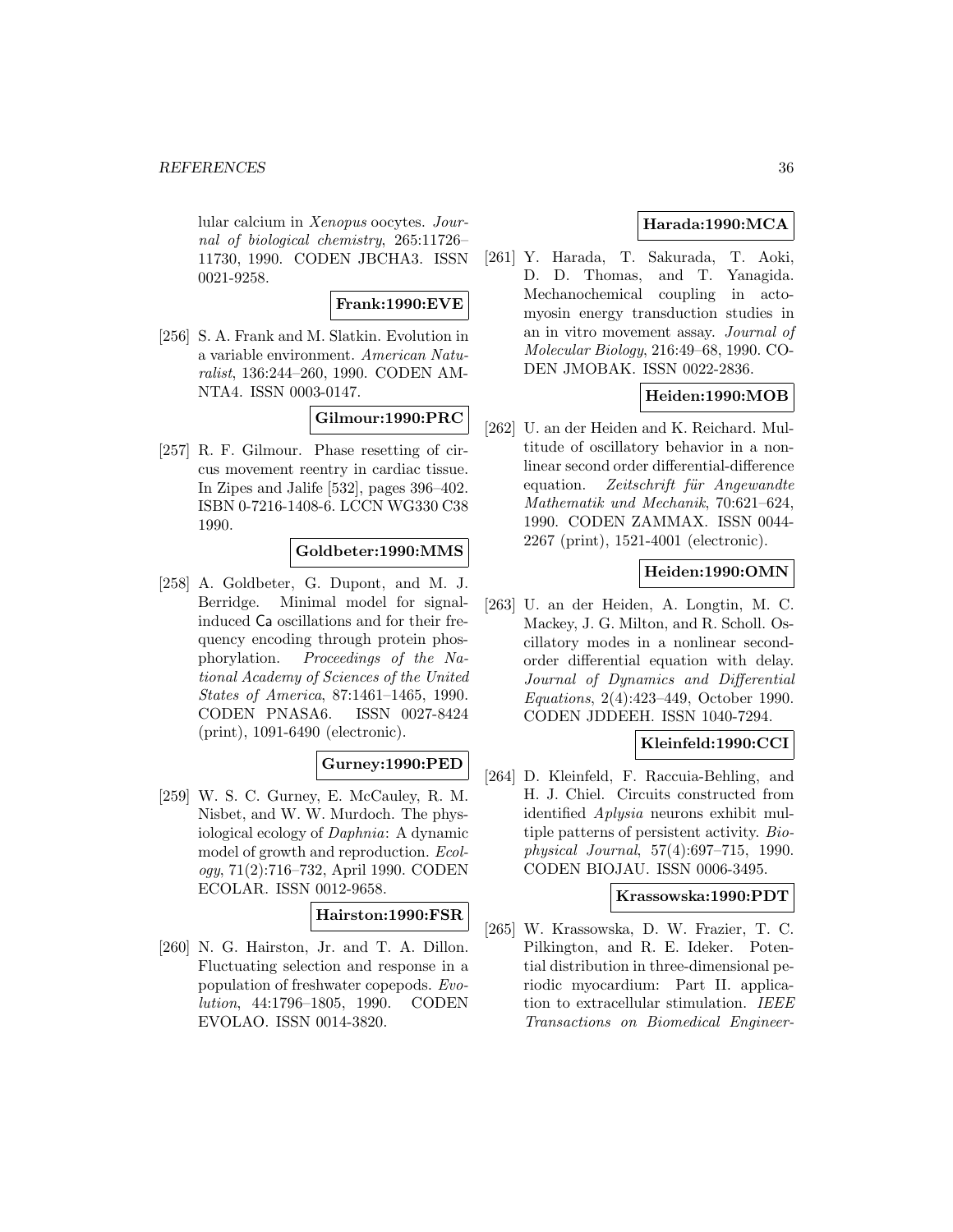lular calcium in *Xenopus* oocytes. *Journal of biological chemistry*, 265:11726–11730, 1990. CODEN JBCHA3. ISSN 0021-9258.

**Frank:1990:EVE**

[256] S. A. Frank and M. Slatkin. Evolution in a variable environment. *American Naturalist*, 136:244–260, 1990. CODEN AMNTA4. ISSN 0003-0147.

**Gilmour:1990:PRC**

[257] R. F. Gilmour. Phase resetting of circus movement reentry in cardiac tissue. In Zipes and Jalife [532], pages 396–402. ISBN 0-7216-1408-6. LCCN WG330 C38 1990.

**Goldbeter:1990:MMS**

[258] A. Goldbeter, G. Dupont, and M. J. Berridge. Minimal model for signal-induced Ca oscillations and for their frequency encoding through protein phosphorylation. *Proceedings of the National Academy of Sciences of the United States of America*, 87:1461–1465, 1990. CODEN PNASA6. ISSN 0027-8424 (print), 1091-6490 (electronic).

**Gurney:1990:PED**

[259] W. S. C. Gurney, E. McCauley, R. M. Nisbet, and W. W. Murdoch. The physiological ecology of *Daphnia*: A dynamic model of growth and reproduction. *Ecology*, 71(2):716–732, April 1990. CODEN ECOLAR. ISSN 0012-9658.

**Hairston:1990:FSR**

[260] N. G. Hairston, Jr. and T. A. Dillon. Fluctuating selection and response in a population of freshwater copepods. *Evolution*, 44:1796–1805, 1990. CODEN EVOLAO. ISSN 0014-3820.

**Harada:1990:MCA**

[261] Y. Harada, T. Sakurada, T. Aoki, D. D. Thomas, and T. Yanagida. Mechanochemical coupling in actomyosin energy transduction studies in an in vitro movement assay. *Journal of Molecular Biology*, 216:49–68, 1990. CODEN JMOBAK. ISSN 0022-2836.

**Heiden:1990:MOB**

[262] U. an der Heiden and K. Reichard. Multitude of oscillatory behavior in a nonlinear second order differential-difference equation. *Zeitschrift für Angewandte Mathematik und Mechanik*, 70:621–624, 1990. CODEN ZAMMAX. ISSN 0044-2267 (print), 1521-4001 (electronic).

**Heiden:1990:OMN**

[263] U. an der Heiden, A. Longtin, M. C. Mackey, J. G. Milton, and R. Scholl. Oscillatory modes in a nonlinear second-order differential equation with delay. *Journal of Dynamics and Differential Equations*, 2(4):423–449, October 1990. CODEN JDDEEH. ISSN 1040-7294.

**Kleinfeld:1990:CCI**

[264] D. Kleinfeld, F. Raccuia-Behling, and H. J. Chiel. Circuits constructed from identified *Aplysia* neurons exhibit multiple patterns of persistent activity. *Biophysical Journal*, 57(4):697–715, 1990. CODEN BIOJAU. ISSN 0006-3495.

**Krassowska:1990:PDT**

[265] W. Krassowska, D. W. Frazier, T. C. Pilkington, and R. E. Ideker. Potential distribution in three-dimensional periodic myocardium: Part II. application to extracellular stimulation. *IEEE Transactions on Biomedical Engineer-*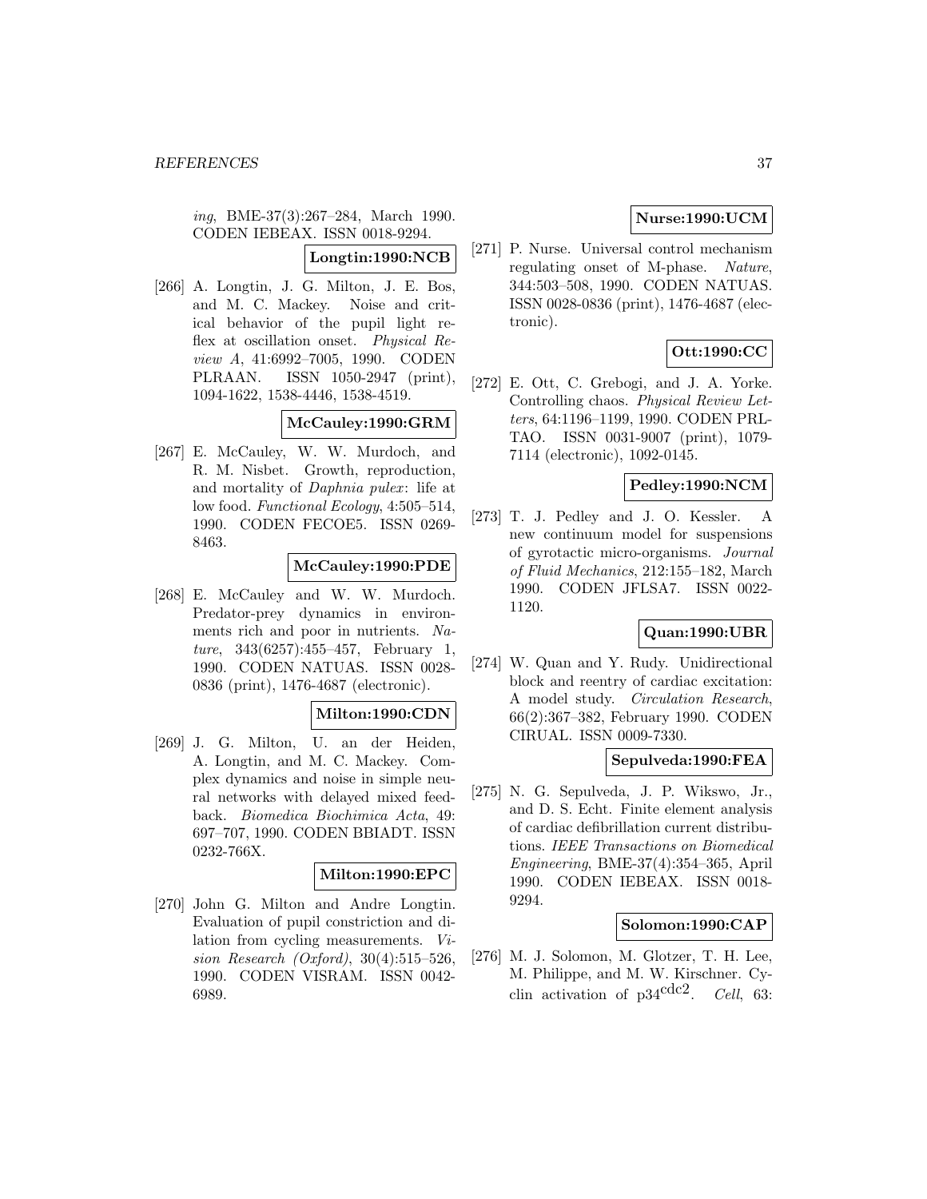*ing*, BME-37(3):267–284, March 1990. CODEN IEBEAX. ISSN 0018-9294.

**Longtin:1990:NCB**

[266] A. Longtin, J. G. Milton, J. E. Bos, and M. C. Mackey. Noise and critical behavior of the pupil light reflex at oscillation onset. *Physical Review A*, 41:6992–7005, 1990. CODEN PLRAAN. ISSN 1050-2947 (print), 1094-1622, 1538-4446, 1538-4519.

**McCauley:1990:GRM**

[267] E. McCauley, W. W. Murdoch, and R. M. Nisbet. Growth, reproduction, and mortality of *Daphnia pulex*: life at low food. *Functional Ecology*, 4:505–514, 1990. CODEN FECOE5. ISSN 0269-8463.

**McCauley:1990:PDE**

[268] E. McCauley and W. W. Murdoch. Predator-prey dynamics in environments rich and poor in nutrients. *Nature*, 343(6257):455–457, February 1, 1990. CODEN NATUAS. ISSN 0028-0836 (print), 1476-4687 (electronic).

**Milton:1990:CDN**

[269] J. G. Milton, U. an der Heiden, A. Longtin, and M. C. Mackey. Complex dynamics and noise in simple neural networks with delayed mixed feedback. *Biomedica Biochimica Acta*, 49: 697–707, 1990. CODEN BBIADT. ISSN 0232-766X.

**Milton:1990:EPC**

[270] John G. Milton and Andre Longtin. Evaluation of pupil constriction and dilation from cycling measurements. *Vision Research (Oxford)*, 30(4):515–526, 1990. CODEN VISRAM. ISSN 0042-6989.

**Nurse:1990:UCM**

[271] P. Nurse. Universal control mechanism regulating onset of M-phase. *Nature*, 344:503–508, 1990. CODEN NATUAS. ISSN 0028-0836 (print), 1476-4687 (electronic).

**Ott:1990:CC**

[272] E. Ott, C. Grebogi, and J. A. Yorke. Controlling chaos. *Physical Review Letters*, 64:1196–1199, 1990. CODEN PRLTAO. ISSN 0031-9007 (print), 1079-7114 (electronic), 1092-0145.

**Pedley:1990:NCM**

[273] T. J. Pedley and J. O. Kessler. A new continuum model for suspensions of gyrotactic micro-organisms. *Journal of Fluid Mechanics*, 212:155–182, March 1990. CODEN JFLSA7. ISSN 0022-1120.

**Quan:1990:UBR**

[274] W. Quan and Y. Rudy. Unidirectional block and reentry of cardiac excitation: A model study. *Circulation Research*, 66(2):367–382, February 1990. CODEN CIRUAL. ISSN 0009-7330.

**Sepulveda:1990:FEA**

[275] N. G. Sepulveda, J. P. Wikswo, Jr., and D. S. Echt. Finite element analysis of cardiac defibrillation current distributions. *IEEE Transactions on Biomedical Engineering*, BME-37(4):354–365, April 1990. CODEN IEBEAX. ISSN 0018-9294.

**Solomon:1990:CAP**

[276] M. J. Solomon, M. Glotzer, T. H. Lee, M. Philippe, and M. W. Kirschner. Cyclin activation of $p34^{cdc2}$. *Cell*, 63: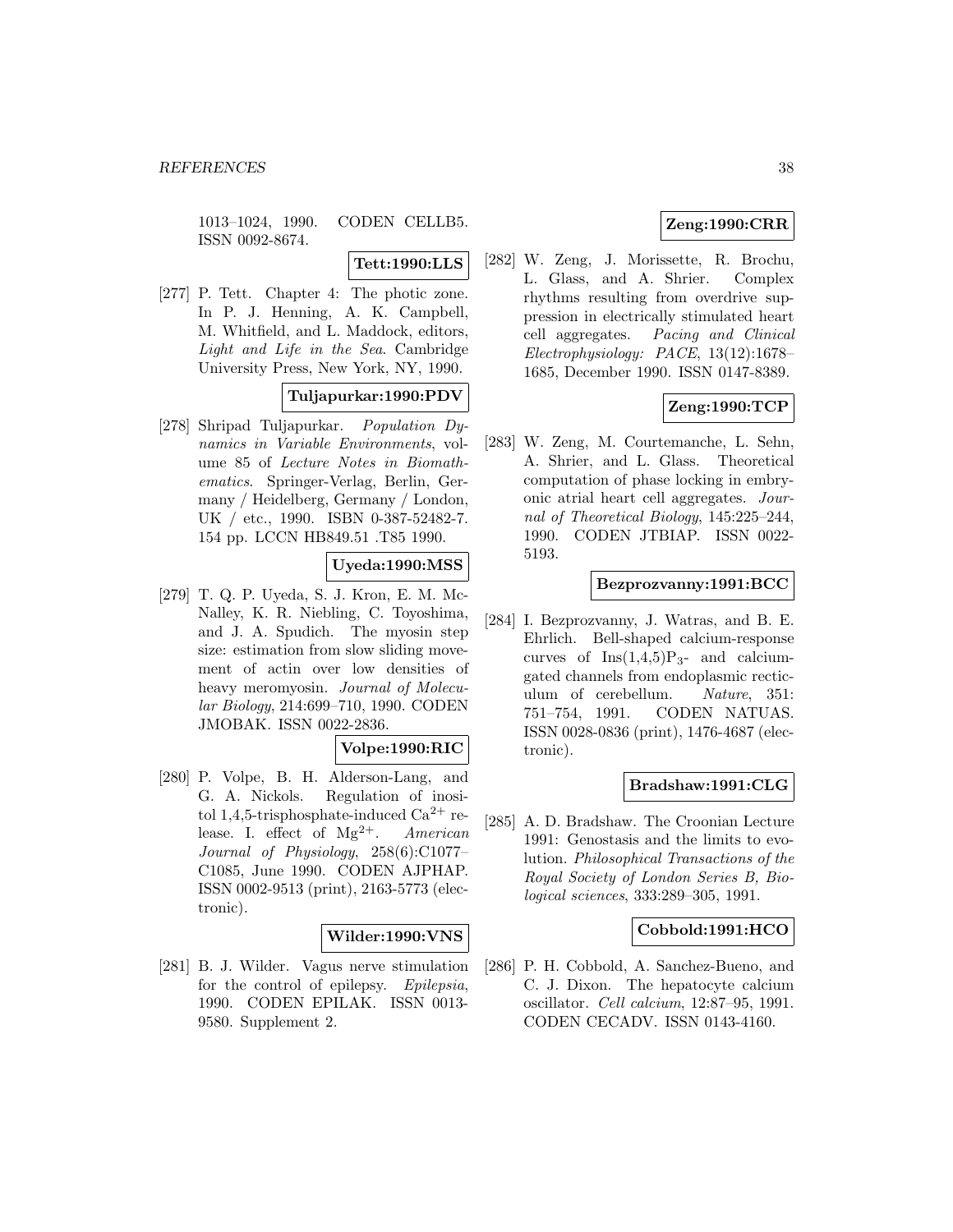1013–1024, 1990. CODEN CELLB5. ISSN 0092-8674.

**Tett:1990:LLS**

[277] P. Tett. Chapter 4: The photic zone. In P. J. Henning, A. K. Campbell, M. Whitfield, and L. Maddock, editors, *Light and Life in the Sea*. Cambridge University Press, New York, NY, 1990.

**Tuljapurkar:1990:PDV**

[278] Shripad Tuljapurkar. *Population Dynamics in Variable Environments*, volume 85 of *Lecture Notes in Biomathematics*. Springer-Verlag, Berlin, Germany / Heidelberg, Germany / London, UK / etc., 1990. ISBN 0-387-52482-7. 154 pp. LCCN HB849.51 .T85 1990.

**Uyeda:1990:MSS**

[279] T. Q. P. Uyeda, S. J. Kron, E. M. McNalley, K. R. Niebling, C. Toyoshima, and J. A. Spudich. The myosin step size: estimation from slow sliding movement of actin over low densities of heavy meromyosin. *Journal of Molecular Biology*, 214:699–710, 1990. CODEN JMOBAK. ISSN 0022-2836.

**Volpe:1990:RIC**

[280] P. Volpe, B. H. Alderson-Lang, and G. A. Nickols. Regulation of inositol 1,4,5-trisphosphate-induced $Ca^{2+}$ release. I. effect of $Mg^{2+}$. *American Journal of Physiology*, 258(6):C1077–C1085, June 1990. CODEN AJPHAP. ISSN 0002-9513 (print), 2163-5773 (electronic).

**Wilder:1990:VNS**

[281] B. J. Wilder. Vagus nerve stimulation for the control of epilepsy. *Epilepsia*, 1990. CODEN EPILAK. ISSN 0013-9580. Supplement 2.

**Zeng:1990:CRR**

[282] W. Zeng, J. Morissette, R. Brochu, L. Glass, and A. Shrier. Complex rhythms resulting from overdrive suppression in electrically stimulated heart cell aggregates. *Pacing and Clinical Electrophysiology: PACE*, 13(12):1678–1685, December 1990. ISSN 0147-8389.

**Zeng:1990:TCP**

[283] W. Zeng, M. Courtemanche, L. Sehn, A. Shrier, and L. Glass. Theoretical computation of phase locking in embryonic atrial heart cell aggregates. *Journal of Theoretical Biology*, 145:225–244, 1990. CODEN JTBIAP. ISSN 0022-5193.

**Bezprozvanny:1991:BCC**

[284] I. Bezprozvanny, J. Watras, and B. E. Ehrlich. Bell-shaped calcium-response curves of $Ins(1,4,5)P_3$- and calcium-gated channels from endoplasmic recticulum of cerebellum. *Nature*, 351: 751–754, 1991. CODEN NATUAS. ISSN 0028-0836 (print), 1476-4687 (electronic).

**Bradshaw:1991:CLG**

[285] A. D. Bradshaw. The Croonian Lecture 1991: Genostasis and the limits to evolution. *Philosophical Transactions of the Royal Society of London Series B, Biological sciences*, 333:289–305, 1991.

**Cobbold:1991:HCO**

[286] P. H. Cobbold, A. Sanchez-Bueno, and C. J. Dixon. The hepatocyte calcium oscillator. *Cell calcium*, 12:87–95, 1991. CODEN CECADV. ISSN 0143-4160.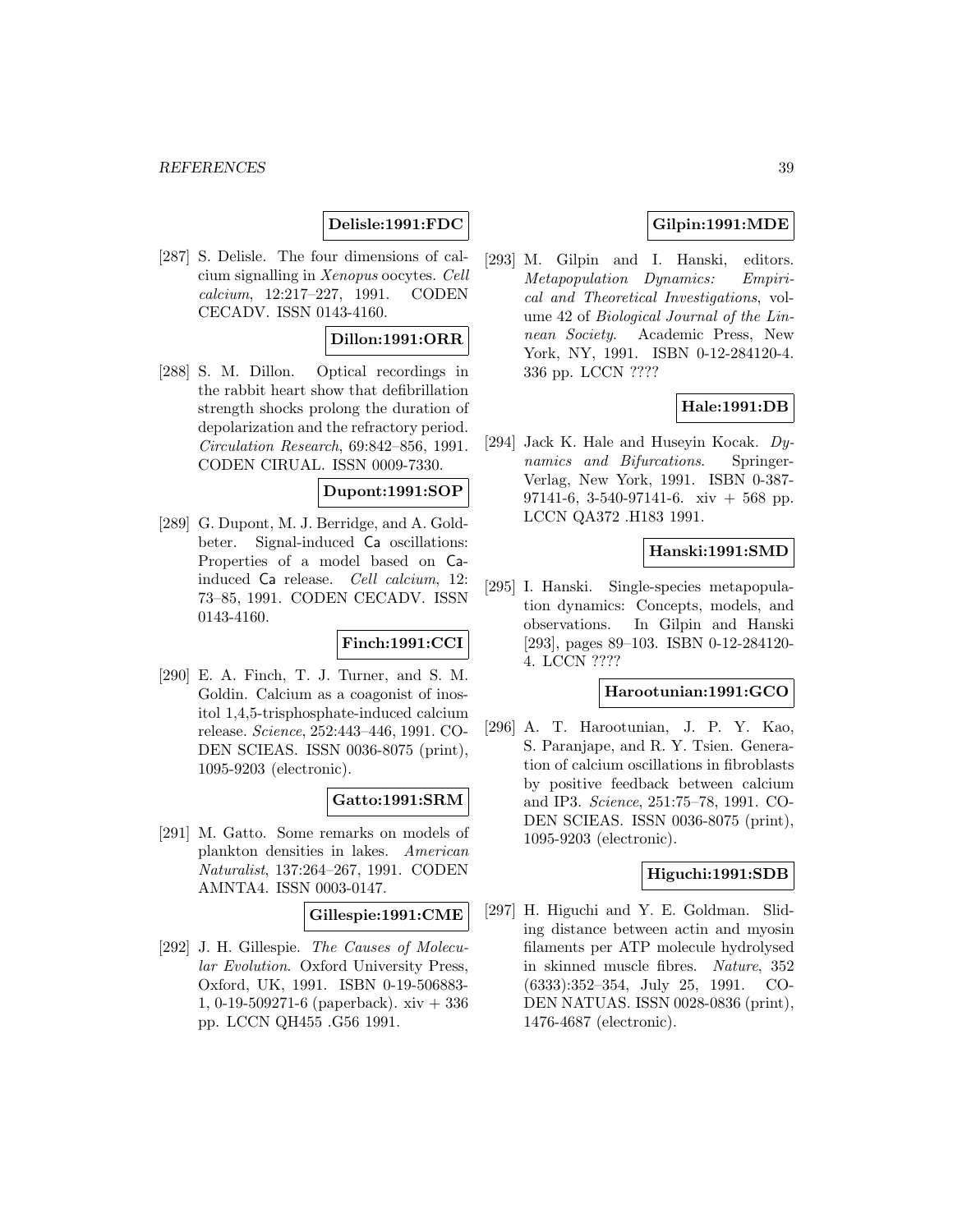**Delisle:1991:FDC**

[287] S. Delisle. The four dimensions of calcium signalling in *Xenopus* oocytes. *Cell calcium*, 12:217–227, 1991. CODEN CECADV. ISSN 0143-4160.

**Dillon:1991:ORR**

[288] S. M. Dillon. Optical recordings in the rabbit heart show that defibrillation strength shocks prolong the duration of depolarization and the refractory period. *Circulation Research*, 69:842–856, 1991. CODEN CIRUAL. ISSN 0009-7330.

**Dupont:1991:SOP**

[289] G. Dupont, M. J. Berridge, and A. Goldbeter. Signal-induced Ca oscillations: Properties of a model based on Ca-induced Ca release. *Cell calcium*, 12: 73–85, 1991. CODEN CECADV. ISSN 0143-4160.

**Finch:1991:CCI**

[290] E. A. Finch, T. J. Turner, and S. M. Goldin. Calcium as a coagonist of inositol 1,4,5-trisphosphate-induced calcium release. *Science*, 252:443–446, 1991. CODEN SCIEAS. ISSN 0036-8075 (print), 1095-9203 (electronic).

**Gatto:1991:SRM**

[291] M. Gatto. Some remarks on models of plankton densities in lakes. *American Naturalist*, 137:264–267, 1991. CODEN AMNTA4. ISSN 0003-0147.

**Gillespie:1991:CME**

[292] J. H. Gillespie. *The Causes of Molecular Evolution*. Oxford University Press, Oxford, UK, 1991. ISBN 0-19-506883-1, 0-19-509271-6 (paperback). xiv + 336 pp. LCCN QH455 .G56 1991.

**Gilpin:1991:MDE**

[293] M. Gilpin and I. Hanski, editors. *Metapopulation Dynamics: Empirical and Theoretical Investigations*, volume 42 of *Biological Journal of the Linnean Society*. Academic Press, New York, NY, 1991. ISBN 0-12-284120-4. 336 pp. LCCN ????

**Hale:1991:DB**

[294] Jack K. Hale and Huseyin Kocak. *Dynamics and Bifurcations*. Springer-Verlag, New York, 1991. ISBN 0-387-97141-6, 3-540-97141-6. xiv + 568 pp. LCCN QA372 .H183 1991.

**Hanski:1991:SMD**

[295] I. Hanski. Single-species metapopulation dynamics: Concepts, models, and observations. In Gilpin and Hanski [293], pages 89–103. ISBN 0-12-284120-4. LCCN ????

**Harootunian:1991:GCO**

[296] A. T. Harootunian, J. P. Y. Kao, S. Paranjape, and R. Y. Tsien. Generation of calcium oscillations in fibroblasts by positive feedback between calcium and IP3. *Science*, 251:75–78, 1991. CODEN SCIEAS. ISSN 0036-8075 (print), 1095-9203 (electronic).

**Higuchi:1991:SDB**

[297] H. Higuchi and Y. E. Goldman. Sliding distance between actin and myosin filaments per ATP molecule hydrolysed in skinned muscle fibres. *Nature*, 352 (6333):352–354, July 25, 1991. CODEN NATUAS. ISSN 0028-0836 (print), 1476-4687 (electronic).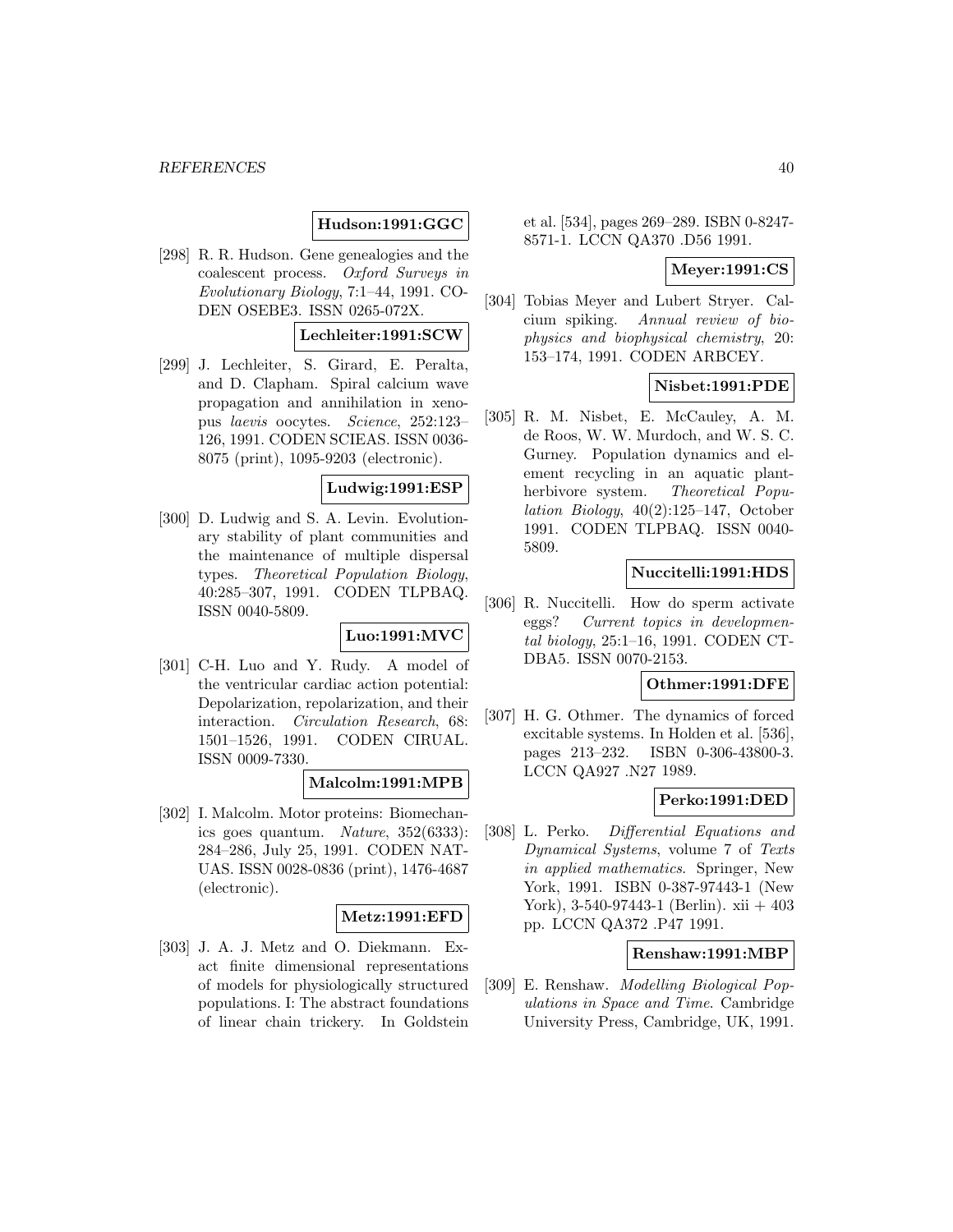**Hudson:1991:GGC**

[298] R. R. Hudson. Gene genealogies and the coalescent process. *Oxford Surveys in Evolutionary Biology*, 7:1–44, 1991. CODEN OSEBE3. ISSN 0265-072X.

**Lechleiter:1991:SCW**

[299] J. Lechleiter, S. Girard, E. Peralta, and D. Clapham. Spiral calcium wave propagation and annihilation in xenopus *laevis* oocytes. *Science*, 252:123–126, 1991. CODEN SCIEAS. ISSN 0036-8075 (print), 1095-9203 (electronic).

**Ludwig:1991:ESP**

[300] D. Ludwig and S. A. Levin. Evolutionary stability of plant communities and the maintenance of multiple dispersal types. *Theoretical Population Biology*, 40:285–307, 1991. CODEN TLPBAQ. ISSN 0040-5809.

**Luo:1991:MVC**

[301] C-H. Luo and Y. Rudy. A model of the ventricular cardiac action potential: Depolarization, repolarization, and their interaction. *Circulation Research*, 68: 1501–1526, 1991. CODEN CIRUAL. ISSN 0009-7330.

**Malcolm:1991:MPB**

[302] I. Malcolm. Motor proteins: Biomechanics goes quantum. *Nature*, 352(6333): 284–286, July 25, 1991. CODEN NATUAS. ISSN 0028-0836 (print), 1476-4687 (electronic).

**Metz:1991:EFD**

[303] J. A. J. Metz and O. Diekmann. Exact finite dimensional representations of models for physiologically structured populations. I: The abstract foundations of linear chain trickery. In Goldstein et al. [534], pages 269–289. ISBN 0-8247-8571-1. LCCN QA370 .D56 1991.

**Meyer:1991:CS**

[304] Tobias Meyer and Lubert Stryer. Calcium spiking. *Annual review of biophysics and biophysical chemistry*, 20: 153–174, 1991. CODEN ARBCEY.

**Nisbet:1991:PDE**

[305] R. M. Nisbet, E. McCauley, A. M. de Roos, W. W. Murdoch, and W. S. C. Gurney. Population dynamics and element recycling in an aquatic plant-herbivore system. *Theoretical Population Biology*, 40(2):125–147, October 1991. CODEN TLPBAQ. ISSN 0040-5809.

**Nuccitelli:1991:HDS**

[306] R. Nuccitelli. How do sperm activate eggs? *Current topics in developmental biology*, 25:1–16, 1991. CODEN CTDBA5. ISSN 0070-2153.

**Othmer:1991:DFE**

[307] H. G. Othmer. The dynamics of forced excitable systems. In Holden et al. [536], pages 213–232. ISBN 0-306-43800-3. LCCN QA927 .N27 1989.

**Perko:1991:DED**

[308] L. Perko. *Differential Equations and Dynamical Systems*, volume 7 of *Texts in applied mathematics*. Springer, New York, 1991. ISBN 0-387-97443-1 (New York), 3-540-97443-1 (Berlin). xii + 403 pp. LCCN QA372 .P47 1991.

**Renshaw:1991:MBP**

[309] E. Renshaw. *Modelling Biological Populations in Space and Time*. Cambridge University Press, Cambridge, UK, 1991.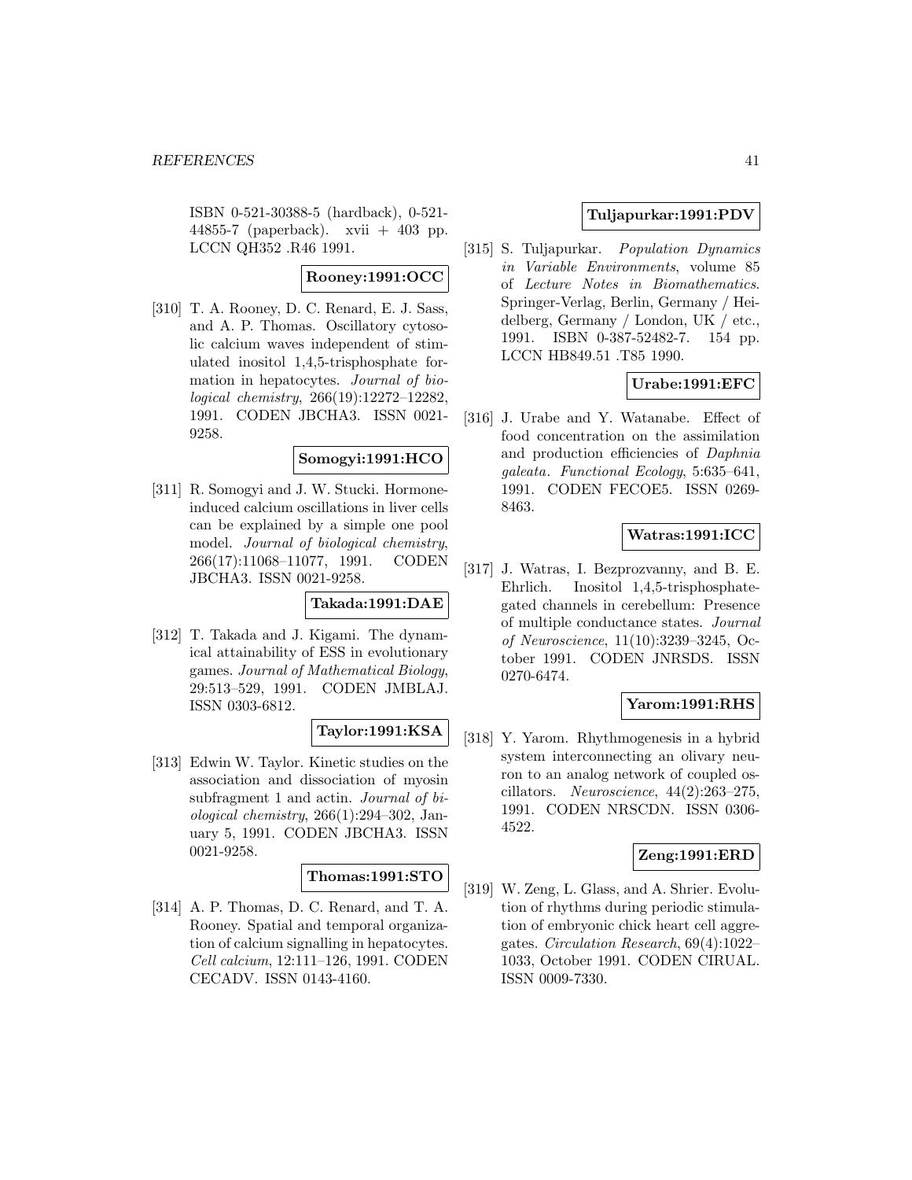ISBN 0-521-30388-5 (hardback), 0-521-44855-7 (paperback). xvii + 403 pp. LCCN QH352 .R46 1991.

**Rooney:1991:OCC**

[310] T. A. Rooney, D. C. Renard, E. J. Sass, and A. P. Thomas. Oscillatory cytosolic calcium waves independent of stimulated inositol 1,4,5-trisphosphate formation in hepatocytes. *Journal of biological chemistry*, 266(19):12272–12282, 1991. CODEN JBCHA3. ISSN 0021-9258.

**Somogyi:1991:HCO**

[311] R. Somogyi and J. W. Stucki. Hormone-induced calcium oscillations in liver cells can be explained by a simple one pool model. *Journal of biological chemistry*, 266(17):11068–11077, 1991. CODEN JBCHA3. ISSN 0021-9258.

**Takada:1991:DAE**

[312] T. Takada and J. Kigami. The dynamical attainability of ESS in evolutionary games. *Journal of Mathematical Biology*, 29:513–529, 1991. CODEN JMBLAJ. ISSN 0303-6812.

**Taylor:1991:KSA**

[313] Edwin W. Taylor. Kinetic studies on the association and dissociation of myosin subfragment 1 and actin. *Journal of biological chemistry*, 266(1):294–302, January 5, 1991. CODEN JBCHA3. ISSN 0021-9258.

**Thomas:1991:STO**

[314] A. P. Thomas, D. C. Renard, and T. A. Rooney. Spatial and temporal organization of calcium signalling in hepatocytes. *Cell calcium*, 12:111–126, 1991. CODEN CECADV. ISSN 0143-4160.

**Tuljapurkar:1991:PDV**

[315] S. Tuljapurkar. *Population Dynamics in Variable Environments*, volume 85 of *Lecture Notes in Biomathematics*. Springer-Verlag, Berlin, Germany / Heidelberg, Germany / London, UK / etc., 1991. ISBN 0-387-52482-7. 154 pp. LCCN HB849.51 .T85 1990.

**Urabe:1991:EFC**

[316] J. Urabe and Y. Watanabe. Effect of food concentration on the assimilation and production efficiencies of *Daphnia galeata*. *Functional Ecology*, 5:635–641, 1991. CODEN FECOE5. ISSN 0269-8463.

**Watras:1991:ICC**

[317] J. Watras, I. Bezprozvanny, and B. E. Ehrlich. Inositol 1,4,5-trisphosphate-gated channels in cerebellum: Presence of multiple conductance states. *Journal of Neuroscience*, 11(10):3239–3245, October 1991. CODEN JNRSDS. ISSN 0270-6474.

**Yarom:1991:RHS**

[318] Y. Yarom. Rhythmogenesis in a hybrid system interconnecting an olivary neuron to an analog network of coupled oscillators. *Neuroscience*, 44(2):263–275, 1991. CODEN NRSCDN. ISSN 0306-4522.

**Zeng:1991:ERD**

[319] W. Zeng, L. Glass, and A. Shrier. Evolution of rhythms during periodic stimulation of embryonic chick heart cell aggregates. *Circulation Research*, 69(4):1022–1033, October 1991. CODEN CIRUAL. ISSN 0009-7330.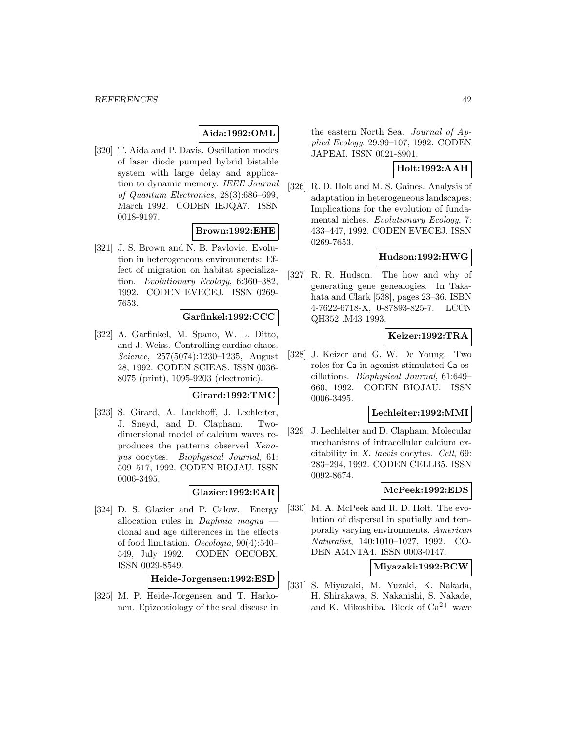**Aida:1992:OML**

[320] T. Aida and P. Davis. Oscillation modes of laser diode pumped hybrid bistable system with large delay and application to dynamic memory. *IEEE Journal of Quantum Electronics*, 28(3):686–699, March 1992. CODEN IEJQA7. ISSN 0018-9197.

**Brown:1992:EHE**

[321] J. S. Brown and N. B. Pavlovic. Evolution in heterogeneous environments: Effect of migration on habitat specialization. *Evolutionary Ecology*, 6:360–382, 1992. CODEN EVECEJ. ISSN 0269-7653.

**Garfinkel:1992:CCC**

[322] A. Garfinkel, M. Spano, W. L. Ditto, and J. Weiss. Controlling cardiac chaos. *Science*, 257(5074):1230–1235, August 28, 1992. CODEN SCIEAS. ISSN 0036-8075 (print), 1095-9203 (electronic).

**Girard:1992:TMC**

[323] S. Girard, A. Luckhoff, J. Lechleiter, J. Sneyd, and D. Clapham. Two-dimensional model of calcium waves reproduces the patterns observed *Xenopus* oocytes. *Biophysical Journal*, 61: 509–517, 1992. CODEN BIOJAU. ISSN 0006-3495.

**Glazier:1992:EAR**

[324] D. S. Glazier and P. Calow. Energy allocation rules in *Daphnia magna* — clonal and age differences in the effects of food limitation. *Oecologia*, 90(4):540–549, July 1992. CODEN OECOBX. ISSN 0029-8549.

**Heide-Jorgensen:1992:ESD**

[325] M. P. Heide-Jorgensen and T. Harkonen. Epizootiology of the seal disease in the eastern North Sea. *Journal of Applied Ecology*, 29:99–107, 1992. CODEN JAPEAI. ISSN 0021-8901.

**Holt:1992:AAH**

[326] R. D. Holt and M. S. Gaines. Analysis of adaptation in heterogeneous landscapes: Implications for the evolution of fundamental niches. *Evolutionary Ecology*, 7: 433–447, 1992. CODEN EVECEJ. ISSN 0269-7653.

**Hudson:1992:HWG**

[327] R. R. Hudson. The how and why of generating gene genealogies. In Takahata and Clark [538], pages 23–36. ISBN 4-7622-6718-X, 0-87893-825-7. LCCN QH352 .M43 1993.

**Keizer:1992:TRA**

[328] J. Keizer and G. W. De Young. Two roles for Ca in agonist stimulated Ca oscillations. *Biophysical Journal*, 61:649–660, 1992. CODEN BIOJAU. ISSN 0006-3495.

**Lechleiter:1992:MMI**

[329] J. Lechleiter and D. Clapham. Molecular mechanisms of intracellular calcium excitability in *X. laevis* oocytes. *Cell*, 69: 283–294, 1992. CODEN CELLB5. ISSN 0092-8674.

**McPeek:1992:EDS**

[330] M. A. McPeek and R. D. Holt. The evolution of dispersal in spatially and temporally varying environments. *American Naturalist*, 140:1010–1027, 1992. CODEN AMNTA4. ISSN 0003-0147.

**Miyazaki:1992:BCW**

[331] S. Miyazaki, M. Yuzaki, K. Nakada, H. Shirakawa, S. Nakanishi, S. Nakade, and K. Mikoshiba. Block of $Ca^{2+}$ wave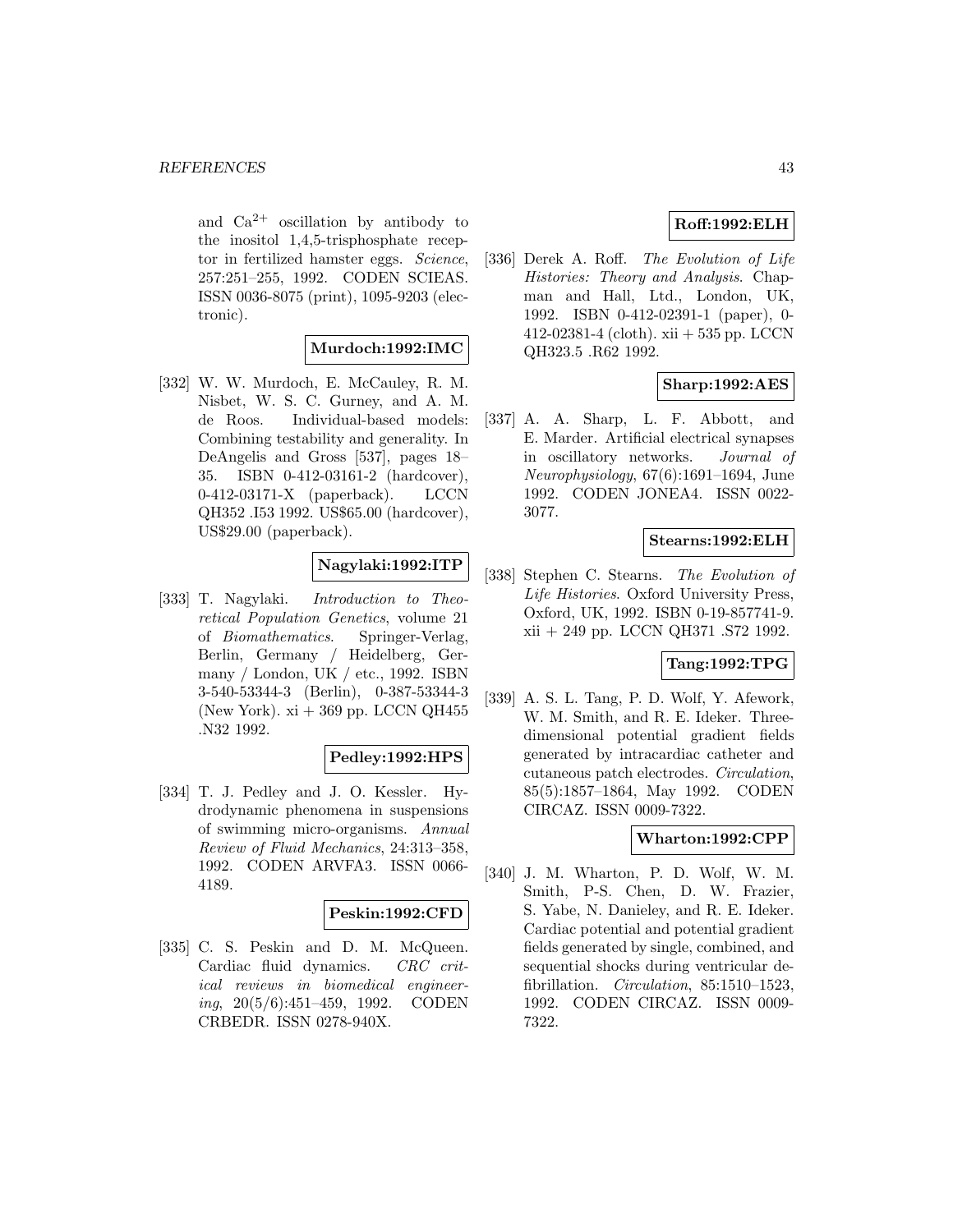and $Ca^{2+}$ oscillation by antibody to the inositol 1,4,5-trisphosphate receptor in fertilized hamster eggs. *Science*, 257:251–255, 1992. CODEN SCIEAS. ISSN 0036-8075 (print), 1095-9203 (electronic).

**Murdoch:1992:IMC**

[332] W. W. Murdoch, E. McCauley, R. M. Nisbet, W. S. C. Gurney, and A. M. de Roos. Individual-based models: Combining testability and generality. In DeAngelis and Gross [537], pages 18–35. ISBN 0-412-03161-2 (hardcover), 0-412-03171-X (paperback). LCCN QH352 .I53 1992. US$65.00 (hardcover), US$29.00 (paperback).

**Nagylaki:1992:ITP**

[333] T. Nagylaki. *Introduction to Theoretical Population Genetics*, volume 21 of *Biomathematics*. Springer-Verlag, Berlin, Germany / Heidelberg, Germany / London, UK / etc., 1992. ISBN 3-540-53344-3 (Berlin), 0-387-53344-3 (New York). xi + 369 pp. LCCN QH455 .N32 1992.

**Pedley:1992:HPS**

[334] T. J. Pedley and J. O. Kessler. Hydrodynamic phenomena in suspensions of swimming micro-organisms. *Annual Review of Fluid Mechanics*, 24:313–358, 1992. CODEN ARVFA3. ISSN 0066-4189.

**Peskin:1992:CFD**

[335] C. S. Peskin and D. M. McQueen. Cardiac fluid dynamics. *CRC critical reviews in biomedical engineering*, 20(5/6):451–459, 1992. CODEN CRBEDR. ISSN 0278-940X.

**Roff:1992:ELH**

[336] Derek A. Roff. *The Evolution of Life Histories: Theory and Analysis*. Chapman and Hall, Ltd., London, UK, 1992. ISBN 0-412-02391-1 (paper), 0-412-02381-4 (cloth). xii + 535 pp. LCCN QH323.5 .R62 1992.

**Sharp:1992:AES**

[337] A. A. Sharp, L. F. Abbott, and E. Marder. Artificial electrical synapses in oscillatory networks. *Journal of Neurophysiology*, 67(6):1691–1694, June 1992. CODEN JONEA4. ISSN 0022-3077.

**Stearns:1992:ELH**

[338] Stephen C. Stearns. *The Evolution of Life Histories*. Oxford University Press, Oxford, UK, 1992. ISBN 0-19-857741-9. xii + 249 pp. LCCN QH371 .S72 1992.

**Tang:1992:TPG**

[339] A. S. L. Tang, P. D. Wolf, Y. Afework, W. M. Smith, and R. E. Ideker. Three-dimensional potential gradient fields generated by intracardiac catheter and cutaneous patch electrodes. *Circulation*, 85(5):1857–1864, May 1992. CODEN CIRCAZ. ISSN 0009-7322.

**Wharton:1992:CPP**

[340] J. M. Wharton, P. D. Wolf, W. M. Smith, P-S. Chen, D. W. Frazier, S. Yabe, N. Danieley, and R. E. Ideker. Cardiac potential and potential gradient fields generated by single, combined, and sequential shocks during ventricular defibrillation. *Circulation*, 85:1510–1523, 1992. CODEN CIRCAZ. ISSN 0009-7322.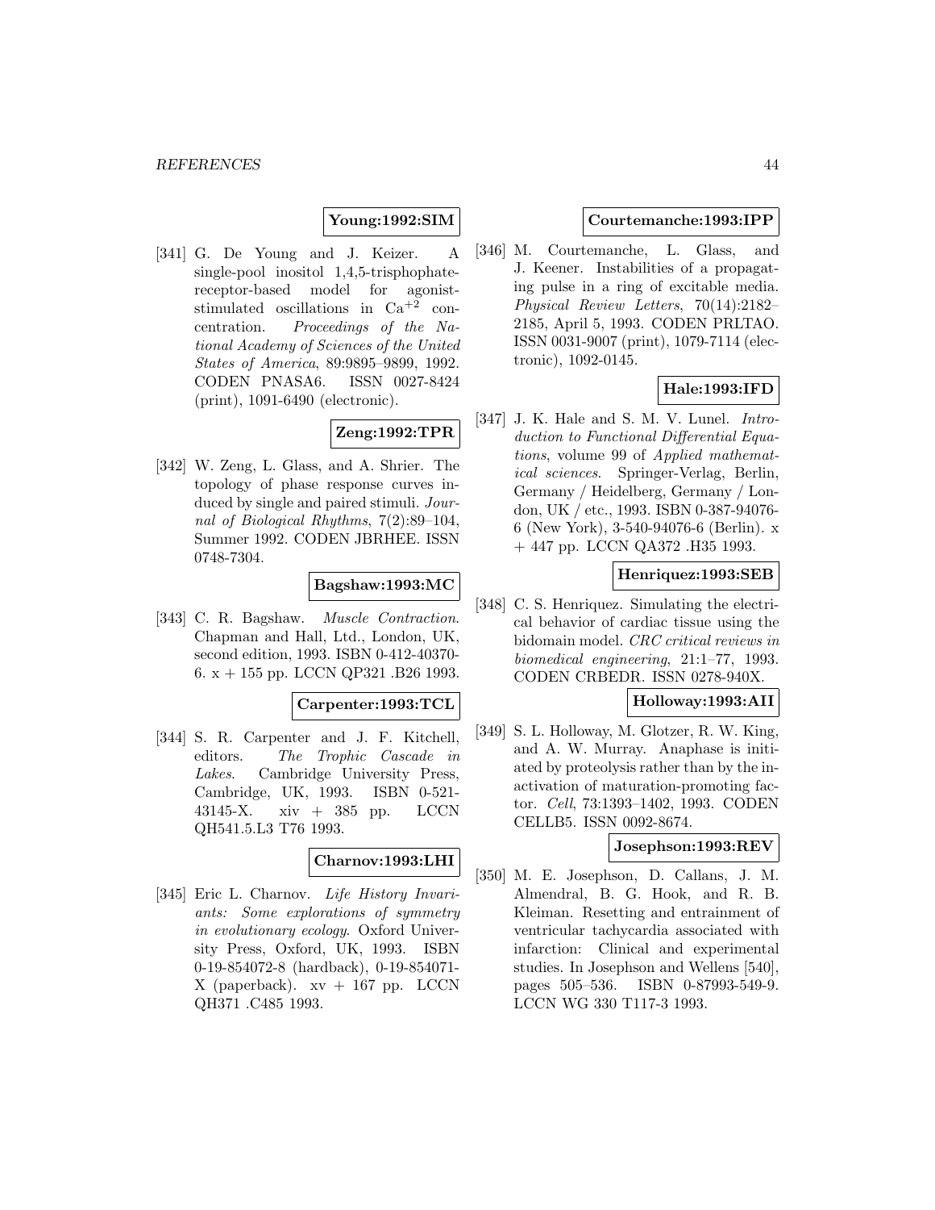**Young:1992:SIM**

[341] G. De Young and J. Keizer. A single-pool inositol 1,4,5-trisphophate-receptor-based model for agonist-stimulated oscillations in $Ca^{+2}$ concentration. *Proceedings of the National Academy of Sciences of the United States of America*, 89:9895–9899, 1992. CODEN PNASA6. ISSN 0027-8424 (print), 1091-6490 (electronic).

**Zeng:1992:TPR**

[342] W. Zeng, L. Glass, and A. Shrier. The topology of phase response curves induced by single and paired stimuli. *Journal of Biological Rhythms*, 7(2):89–104, Summer 1992. CODEN JBRHEE. ISSN 0748-7304.

**Bagshaw:1993:MC**

[343] C. R. Bagshaw. *Muscle Contraction*. Chapman and Hall, Ltd., London, UK, second edition, 1993. ISBN 0-412-40370-6. x + 155 pp. LCCN QP321 .B26 1993.

**Carpenter:1993:TCL**

[344] S. R. Carpenter and J. F. Kitchell, editors. *The Trophic Cascade in Lakes*. Cambridge University Press, Cambridge, UK, 1993. ISBN 0-521-43145-X. xiv + 385 pp. LCCN QH541.5.L3 T76 1993.

**Charnov:1993:LHI**

[345] Eric L. Charnov. *Life History Invariants: Some explorations of symmetry in evolutionary ecology*. Oxford University Press, Oxford, UK, 1993. ISBN 0-19-854072-8 (hardback), 0-19-854071-X (paperback). xv + 167 pp. LCCN QH371 .C485 1993.

**Courtemanche:1993:IPP**

[346] M. Courtemanche, L. Glass, and J. Keener. Instabilities of a propagating pulse in a ring of excitable media. *Physical Review Letters*, 70(14):2182–2185, April 5, 1993. CODEN PRLTAO. ISSN 0031-9007 (print), 1079-7114 (electronic), 1092-0145.

**Hale:1993:IFD**

[347] J. K. Hale and S. M. V. Lunel. *Introduction to Functional Differential Equations*, volume 99 of *Applied mathematical sciences*. Springer-Verlag, Berlin, Germany / Heidelberg, Germany / London, UK / etc., 1993. ISBN 0-387-94076-6 (New York), 3-540-94076-6 (Berlin). x + 447 pp. LCCN QA372 .H35 1993.

**Henriquez:1993:SEB**

[348] C. S. Henriquez. Simulating the electrical behavior of cardiac tissue using the bidomain model. *CRC critical reviews in biomedical engineering*, 21:1–77, 1993. CODEN CRBEDR. ISSN 0278-940X.

**Holloway:1993:AII**

[349] S. L. Holloway, M. Glotzer, R. W. King, and A. W. Murray. Anaphase is initiated by proteolysis rather than by the inactivation of maturation-promoting factor. *Cell*, 73:1393–1402, 1993. CODEN CELLB5. ISSN 0092-8674.

**Josephson:1993:REV**

[350] M. E. Josephson, D. Callans, J. M. Almendral, B. G. Hook, and R. B. Kleiman. Resetting and entrainment of ventricular tachycardia associated with infarction: Clinical and experimental studies. In Josephson and Wellens [540], pages 505–536. ISBN 0-87993-549-9. LCCN WG 330 T117-3 1993.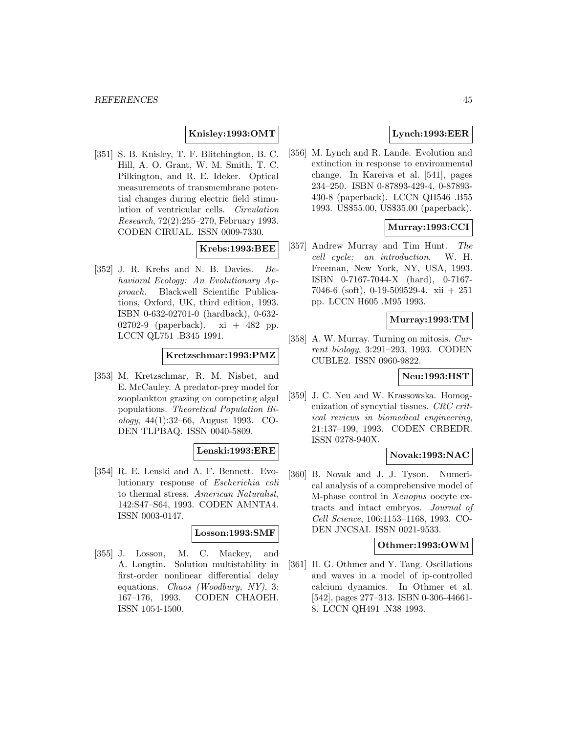**Knisley:1993:OMT**

[351] S. B. Knisley, T. F. Blitchington, B. C. Hill, A. O. Grant, W. M. Smith, T. C. Pilkington, and R. E. Ideker. Optical measurements of transmembrane potential changes during electric field stimulation of ventricular cells. *Circulation Research*, 72(2):255–270, February 1993. CODEN CIRUAL. ISSN 0009-7330.

**Krebs:1993:BEE**

[352] J. R. Krebs and N. B. Davies. *Behavioral Ecology: An Evolutionary Approach*. Blackwell Scientific Publications, Oxford, UK, third edition, 1993. ISBN 0-632-02701-0 (hardback), 0-632-02702-9 (paperback). xi + 482 pp. LCCN QL751 .B345 1991.

**Kretzschmar:1993:PMZ**

[353] M. Kretzschmar, R. M. Nisbet, and E. McCauley. A predator-prey model for zooplankton grazing on competing algal populations. *Theoretical Population Biology*, 44(1):32–66, August 1993. CODEN TLPBAQ. ISSN 0040-5809.

**Lenski:1993:ERE**

[354] R. E. Lenski and A. F. Bennett. Evolutionary response of *Escherichia coli* to thermal stress. *American Naturalist*, 142:S47–S64, 1993. CODEN AMNTA4. ISSN 0003-0147.

**Losson:1993:SMF**

[355] J. Losson, M. C. Mackey, and A. Longtin. Solution multistability in first-order nonlinear differential delay equations. *Chaos (Woodbury, NY)*, 3: 167–176, 1993. CODEN CHAOEH. ISSN 1054-1500.

**Lynch:1993:EER**

[356] M. Lynch and R. Lande. Evolution and extinction in response to environmental change. In Kareiva et al. [541], pages 234–250. ISBN 0-87893-429-4, 0-87893-430-8 (paperback). LCCN QH546 .B55 1993. US$55.00, US$35.00 (paperback).

**Murray:1993:CCI**

[357] Andrew Murray and Tim Hunt. *The cell cycle: an introduction*. W. H. Freeman, New York, NY, USA, 1993. ISBN 0-7167-7044-X (hard), 0-7167-7046-6 (soft), 0-19-509529-4. xii + 251 pp. LCCN H605 .M95 1993.

**Murray:1993:TM**

[358] A. W. Murray. Turning on mitosis. *Current biology*, 3:291–293, 1993. CODEN CUBLE2. ISSN 0960-9822.

**Neu:1993:HST**

[359] J. C. Neu and W. Krassowska. Homogenization of syncytial tissues. *CRC critical reviews in biomedical engineering*, 21:137–199, 1993. CODEN CRBEDR. ISSN 0278-940X.

**Novak:1993:NAC**

[360] B. Novak and J. J. Tyson. Numerical analysis of a comprehensive model of M-phase control in *Xenopus* oocyte extracts and intact embryos. *Journal of Cell Science*, 106:1153–1168, 1993. CODEN JNCSAI. ISSN 0021-9533.

**Othmer:1993:OWM**

[361] H. G. Othmer and Y. Tang. Oscillations and waves in a model of ip-controlled calcium dynamics. In Othmer et al. [542], pages 277–313. ISBN 0-306-44661-8. LCCN QH491 .N38 1993.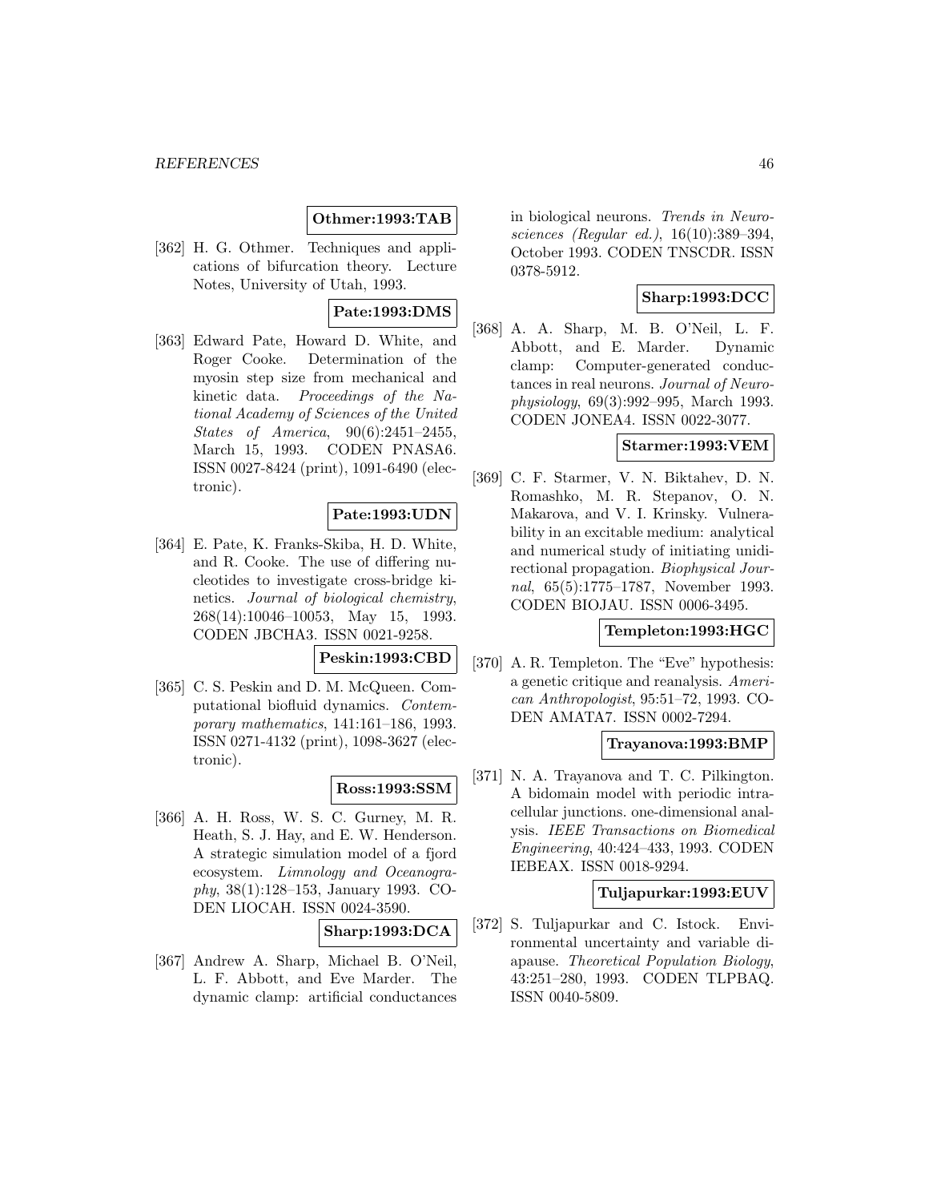**Othmer:1993:TAB**

[362] H. G. Othmer. Techniques and applications of bifurcation theory. Lecture Notes, University of Utah, 1993.

**Pate:1993:DMS**

[363] Edward Pate, Howard D. White, and Roger Cooke. Determination of the myosin step size from mechanical and kinetic data. *Proceedings of the National Academy of Sciences of the United States of America*, 90(6):2451–2455, March 15, 1993. CODEN PNASA6. ISSN 0027-8424 (print), 1091-6490 (electronic).

**Pate:1993:UDN**

[364] E. Pate, K. Franks-Skiba, H. D. White, and R. Cooke. The use of differing nucleotides to investigate cross-bridge kinetics. *Journal of biological chemistry*, 268(14):10046–10053, May 15, 1993. CODEN JBCHA3. ISSN 0021-9258.

**Peskin:1993:CBD**

[365] C. S. Peskin and D. M. McQueen. Computational biofluid dynamics. *Contemporary mathematics*, 141:161–186, 1993. ISSN 0271-4132 (print), 1098-3627 (electronic).

**Ross:1993:SSM**

[366] A. H. Ross, W. S. C. Gurney, M. R. Heath, S. J. Hay, and E. W. Henderson. A strategic simulation model of a fjord ecosystem. *Limnology and Oceanography*, 38(1):128–153, January 1993. CODEN LIOCAH. ISSN 0024-3590.

**Sharp:1993:DCA**

[367] Andrew A. Sharp, Michael B. O'Neil, L. F. Abbott, and Eve Marder. The dynamic clamp: artificial conductances in biological neurons. *Trends in Neurosciences (Regular ed.)*, 16(10):389–394, October 1993. CODEN TNSCDR. ISSN 0378-5912.

**Sharp:1993:DCC**

[368] A. A. Sharp, M. B. O'Neil, L. F. Abbott, and E. Marder. Dynamic clamp: Computer-generated conductances in real neurons. *Journal of Neurophysiology*, 69(3):992–995, March 1993. CODEN JONEA4. ISSN 0022-3077.

**Starmer:1993:VEM**

[369] C. F. Starmer, V. N. Biktahev, D. N. Romashko, M. R. Stepanov, O. N. Makarova, and V. I. Krinsky. Vulnerability in an excitable medium: analytical and numerical study of initiating unidirectional propagation. *Biophysical Journal*, 65(5):1775–1787, November 1993. CODEN BIOJAU. ISSN 0006-3495.

**Templeton:1993:HGC**

[370] A. R. Templeton. The "Eve" hypothesis: a genetic critique and reanalysis. *American Anthropologist*, 95:51–72, 1993. CODEN AMATA7. ISSN 0002-7294.

**Trayanova:1993:BMP**

[371] N. A. Trayanova and T. C. Pilkington. A bidomain model with periodic intracellular junctions. one-dimensional analysis. *IEEE Transactions on Biomedical Engineering*, 40:424–433, 1993. CODEN IEBEAX. ISSN 0018-9294.

**Tuljapurkar:1993:EUV**

[372] S. Tuljapurkar and C. Istock. Environmental uncertainty and variable diapause. *Theoretical Population Biology*, 43:251–280, 1993. CODEN TLPBAQ. ISSN 0040-5809.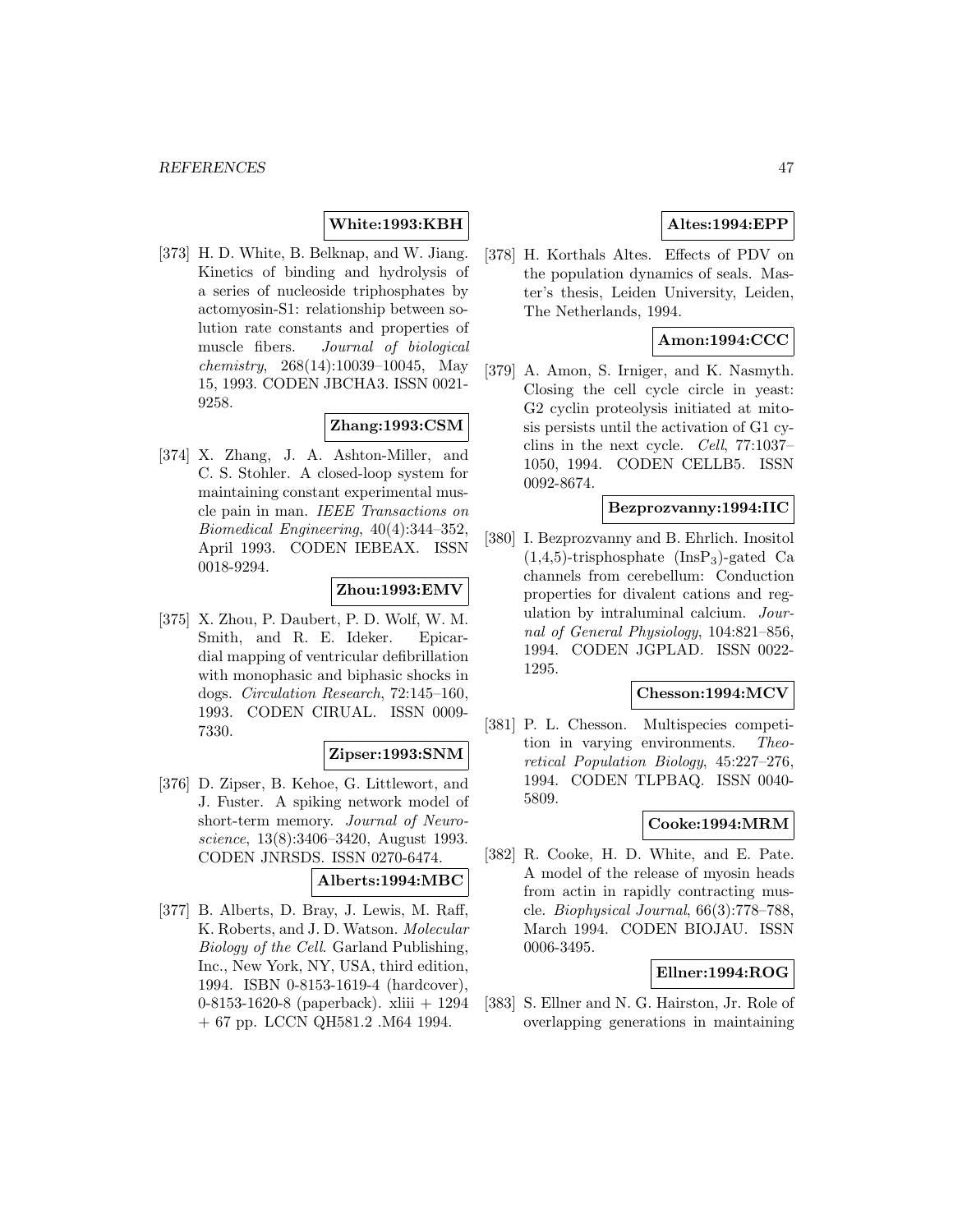**White:1993:KBH**

[373] H. D. White, B. Belknap, and W. Jiang. Kinetics of binding and hydrolysis of a series of nucleoside triphosphates by actomyosin-S1: relationship between solution rate constants and properties of muscle fibers. *Journal of biological chemistry*, 268(14):10039–10045, May 15, 1993. CODEN JBCHA3. ISSN 0021-9258.

**Zhang:1993:CSM**

[374] X. Zhang, J. A. Ashton-Miller, and C. S. Stohler. A closed-loop system for maintaining constant experimental muscle pain in man. *IEEE Transactions on Biomedical Engineering*, 40(4):344–352, April 1993. CODEN IEBEAX. ISSN 0018-9294.

**Zhou:1993:EMV**

[375] X. Zhou, P. Daubert, P. D. Wolf, W. M. Smith, and R. E. Ideker. Epicardial mapping of ventricular defibrillation with monophasic and biphasic shocks in dogs. *Circulation Research*, 72:145–160, 1993. CODEN CIRUAL. ISSN 0009-7330.

**Zipser:1993:SNM**

[376] D. Zipser, B. Kehoe, G. Littlewort, and J. Fuster. A spiking network model of short-term memory. *Journal of Neuroscience*, 13(8):3406–3420, August 1993. CODEN JNRSDS. ISSN 0270-6474.

**Alberts:1994:MBC**

[377] B. Alberts, D. Bray, J. Lewis, M. Raff, K. Roberts, and J. D. Watson. *Molecular Biology of the Cell*. Garland Publishing, Inc., New York, NY, USA, third edition, 1994. ISBN 0-8153-1619-4 (hardcover), 0-8153-1620-8 (paperback). xliii + 1294 + 67 pp. LCCN QH581.2 .M64 1994.

**Altes:1994:EPP**

[378] H. Korthals Altes. Effects of PDV on the population dynamics of seals. Master's thesis, Leiden University, Leiden, The Netherlands, 1994.

**Amon:1994:CCC**

[379] A. Amon, S. Irniger, and K. Nasmyth. Closing the cell cycle circle in yeast: G2 cyclin proteolysis initiated at mitosis persists until the activation of G1 cyclins in the next cycle. *Cell*, 77:1037–1050, 1994. CODEN CELLB5. ISSN 0092-8674.

**Bezprozvanny:1994:IIC**

[380] I. Bezprozvanny and B. Ehrlich. Inositol (1,4,5)-trisphosphate ($InsP_3$)-gated Ca channels from cerebellum: Conduction properties for divalent cations and regulation by intraluminal calcium. *Journal of General Physiology*, 104:821–856, 1994. CODEN JGPLAD. ISSN 0022-1295.

**Chesson:1994:MCV**

[381] P. L. Chesson. Multispecies competition in varying environments. *Theoretical Population Biology*, 45:227–276, 1994. CODEN TLPBAQ. ISSN 0040-5809.

**Cooke:1994:MRM**

[382] R. Cooke, H. D. White, and E. Pate. A model of the release of myosin heads from actin in rapidly contracting muscle. *Biophysical Journal*, 66(3):778–788, March 1994. CODEN BIOJAU. ISSN 0006-3495.

**Ellner:1994:ROG**

[383] S. Ellner and N. G. Hairston, Jr. Role of overlapping generations in maintaining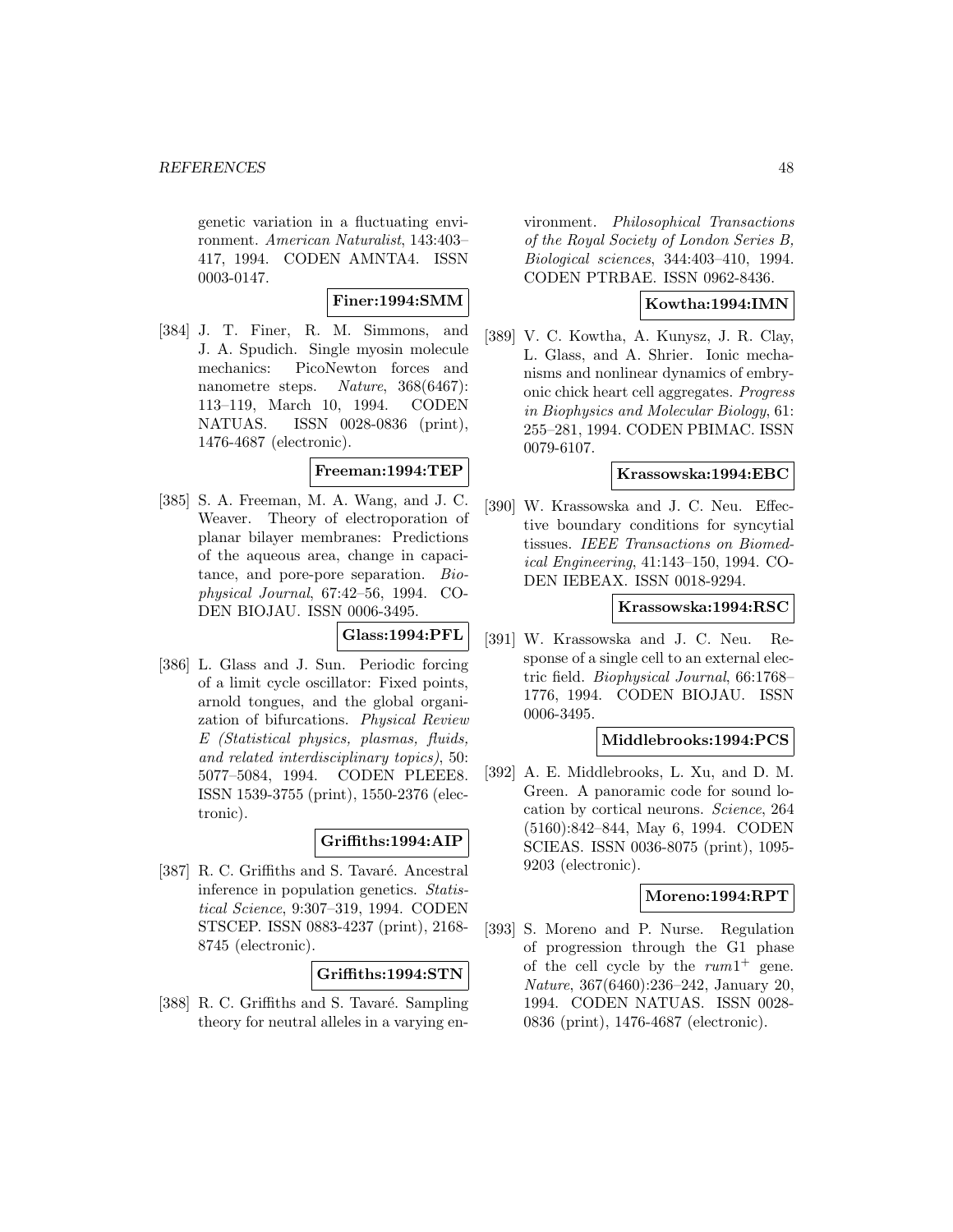genetic variation in a fluctuating environment. *American Naturalist*, 143:403–417, 1994. CODEN AMNTA4. ISSN 0003-0147.

**Finer:1994:SMM**

[384] J. T. Finer, R. M. Simmons, and J. A. Spudich. Single myosin molecule mechanics: PicoNewton forces and nanometre steps. *Nature*, 368(6467): 113–119, March 10, 1994. CODEN NATUAS. ISSN 0028-0836 (print), 1476-4687 (electronic).

**Freeman:1994:TEP**

[385] S. A. Freeman, M. A. Wang, and J. C. Weaver. Theory of electroporation of planar bilayer membranes: Predictions of the aqueous area, change in capacitance, and pore-pore separation. *Biophysical Journal*, 67:42–56, 1994. CODEN BIOJAU. ISSN 0006-3495.

**Glass:1994:PFL**

[386] L. Glass and J. Sun. Periodic forcing of a limit cycle oscillator: Fixed points, arnold tongues, and the global organization of bifurcations. *Physical Review E (Statistical physics, plasmas, fluids, and related interdisciplinary topics)*, 50: 5077–5084, 1994. CODEN PLEEE8. ISSN 1539-3755 (print), 1550-2376 (electronic).

**Griffiths:1994:AIP**

[387] R. C. Griffiths and S. Tavaré. Ancestral inference in population genetics. *Statistical Science*, 9:307–319, 1994. CODEN STSCEP. ISSN 0883-4237 (print), 2168-8745 (electronic).

**Griffiths:1994:STN**

[388] R. C. Griffiths and S. Tavaré. Sampling theory for neutral alleles in a varying environment. *Philosophical Transactions of the Royal Society of London Series B, Biological sciences*, 344:403–410, 1994. CODEN PTRBAE. ISSN 0962-8436.

**Kowtha:1994:IMN**

[389] V. C. Kowtha, A. Kunysz, J. R. Clay, L. Glass, and A. Shrier. Ionic mechanisms and nonlinear dynamics of embryonic chick heart cell aggregates. *Progress in Biophysics and Molecular Biology*, 61: 255–281, 1994. CODEN PBIMAC. ISSN 0079-6107.

**Krassowska:1994:EBC**

[390] W. Krassowska and J. C. Neu. Effective boundary conditions for syncytial tissues. *IEEE Transactions on Biomedical Engineering*, 41:143–150, 1994. CODEN IEBEAX. ISSN 0018-9294.

**Krassowska:1994:RSC**

[391] W. Krassowska and J. C. Neu. Response of a single cell to an external electric field. *Biophysical Journal*, 66:1768–1776, 1994. CODEN BIOJAU. ISSN 0006-3495.

**Middlebrooks:1994:PCS**

[392] A. E. Middlebrooks, L. Xu, and D. M. Green. A panoramic code for sound location by cortical neurons. *Science*, 264 (5160):842–844, May 6, 1994. CODEN SCIEAS. ISSN 0036-8075 (print), 1095-9203 (electronic).

**Moreno:1994:RPT**

[393] S. Moreno and P. Nurse. Regulation of progression through the G1 phase of the cell cycle by the $rum1^{+}$ gene. *Nature*, 367(6460):236–242, January 20, 1994. CODEN NATUAS. ISSN 0028-0836 (print), 1476-4687 (electronic).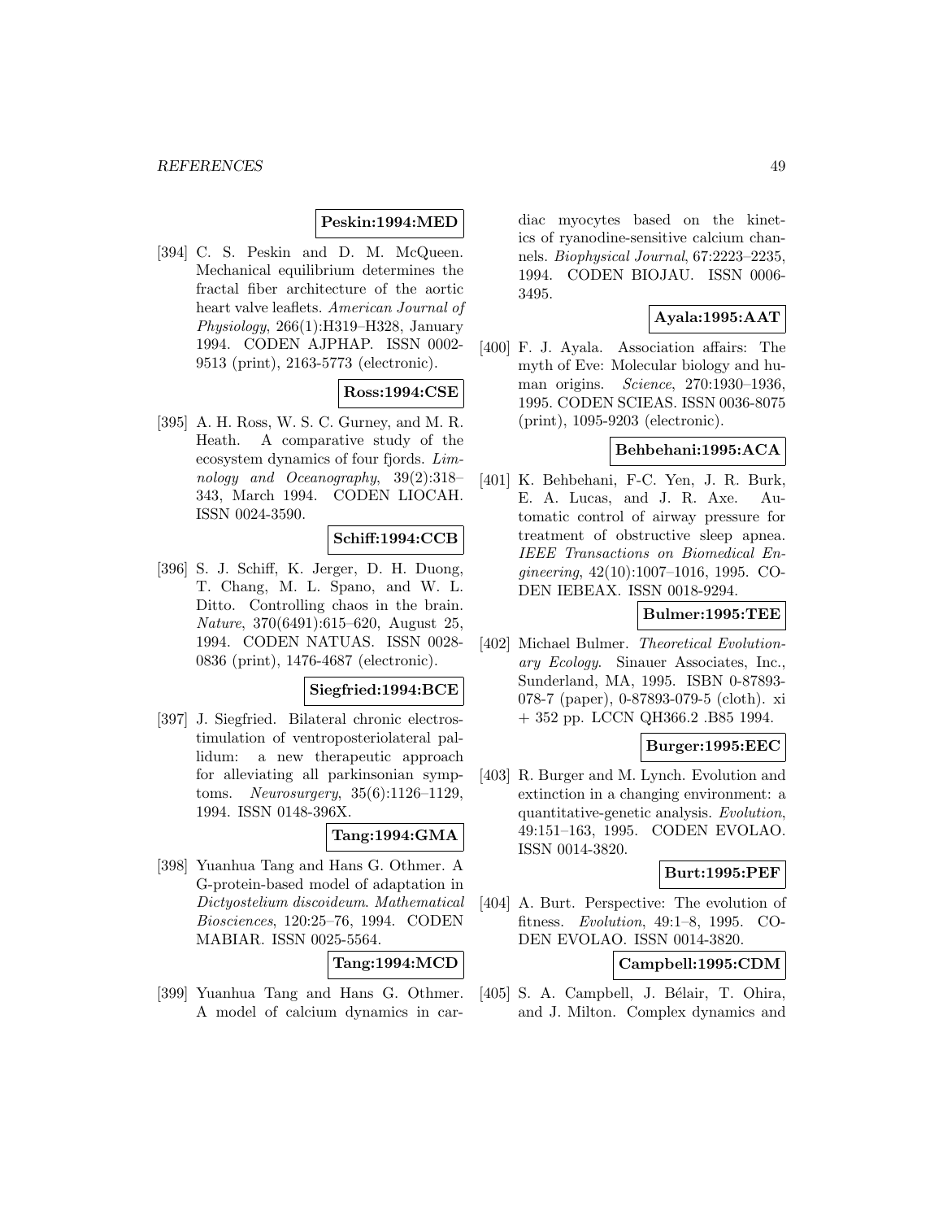**Peskin:1994:MED**

[394] C. S. Peskin and D. M. McQueen. Mechanical equilibrium determines the fractal fiber architecture of the aortic heart valve leaflets. *American Journal of Physiology*, 266(1):H319–H328, January 1994. CODEN AJPHAP. ISSN 0002-9513 (print), 2163-5773 (electronic).

**Ross:1994:CSE**

[395] A. H. Ross, W. S. C. Gurney, and M. R. Heath. A comparative study of the ecosystem dynamics of four fjords. *Limnology and Oceanography*, 39(2):318–343, March 1994. CODEN LIOCAH. ISSN 0024-3590.

**Schiff:1994:CCB**

[396] S. J. Schiff, K. Jerger, D. H. Duong, T. Chang, M. L. Spano, and W. L. Ditto. Controlling chaos in the brain. *Nature*, 370(6491):615–620, August 25, 1994. CODEN NATUAS. ISSN 0028-0836 (print), 1476-4687 (electronic).

**Siegfried:1994:BCE**

[397] J. Siegfried. Bilateral chronic electrostimulation of ventroposteriolateral pallidum: a new therapeutic approach for alleviating all parkinsonian symptoms. *Neurosurgery*, 35(6):1126–1129, 1994. ISSN 0148-396X.

**Tang:1994:GMA**

[398] Yuanhua Tang and Hans G. Othmer. A G-protein-based model of adaptation in *Dictyostelium discoideum*. *Mathematical Biosciences*, 120:25–76, 1994. CODEN MABIAR. ISSN 0025-5564.

**Tang:1994:MCD**

[399] Yuanhua Tang and Hans G. Othmer. A model of calcium dynamics in cardiac myocytes based on the kinetics of ryanodine-sensitive calcium channels. *Biophysical Journal*, 67:2223–2235, 1994. CODEN BIOJAU. ISSN 0006-3495.

**Ayala:1995:AAT**

[400] F. J. Ayala. Association affairs: The myth of Eve: Molecular biology and human origins. *Science*, 270:1930–1936, 1995. CODEN SCIEAS. ISSN 0036-8075 (print), 1095-9203 (electronic).

**Behbehani:1995:ACA**

[401] K. Behbehani, F-C. Yen, J. R. Burk, E. A. Lucas, and J. R. Axe. Automatic control of airway pressure for treatment of obstructive sleep apnea. *IEEE Transactions on Biomedical Engineering*, 42(10):1007–1016, 1995. CODEN IEBEAX. ISSN 0018-9294.

**Bulmer:1995:TEE**

[402] Michael Bulmer. *Theoretical Evolutionary Ecology*. Sinauer Associates, Inc., Sunderland, MA, 1995. ISBN 0-87893-078-7 (paper), 0-87893-079-5 (cloth). xi + 352 pp. LCCN QH366.2 .B85 1994.

**Burger:1995:EEC**

[403] R. Burger and M. Lynch. Evolution and extinction in a changing environment: a quantitative-genetic analysis. *Evolution*, 49:151–163, 1995. CODEN EVOLAO. ISSN 0014-3820.

**Burt:1995:PEF**

[404] A. Burt. Perspective: The evolution of fitness. *Evolution*, 49:1–8, 1995. CODEN EVOLAO. ISSN 0014-3820.

**Campbell:1995:CDM**

[405] S. A. Campbell, J. Bélair, T. Ohira, and J. Milton. Complex dynamics and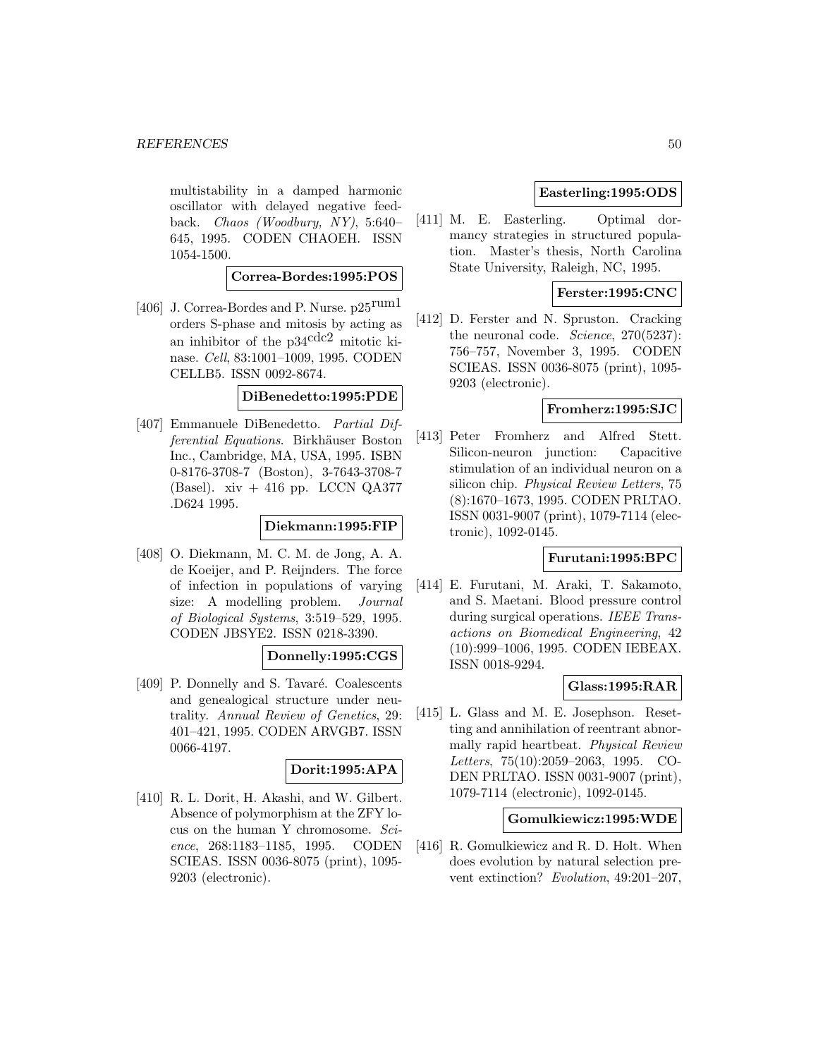multistability in a damped harmonic oscillator with delayed negative feedback. *Chaos (Woodbury, NY)*, 5:640–645, 1995. CODEN CHAOEH. ISSN 1054-1500.

**Correa-Bordes:1995:POS**

[406] J. Correa-Bordes and P. Nurse. p25$^{\rm rum1}$ orders S-phase and mitosis by acting as an inhibitor of the p34$^{\rm cdc2}$ mitotic kinase. *Cell*, 83:1001–1009, 1995. CODEN CELLB5. ISSN 0092-8674.

**DiBenedetto:1995:PDE**

[407] Emmanuele DiBenedetto. *Partial Differential Equations*. Birkhäuser Boston Inc., Cambridge, MA, USA, 1995. ISBN 0-8176-3708-7 (Boston), 3-7643-3708-7 (Basel). xiv + 416 pp. LCCN QA377 .D624 1995.

**Diekmann:1995:FIP**

[408] O. Diekmann, M. C. M. de Jong, A. A. de Koeijer, and P. Reijnders. The force of infection in populations of varying size: A modelling problem. *Journal of Biological Systems*, 3:519–529, 1995. CODEN JBSYE2. ISSN 0218-3390.

**Donnelly:1995:CGS**

[409] P. Donnelly and S. Tavaré. Coalescents and genealogical structure under neutrality. *Annual Review of Genetics*, 29: 401–421, 1995. CODEN ARVGB7. ISSN 0066-4197.

**Dorit:1995:APA**

[410] R. L. Dorit, H. Akashi, and W. Gilbert. Absence of polymorphism at the ZFY locus on the human Y chromosome. *Science*, 268:1183–1185, 1995. CODEN SCIEAS. ISSN 0036-8075 (print), 1095-9203 (electronic).

**Easterling:1995:ODS**

[411] M. E. Easterling. Optimal dormancy strategies in structured population. Master's thesis, North Carolina State University, Raleigh, NC, 1995.

**Ferster:1995:CNC**

[412] D. Ferster and N. Spruston. Cracking the neuronal code. *Science*, 270(5237): 756–757, November 3, 1995. CODEN SCIEAS. ISSN 0036-8075 (print), 1095-9203 (electronic).

**Fromherz:1995:SJC**

[413] Peter Fromherz and Alfred Stett. Silicon-neuron junction: Capacitive stimulation of an individual neuron on a silicon chip. *Physical Review Letters*, 75 (8):1670–1673, 1995. CODEN PRLTAO. ISSN 0031-9007 (print), 1079-7114 (electronic), 1092-0145.

**Furutani:1995:BPC**

[414] E. Furutani, M. Araki, T. Sakamoto, and S. Maetani. Blood pressure control during surgical operations. *IEEE Transactions on Biomedical Engineering*, 42 (10):999–1006, 1995. CODEN IEBEAX. ISSN 0018-9294.

**Glass:1995:RAR**

[415] L. Glass and M. E. Josephson. Resetting and annihilation of reentrant abnormally rapid heartbeat. *Physical Review Letters*, 75(10):2059–2063, 1995. CODEN PRLTAO. ISSN 0031-9007 (print), 1079-7114 (electronic), 1092-0145.

**Gomulkiewicz:1995:WDE**

[416] R. Gomulkiewicz and R. D. Holt. When does evolution by natural selection prevent extinction? *Evolution*, 49:201–207,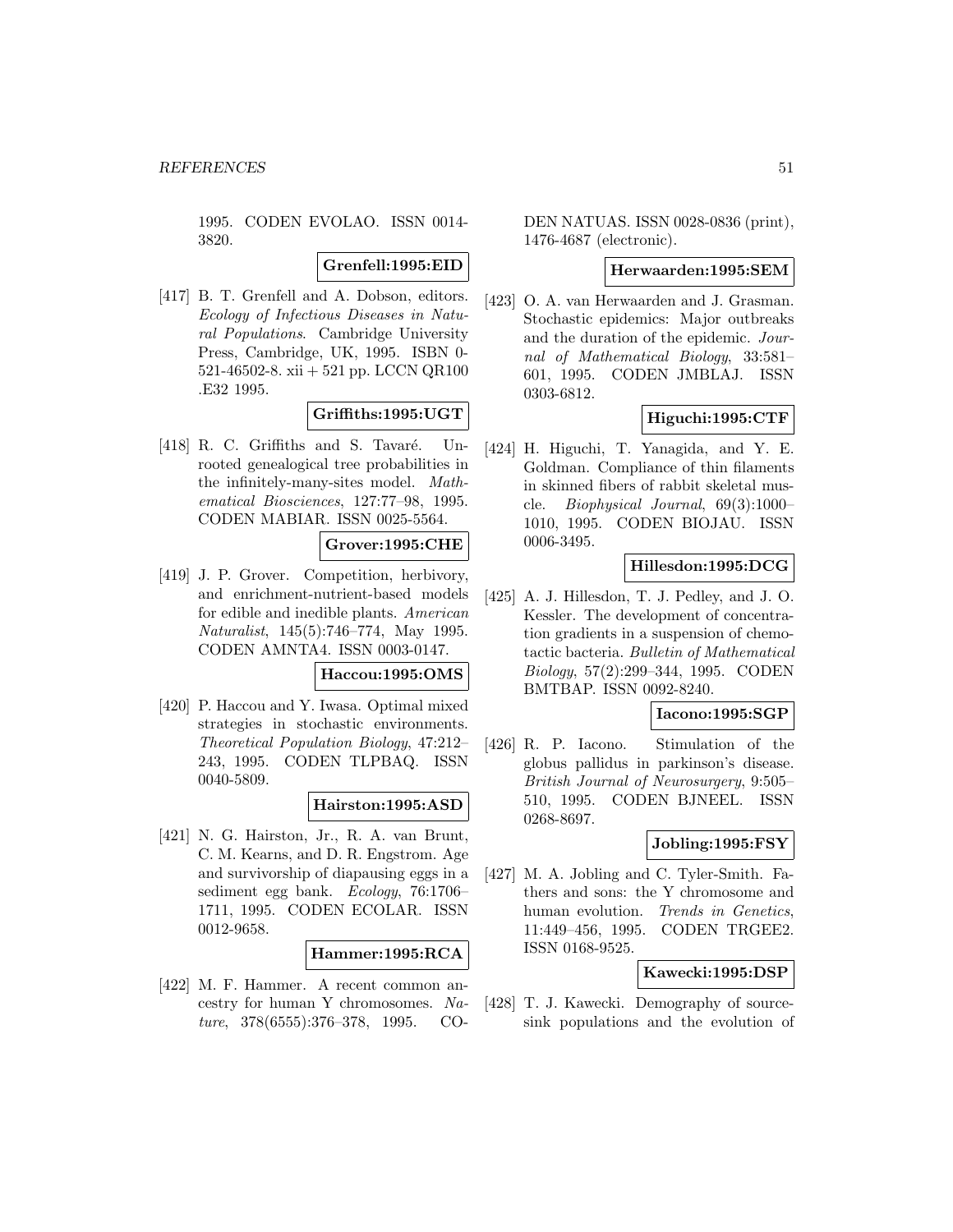1995. CODEN EVOLAO. ISSN 0014-3820.

**Grenfell:1995:EID**

[417] B. T. Grenfell and A. Dobson, editors. *Ecology of Infectious Diseases in Natural Populations*. Cambridge University Press, Cambridge, UK, 1995. ISBN 0-521-46502-8. xii + 521 pp. LCCN QR100 .E32 1995.

**Griffiths:1995:UGT**

[418] R. C. Griffiths and S. Tavaré. Unrooted genealogical tree probabilities in the infinitely-many-sites model. *Mathematical Biosciences*, 127:77–98, 1995. CODEN MABIAR. ISSN 0025-5564.

**Grover:1995:CHE**

[419] J. P. Grover. Competition, herbivory, and enrichment-nutrient-based models for edible and inedible plants. *American Naturalist*, 145(5):746–774, May 1995. CODEN AMNTA4. ISSN 0003-0147.

**Haccou:1995:OMS**

[420] P. Haccou and Y. Iwasa. Optimal mixed strategies in stochastic environments. *Theoretical Population Biology*, 47:212–243, 1995. CODEN TLPBAQ. ISSN 0040-5809.

**Hairston:1995:ASD**

[421] N. G. Hairston, Jr., R. A. van Brunt, C. M. Kearns, and D. R. Engstrom. Age and survivorship of diapausing eggs in a sediment egg bank. *Ecology*, 76:1706–1711, 1995. CODEN ECOLAR. ISSN 0012-9658.

**Hammer:1995:RCA**

[422] M. F. Hammer. A recent common ancestry for human Y chromosomes. *Nature*, 378(6555):376–378, 1995. CODEN NATUAS. ISSN 0028-0836 (print), 1476-4687 (electronic).

**Herwaarden:1995:SEM**

[423] O. A. van Herwaarden and J. Grasman. Stochastic epidemics: Major outbreaks and the duration of the epidemic. *Journal of Mathematical Biology*, 33:581–601, 1995. CODEN JMBLAJ. ISSN 0303-6812.

**Higuchi:1995:CTF**

[424] H. Higuchi, T. Yanagida, and Y. E. Goldman. Compliance of thin filaments in skinned fibers of rabbit skeletal muscle. *Biophysical Journal*, 69(3):1000–1010, 1995. CODEN BIOJAU. ISSN 0006-3495.

**Hillesdon:1995:DCG**

[425] A. J. Hillesdon, T. J. Pedley, and J. O. Kessler. The development of concentration gradients in a suspension of chemotactic bacteria. *Bulletin of Mathematical Biology*, 57(2):299–344, 1995. CODEN BMTBAP. ISSN 0092-8240.

**Iacono:1995:SGP**

[426] R. P. Iacono. Stimulation of the globus pallidus in parkinson's disease. *British Journal of Neurosurgery*, 9:505–510, 1995. CODEN BJNEEL. ISSN 0268-8697.

**Jobling:1995:FSY**

[427] M. A. Jobling and C. Tyler-Smith. Fathers and sons: the Y chromosome and human evolution. *Trends in Genetics*, 11:449–456, 1995. CODEN TRGEE2. ISSN 0168-9525.

**Kawecki:1995:DSP**

[428] T. J. Kawecki. Demography of source-sink populations and the evolution of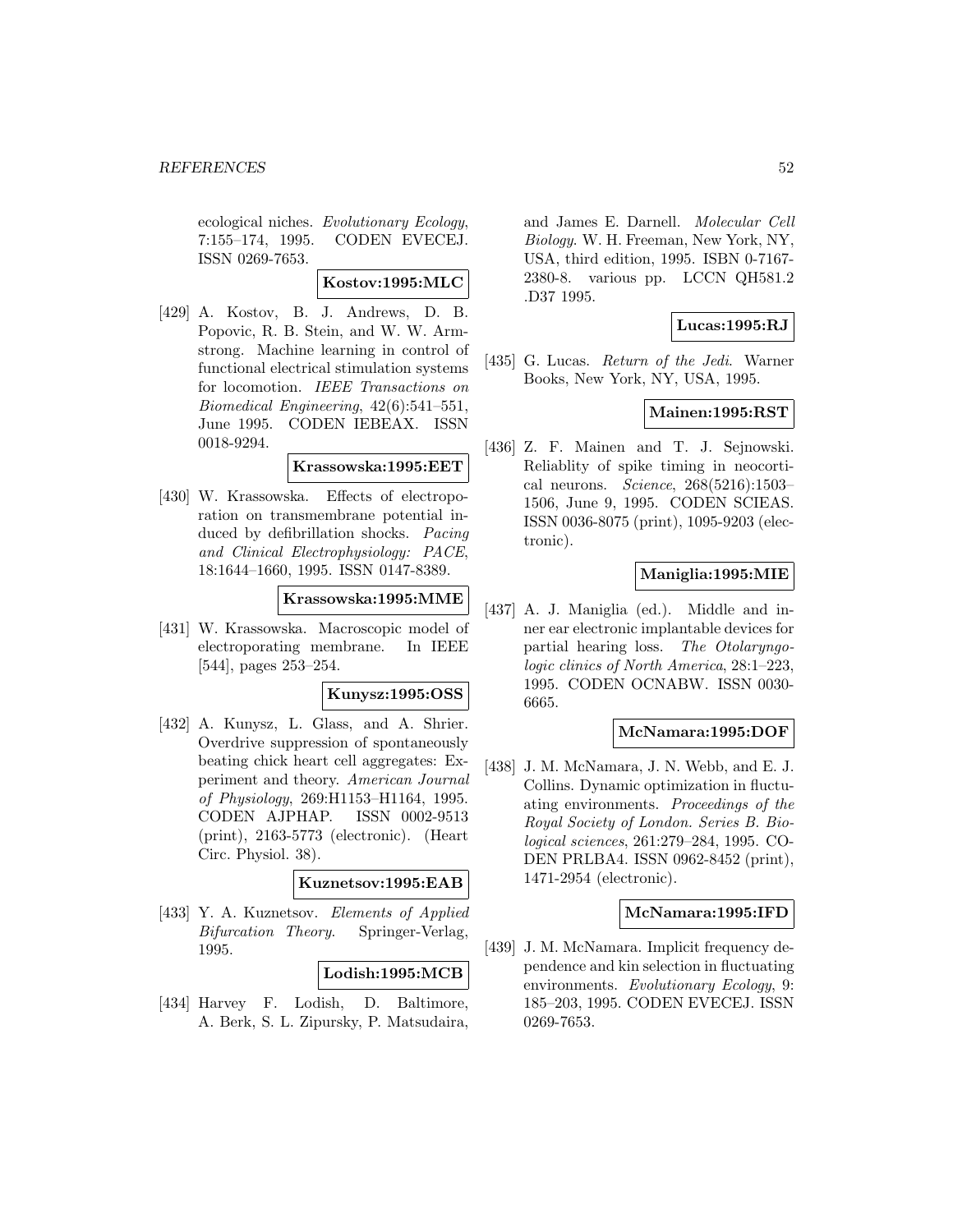ecological niches. *Evolutionary Ecology*, 7:155–174, 1995. CODEN EVECEJ. ISSN 0269-7653.

**Kostov:1995:MLC**

[429] A. Kostov, B. J. Andrews, D. B. Popovic, R. B. Stein, and W. W. Armstrong. Machine learning in control of functional electrical stimulation systems for locomotion. *IEEE Transactions on Biomedical Engineering*, 42(6):541–551, June 1995. CODEN IEBEAX. ISSN 0018-9294.

**Krassowska:1995:EET**

[430] W. Krassowska. Effects of electroporation on transmembrane potential induced by defibrillation shocks. *Pacing and Clinical Electrophysiology: PACE*, 18:1644–1660, 1995. ISSN 0147-8389.

**Krassowska:1995:MME**

[431] W. Krassowska. Macroscopic model of electroporating membrane. In IEEE [544], pages 253–254.

**Kunysz:1995:OSS**

[432] A. Kunysz, L. Glass, and A. Shrier. Overdrive suppression of spontaneously beating chick heart cell aggregates: Experiment and theory. *American Journal of Physiology*, 269:H1153–H1164, 1995. CODEN AJPHAP. ISSN 0002-9513 (print), 2163-5773 (electronic). (Heart Circ. Physiol. 38).

**Kuznetsov:1995:EAB**

[433] Y. A. Kuznetsov. *Elements of Applied Bifurcation Theory*. Springer-Verlag, 1995.

**Lodish:1995:MCB**

[434] Harvey F. Lodish, D. Baltimore, A. Berk, S. L. Zipursky, P. Matsudaira, and James E. Darnell. *Molecular Cell Biology*. W. H. Freeman, New York, NY, USA, third edition, 1995. ISBN 0-7167-2380-8. various pp. LCCN QH581.2 .D37 1995.

**Lucas:1995:RJ**

[435] G. Lucas. *Return of the Jedi*. Warner Books, New York, NY, USA, 1995.

**Mainen:1995:RST**

[436] Z. F. Mainen and T. J. Sejnowski. Reliablity of spike timing in neocortical neurons. *Science*, 268(5216):1503–1506, June 9, 1995. CODEN SCIEAS. ISSN 0036-8075 (print), 1095-9203 (electronic).

**Maniglia:1995:MIE**

[437] A. J. Maniglia (ed.). Middle and inner ear electronic implantable devices for partial hearing loss. *The Otolaryngologic clinics of North America*, 28:1–223, 1995. CODEN OCNABW. ISSN 0030-6665.

**McNamara:1995:DOF**

[438] J. M. McNamara, J. N. Webb, and E. J. Collins. Dynamic optimization in fluctuating environments. *Proceedings of the Royal Society of London. Series B. Biological sciences*, 261:279–284, 1995. CODEN PRLBA4. ISSN 0962-8452 (print), 1471-2954 (electronic).

**McNamara:1995:IFD**

[439] J. M. McNamara. Implicit frequency dependence and kin selection in fluctuating environments. *Evolutionary Ecology*, 9: 185–203, 1995. CODEN EVECEJ. ISSN 0269-7653.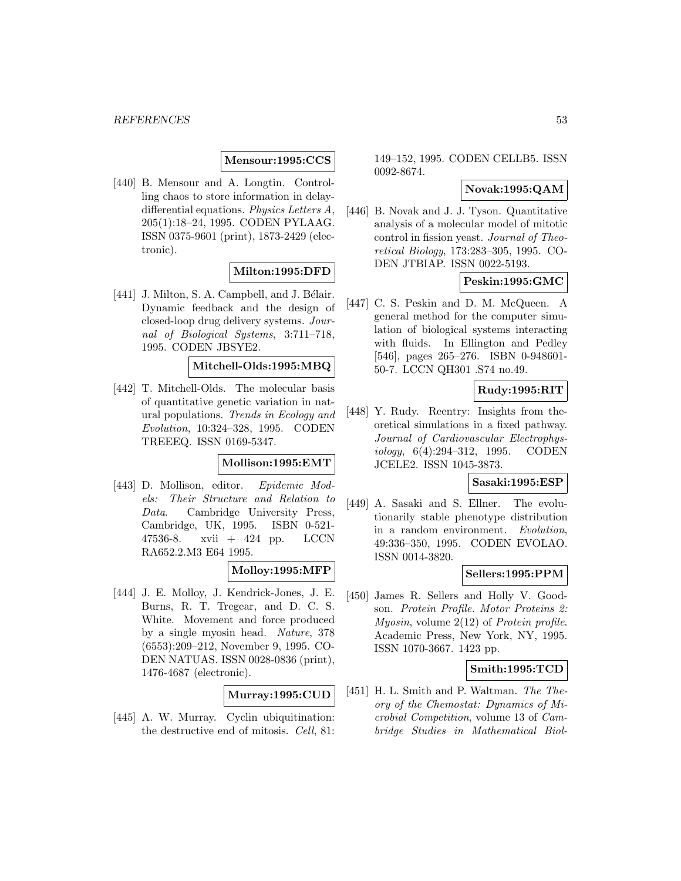**Mensour:1995:CCS**

[440] B. Mensour and A. Longtin. Controlling chaos to store information in delay-differential equations. *Physics Letters A*, 205(1):18–24, 1995. CODEN PYLAAG. ISSN 0375-9601 (print), 1873-2429 (electronic).

**Milton:1995:DFD**

[441] J. Milton, S. A. Campbell, and J. Bélair. Dynamic feedback and the design of closed-loop drug delivery systems. *Journal of Biological Systems*, 3:711–718, 1995. CODEN JBSYE2.

**Mitchell-Olds:1995:MBQ**

[442] T. Mitchell-Olds. The molecular basis of quantitative genetic variation in natural populations. *Trends in Ecology and Evolution*, 10:324–328, 1995. CODEN TREEEQ. ISSN 0169-5347.

**Mollison:1995:EMT**

[443] D. Mollison, editor. *Epidemic Models: Their Structure and Relation to Data*. Cambridge University Press, Cambridge, UK, 1995. ISBN 0-521-47536-8. xvii + 424 pp. LCCN RA652.2.M3 E64 1995.

**Molloy:1995:MFP**

[444] J. E. Molloy, J. Kendrick-Jones, J. E. Burns, R. T. Tregear, and D. C. S. White. Movement and force produced by a single myosin head. *Nature*, 378 (6553):209–212, November 9, 1995. CODEN NATUAS. ISSN 0028-0836 (print), 1476-4687 (electronic).

**Murray:1995:CUD**

[445] A. W. Murray. Cyclin ubiquitination: the destructive end of mitosis. *Cell*, 81: 149–152, 1995. CODEN CELLB5. ISSN 0092-8674.

**Novak:1995:QAM**

[446] B. Novak and J. J. Tyson. Quantitative analysis of a molecular model of mitotic control in fission yeast. *Journal of Theoretical Biology*, 173:283–305, 1995. CODEN JTBIAP. ISSN 0022-5193.

**Peskin:1995:GMC**

[447] C. S. Peskin and D. M. McQueen. A general method for the computer simulation of biological systems interacting with fluids. In Ellington and Pedley [546], pages 265–276. ISBN 0-948601-50-7. LCCN QH301 .S74 no.49.

**Rudy:1995:RIT**

[448] Y. Rudy. Reentry: Insights from theoretical simulations in a fixed pathway. *Journal of Cardiovascular Electrophysiology*, 6(4):294–312, 1995. CODEN JCELE2. ISSN 1045-3873.

**Sasaki:1995:ESP**

[449] A. Sasaki and S. Ellner. The evolutionarily stable phenotype distribution in a random environment. *Evolution*, 49:336–350, 1995. CODEN EVOLAO. ISSN 0014-3820.

**Sellers:1995:PPM**

[450] James R. Sellers and Holly V. Goodson. *Protein Profile. Motor Proteins 2: Myosin*, volume 2(12) of *Protein profile*. Academic Press, New York, NY, 1995. ISSN 1070-3667. 1423 pp.

**Smith:1995:TCD**

[451] H. L. Smith and P. Waltman. *The Theory of the Chemostat: Dynamics of Microbial Competition*, volume 13 of *Cambridge Studies in Mathematical Biol-*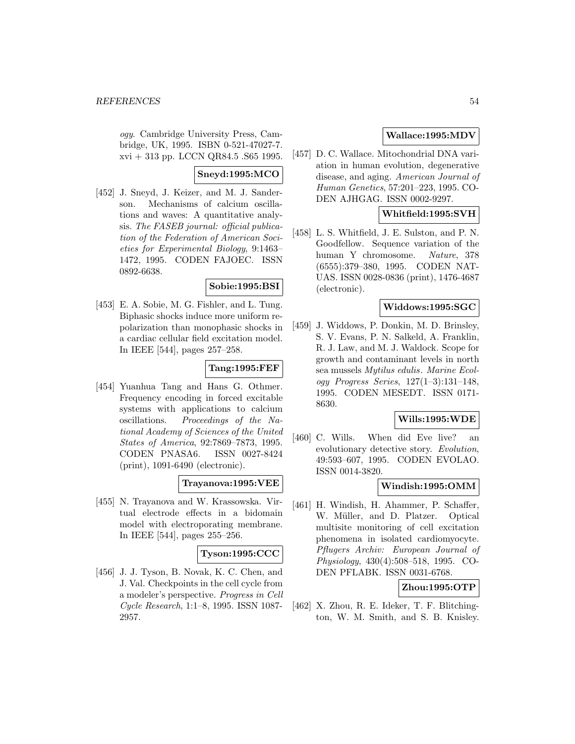*ogy*. Cambridge University Press, Cambridge, UK, 1995. ISBN 0-521-47027-7. xvi + 313 pp. LCCN QR84.5 .S65 1995.

**Sneyd:1995:MCO**

[452] J. Sneyd, J. Keizer, and M. J. Sanderson. Mechanisms of calcium oscillations and waves: A quantitative analysis. *The FASEB journal: official publication of the Federation of American Societies for Experimental Biology*, 9:1463–1472, 1995. CODEN FAJOEC. ISSN 0892-6638.

**Sobie:1995:BSI**

[453] E. A. Sobie, M. G. Fishler, and L. Tung. Biphasic shocks induce more uniform repolarization than monophasic shocks in a cardiac cellular field excitation model. In IEEE [544], pages 257–258.

**Tang:1995:FEF**

[454] Yuanhua Tang and Hans G. Othmer. Frequency encoding in forced excitable systems with applications to calcium oscillations. *Proceedings of the National Academy of Sciences of the United States of America*, 92:7869–7873, 1995. CODEN PNASA6. ISSN 0027-8424 (print), 1091-6490 (electronic).

**Trayanova:1995:VEE**

[455] N. Trayanova and W. Krassowska. Virtual electrode effects in a bidomain model with electroporating membrane. In IEEE [544], pages 255–256.

**Tyson:1995:CCC**

[456] J. J. Tyson, B. Novak, K. C. Chen, and J. Val. Checkpoints in the cell cycle from a modeler's perspective. *Progress in Cell Cycle Research*, 1:1–8, 1995. ISSN 1087-2957.

**Wallace:1995:MDV**

[457] D. C. Wallace. Mitochondrial DNA variation in human evolution, degenerative disease, and aging. *American Journal of Human Genetics*, 57:201–223, 1995. CODEN AJHGAG. ISSN 0002-9297.

**Whitfield:1995:SVH**

[458] L. S. Whitfield, J. E. Sulston, and P. N. Goodfellow. Sequence variation of the human Y chromosome. *Nature*, 378 (6555):379–380, 1995. CODEN NATUAS. ISSN 0028-0836 (print), 1476-4687 (electronic).

**Widdows:1995:SGC**

[459] J. Widdows, P. Donkin, M. D. Brinsley, S. V. Evans, P. N. Salkeld, A. Franklin, R. J. Law, and M. J. Waldock. Scope for growth and contaminant levels in north sea mussels *Mytilus edulis*. *Marine Ecology Progress Series*, 127(1–3):131–148, 1995. CODEN MESEDT. ISSN 0171-8630.

**Wills:1995:WDE**

[460] C. Wills. When did Eve live? an evolutionary detective story. *Evolution*, 49:593–607, 1995. CODEN EVOLAO. ISSN 0014-3820.

**Windish:1995:OMM**

[461] H. Windish, H. Ahammer, P. Schaffer, W. Müller, and D. Platzer. Optical multisite monitoring of cell excitation phenomena in isolated cardiomyocyte. *Pflugers Archiv: European Journal of Physiology*, 430(4):508–518, 1995. CODEN PFLABK. ISSN 0031-6768.

**Zhou:1995:OTP**

[462] X. Zhou, R. E. Ideker, T. F. Blitchington, W. M. Smith, and S. B. Knisley.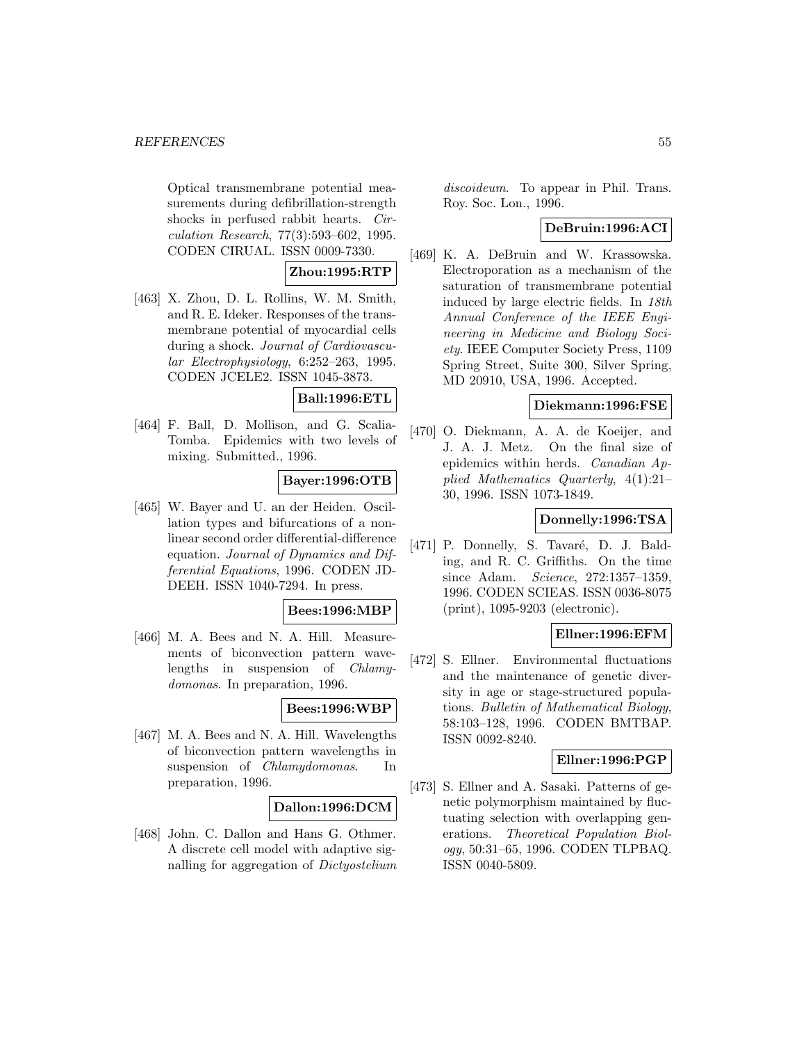Optical transmembrane potential measurements during defibrillation-strength shocks in perfused rabbit hearts. *Circulation Research*, 77(3):593–602, 1995. CODEN CIRUAL. ISSN 0009-7330.

**Zhou:1995:RTP**

[463] X. Zhou, D. L. Rollins, W. M. Smith, and R. E. Ideker. Responses of the transmembrane potential of myocardial cells during a shock. *Journal of Cardiovascular Electrophysiology*, 6:252–263, 1995. CODEN JCELE2. ISSN 1045-3873.

**Ball:1996:ETL**

[464] F. Ball, D. Mollison, and G. Scalia-Tomba. Epidemics with two levels of mixing. Submitted., 1996.

**Bayer:1996:OTB**

[465] W. Bayer and U. an der Heiden. Oscillation types and bifurcations of a nonlinear second order differential-difference equation. *Journal of Dynamics and Differential Equations*, 1996. CODEN JDEEH. ISSN 1040-7294. In press.

**Bees:1996:MBP**

[466] M. A. Bees and N. A. Hill. Measurements of biconvection pattern wavelengths in suspension of *Chlamydomonas*. In preparation, 1996.

**Bees:1996:WBP**

[467] M. A. Bees and N. A. Hill. Wavelengths of biconvection pattern wavelengths in suspension of *Chlamydomonas*. In preparation, 1996.

**Dallon:1996:DCM**

[468] John. C. Dallon and Hans G. Othmer. A discrete cell model with adaptive signalling for aggregation of *Dictyostelium discoideum*. To appear in Phil. Trans. Roy. Soc. Lon., 1996.

**DeBruin:1996:ACI**

[469] K. A. DeBruin and W. Krassowska. Electroporation as a mechanism of the saturation of transmembrane potential induced by large electric fields. In *18th Annual Conference of the IEEE Engineering in Medicine and Biology Society*. IEEE Computer Society Press, 1109 Spring Street, Suite 300, Silver Spring, MD 20910, USA, 1996. Accepted.

**Diekmann:1996:FSE**

[470] O. Diekmann, A. A. de Koeijer, and J. A. J. Metz. On the final size of epidemics within herds. *Canadian Applied Mathematics Quarterly*, 4(1):21–30, 1996. ISSN 1073-1849.

**Donnelly:1996:TSA**

[471] P. Donnelly, S. Tavaré, D. J. Balding, and R. C. Griffiths. On the time since Adam. *Science*, 272:1357–1359, 1996. CODEN SCIEAS. ISSN 0036-8075 (print), 1095-9203 (electronic).

**Ellner:1996:EFM**

[472] S. Ellner. Environmental fluctuations and the maintenance of genetic diversity in age or stage-structured populations. *Bulletin of Mathematical Biology*, 58:103–128, 1996. CODEN BMTBAP. ISSN 0092-8240.

**Ellner:1996:PGP**

[473] S. Ellner and A. Sasaki. Patterns of genetic polymorphism maintained by fluctuating selection with overlapping generations. *Theoretical Population Biology*, 50:31–65, 1996. CODEN TLPBAQ. ISSN 0040-5809.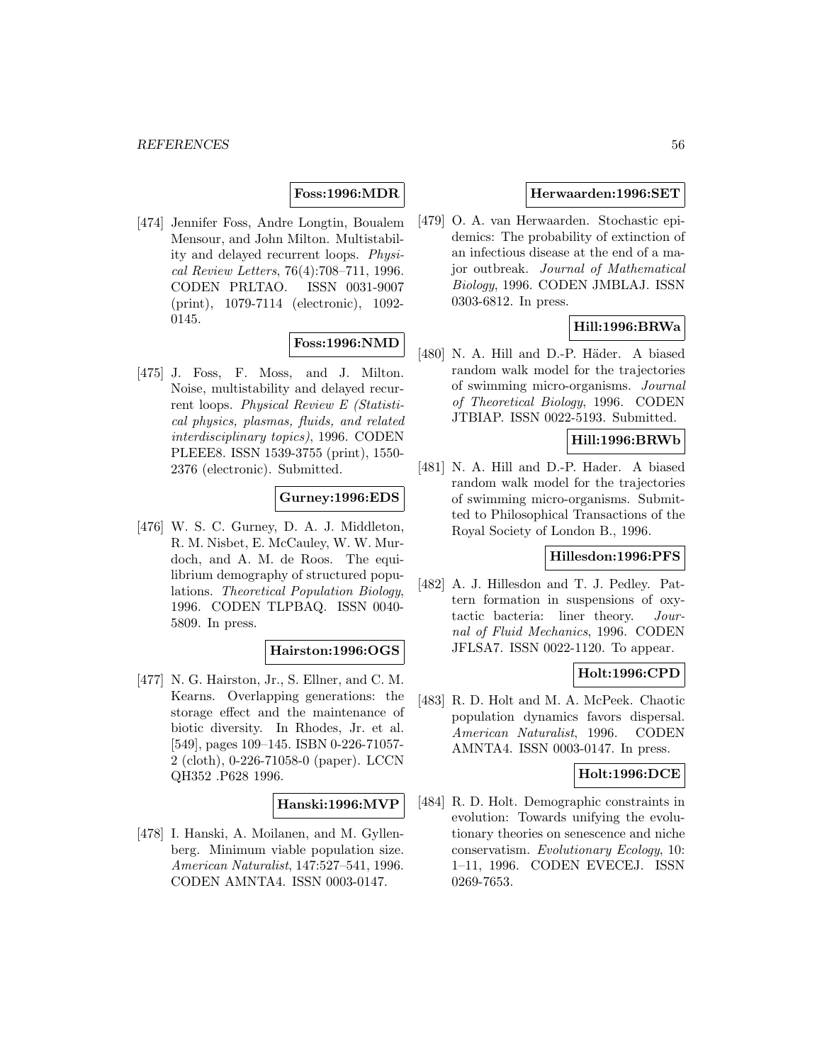**Foss:1996:MDR**

[474] Jennifer Foss, Andre Longtin, Boualem Mensour, and John Milton. Multistability and delayed recurrent loops. *Physical Review Letters*, 76(4):708–711, 1996. CODEN PRLTAO. ISSN 0031-9007 (print), 1079-7114 (electronic), 1092-0145.

**Foss:1996:NMD**

[475] J. Foss, F. Moss, and J. Milton. Noise, multistability and delayed recurrent loops. *Physical Review E (Statistical physics, plasmas, fluids, and related interdisciplinary topics)*, 1996. CODEN PLEEE8. ISSN 1539-3755 (print), 1550-2376 (electronic). Submitted.

**Gurney:1996:EDS**

[476] W. S. C. Gurney, D. A. J. Middleton, R. M. Nisbet, E. McCauley, W. W. Murdoch, and A. M. de Roos. The equilibrium demography of structured populations. *Theoretical Population Biology*, 1996. CODEN TLPBAQ. ISSN 0040-5809. In press.

**Hairston:1996:OGS**

[477] N. G. Hairston, Jr., S. Ellner, and C. M. Kearns. Overlapping generations: the storage effect and the maintenance of biotic diversity. In Rhodes, Jr. et al. [549], pages 109–145. ISBN 0-226-71057-2 (cloth), 0-226-71058-0 (paper). LCCN QH352 .P628 1996.

**Hanski:1996:MVP**

[478] I. Hanski, A. Moilanen, and M. Gyllenberg. Minimum viable population size. *American Naturalist*, 147:527–541, 1996. CODEN AMNTA4. ISSN 0003-0147.

**Herwaarden:1996:SET**

[479] O. A. van Herwaarden. Stochastic epidemics: The probability of extinction of an infectious disease at the end of a major outbreak. *Journal of Mathematical Biology*, 1996. CODEN JMBLAJ. ISSN 0303-6812. In press.

**Hill:1996:BRWa**

[480] N. A. Hill and D.-P. Häder. A biased random walk model for the trajectories of swimming micro-organisms. *Journal of Theoretical Biology*, 1996. CODEN JTBIAP. ISSN 0022-5193. Submitted.

**Hill:1996:BRWb**

[481] N. A. Hill and D.-P. Hader. A biased random walk model for the trajectories of swimming micro-organisms. Submitted to Philosophical Transactions of the Royal Society of London B., 1996.

**Hillesdon:1996:PFS**

[482] A. J. Hillesdon and T. J. Pedley. Pattern formation in suspensions of oxytactic bacteria: liner theory. *Journal of Fluid Mechanics*, 1996. CODEN JFLSA7. ISSN 0022-1120. To appear.

**Holt:1996:CPD**

[483] R. D. Holt and M. A. McPeek. Chaotic population dynamics favors dispersal. *American Naturalist*, 1996. CODEN AMNTA4. ISSN 0003-0147. In press.

**Holt:1996:DCE**

[484] R. D. Holt. Demographic constraints in evolution: Towards unifying the evolutionary theories on senescence and niche conservatism. *Evolutionary Ecology*, 10: 1–11, 1996. CODEN EVECEJ. ISSN 0269-7653.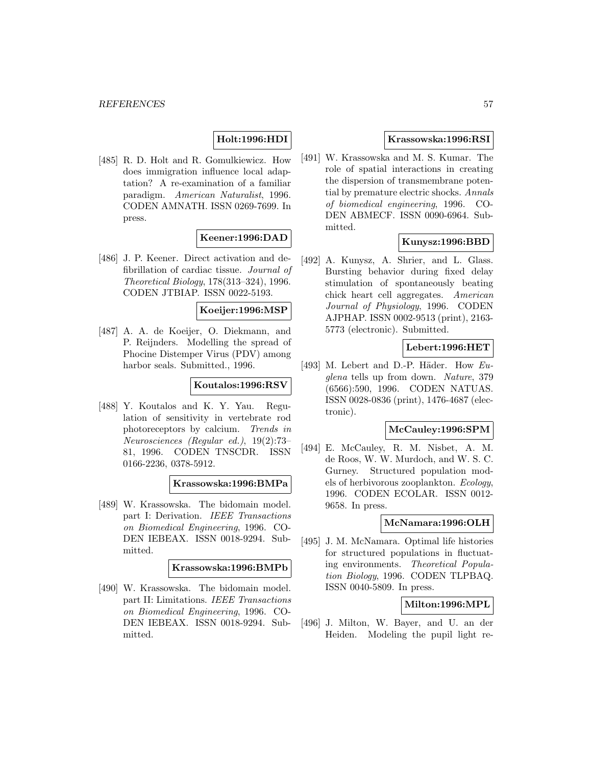**Holt:1996:HDI**

[485] R. D. Holt and R. Gomulkiewicz. How does immigration influence local adaptation? A re-examination of a familiar paradigm. *American Naturalist*, 1996. CODEN AMNATH. ISSN 0269-7699. In press.

**Keener:1996:DAD**

[486] J. P. Keener. Direct activation and defibrillation of cardiac tissue. *Journal of Theoretical Biology*, 178(313–324), 1996. CODEN JTBIAP. ISSN 0022-5193.

**Koeijer:1996:MSP**

[487] A. A. de Koeijer, O. Diekmann, and P. Reijnders. Modelling the spread of Phocine Distemper Virus (PDV) among harbor seals. Submitted., 1996.

**Koutalos:1996:RSV**

[488] Y. Koutalos and K. Y. Yau. Regulation of sensitivity in vertebrate rod photoreceptors by calcium. *Trends in Neurosciences (Regular ed.)*, 19(2):73–81, 1996. CODEN TNSCDR. ISSN 0166-2236, 0378-5912.

**Krassowska:1996:BMPa**

[489] W. Krassowska. The bidomain model. part I: Derivation. *IEEE Transactions on Biomedical Engineering*, 1996. CODEN IEBEAX. ISSN 0018-9294. Submitted.

**Krassowska:1996:BMPb**

[490] W. Krassowska. The bidomain model. part II: Limitations. *IEEE Transactions on Biomedical Engineering*, 1996. CODEN IEBEAX. ISSN 0018-9294. Submitted.

**Krassowska:1996:RSI**

[491] W. Krassowska and M. S. Kumar. The role of spatial interactions in creating the dispersion of transmembrane potential by premature electric shocks. *Annals of biomedical engineering*, 1996. CODEN ABMECF. ISSN 0090-6964. Submitted.

**Kunysz:1996:BBD**

[492] A. Kunysz, A. Shrier, and L. Glass. Bursting behavior during fixed delay stimulation of spontaneously beating chick heart cell aggregates. *American Journal of Physiology*, 1996. CODEN AJPHAP. ISSN 0002-9513 (print), 2163-5773 (electronic). Submitted.

**Lebert:1996:HET**

[493] M. Lebert and D.-P. Häder. How *Euglena* tells up from down. *Nature*, 379 (6566):590, 1996. CODEN NATUAS. ISSN 0028-0836 (print), 1476-4687 (electronic).

**McCauley:1996:SPM**

[494] E. McCauley, R. M. Nisbet, A. M. de Roos, W. W. Murdoch, and W. S. C. Gurney. Structured population models of herbivorous zooplankton. *Ecology*, 1996. CODEN ECOLAR. ISSN 0012-9658. In press.

**McNamara:1996:OLH**

[495] J. M. McNamara. Optimal life histories for structured populations in fluctuating environments. *Theoretical Population Biology*, 1996. CODEN TLPBAQ. ISSN 0040-5809. In press.

**Milton:1996:MPL**

[496] J. Milton, W. Bayer, and U. an der Heiden. Modeling the pupil light re-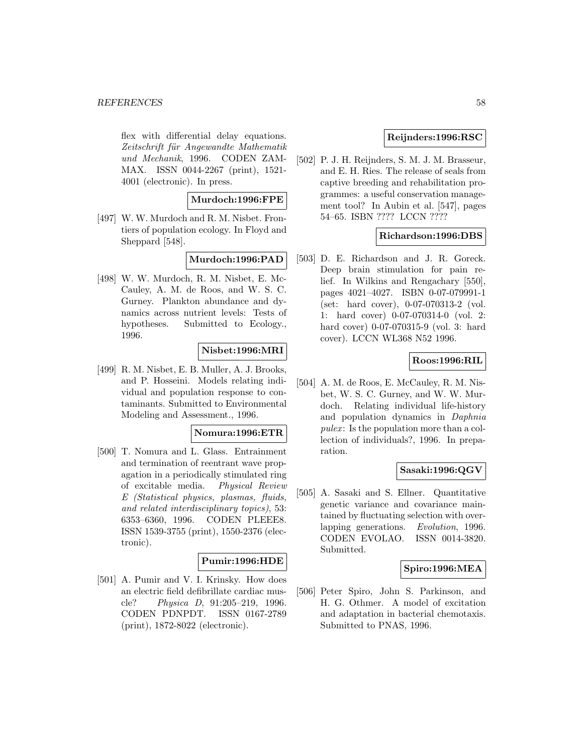flex with differential delay equations. *Zeitschrift für Angewandte Mathematik und Mechanik*, 1996. CODEN ZAMMAX. ISSN 0044-2267 (print), 1521-4001 (electronic). In press.

**Murdoch:1996:FPE**

[497] W. W. Murdoch and R. M. Nisbet. Frontiers of population ecology. In Floyd and Sheppard [548].

**Murdoch:1996:PAD**

[498] W. W. Murdoch, R. M. Nisbet, E. McCauley, A. M. de Roos, and W. S. C. Gurney. Plankton abundance and dynamics across nutrient levels: Tests of hypotheses. Submitted to Ecology., 1996.

**Nisbet:1996:MRI**

[499] R. M. Nisbet, E. B. Muller, A. J. Brooks, and P. Hosseini. Models relating individual and population response to contaminants. Submitted to Environmental Modeling and Assessment., 1996.

**Nomura:1996:ETR**

[500] T. Nomura and L. Glass. Entrainment and termination of reentrant wave propagation in a periodically stimulated ring of excitable media. *Physical Review E (Statistical physics, plasmas, fluids, and related interdisciplinary topics)*, 53: 6353–6360, 1996. CODEN PLEEE8. ISSN 1539-3755 (print), 1550-2376 (electronic).

**Pumir:1996:HDE**

[501] A. Pumir and V. I. Krinsky. How does an electric field defibrillate cardiac muscle? *Physica D*, 91:205–219, 1996. CODEN PDNPDT. ISSN 0167-2789 (print), 1872-8022 (electronic).

**Reijnders:1996:RSC**

[502] P. J. H. Reijnders, S. M. J. M. Brasseur, and E. H. Ries. The release of seals from captive breeding and rehabilitation programmes: a useful conservation management tool? In Aubin et al. [547], pages 54–65. ISBN ???? LCCN ????

**Richardson:1996:DBS**

[503] D. E. Richardson and J. R. Goreck. Deep brain stimulation for pain relief. In Wilkins and Rengachary [550], pages 4021–4027. ISBN 0-07-079991-1 (set: hard cover), 0-07-070313-2 (vol. 1: hard cover) 0-07-070314-0 (vol. 2: hard cover) 0-07-070315-9 (vol. 3: hard cover). LCCN WL368 N52 1996.

**Roos:1996:RIL**

[504] A. M. de Roos, E. McCauley, R. M. Nisbet, W. S. C. Gurney, and W. W. Murdoch. Relating individual life-history and population dynamics in *Daphnia pulex*: Is the population more than a collection of individuals?, 1996. In preparation.

**Sasaki:1996:QGV**

[505] A. Sasaki and S. Ellner. Quantitative genetic variance and covariance maintained by fluctuating selection with overlapping generations. *Evolution*, 1996. CODEN EVOLAO. ISSN 0014-3820. Submitted.

**Spiro:1996:MEA**

[506] Peter Spiro, John S. Parkinson, and H. G. Othmer. A model of excitation and adaptation in bacterial chemotaxis. Submitted to PNAS, 1996.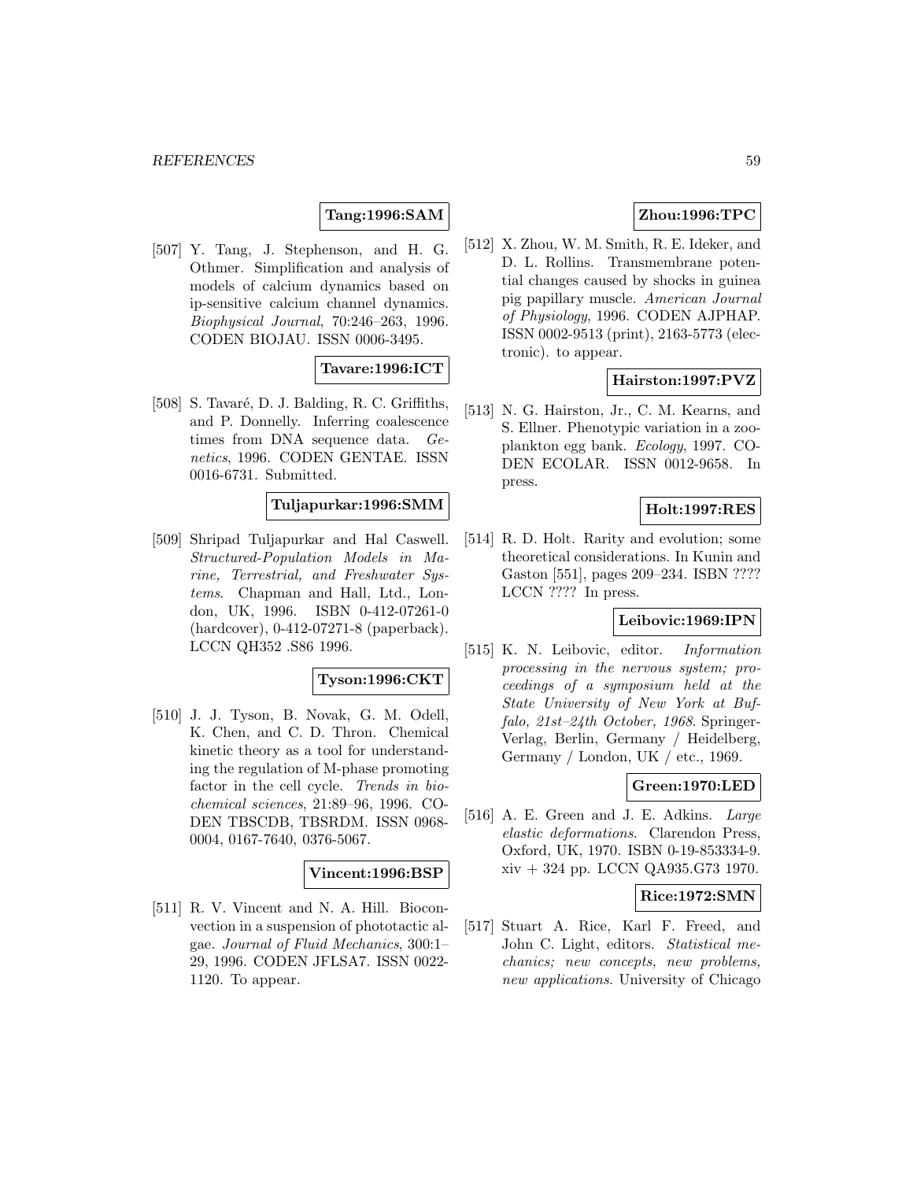**Tang:1996:SAM**

[507] Y. Tang, J. Stephenson, and H. G. Othmer. Simplification and analysis of models of calcium dynamics based on ip-sensitive calcium channel dynamics. *Biophysical Journal*, 70:246–263, 1996. CODEN BIOJAU. ISSN 0006-3495.

**Tavare:1996:ICT**

[508] S. Tavaré, D. J. Balding, R. C. Griffiths, and P. Donnelly. Inferring coalescence times from DNA sequence data. *Genetics*, 1996. CODEN GENTAE. ISSN 0016-6731. Submitted.

**Tuljapurkar:1996:SMM**

[509] Shripad Tuljapurkar and Hal Caswell. *Structured-Population Models in Marine, Terrestrial, and Freshwater Systems*. Chapman and Hall, Ltd., London, UK, 1996. ISBN 0-412-07261-0 (hardcover), 0-412-07271-8 (paperback). LCCN QH352 .S86 1996.

**Tyson:1996:CKT**

[510] J. J. Tyson, B. Novak, G. M. Odell, K. Chen, and C. D. Thron. Chemical kinetic theory as a tool for understanding the regulation of M-phase promoting factor in the cell cycle. *Trends in biochemical sciences*, 21:89–96, 1996. CODEN TBSCDB, TBSRDM. ISSN 0968-0004, 0167-7640, 0376-5067.

**Vincent:1996:BSP**

[511] R. V. Vincent and N. A. Hill. Bioconvection in a suspension of phototactic algae. *Journal of Fluid Mechanics*, 300:1–29, 1996. CODEN JFLSA7. ISSN 0022-1120. To appear.

**Zhou:1996:TPC**

[512] X. Zhou, W. M. Smith, R. E. Ideker, and D. L. Rollins. Transmembrane potential changes caused by shocks in guinea pig papillary muscle. *American Journal of Physiology*, 1996. CODEN AJPHAP. ISSN 0002-9513 (print), 2163-5773 (electronic). to appear.

**Hairston:1997:PVZ**

[513] N. G. Hairston, Jr., C. M. Kearns, and S. Ellner. Phenotypic variation in a zooplankton egg bank. *Ecology*, 1997. CODEN ECOLAR. ISSN 0012-9658. In press.

**Holt:1997:RES**

[514] R. D. Holt. Rarity and evolution; some theoretical considerations. In Kunin and Gaston [551], pages 209–234. ISBN ???? LCCN ???? In press.

**Leibovic:1969:IPN**

[515] K. N. Leibovic, editor. *Information processing in the nervous system; proceedings of a symposium held at the State University of New York at Buffalo, 21st–24th October, 1968*. Springer-Verlag, Berlin, Germany / Heidelberg, Germany / London, UK / etc., 1969.

**Green:1970:LED**

[516] A. E. Green and J. E. Adkins. *Large elastic deformations*. Clarendon Press, Oxford, UK, 1970. ISBN 0-19-853334-9. xiv + 324 pp. LCCN QA935.G73 1970.

**Rice:1972:SMN**

[517] Stuart A. Rice, Karl F. Freed, and John C. Light, editors. *Statistical mechanics; new concepts, new problems, new applications*. University of Chicago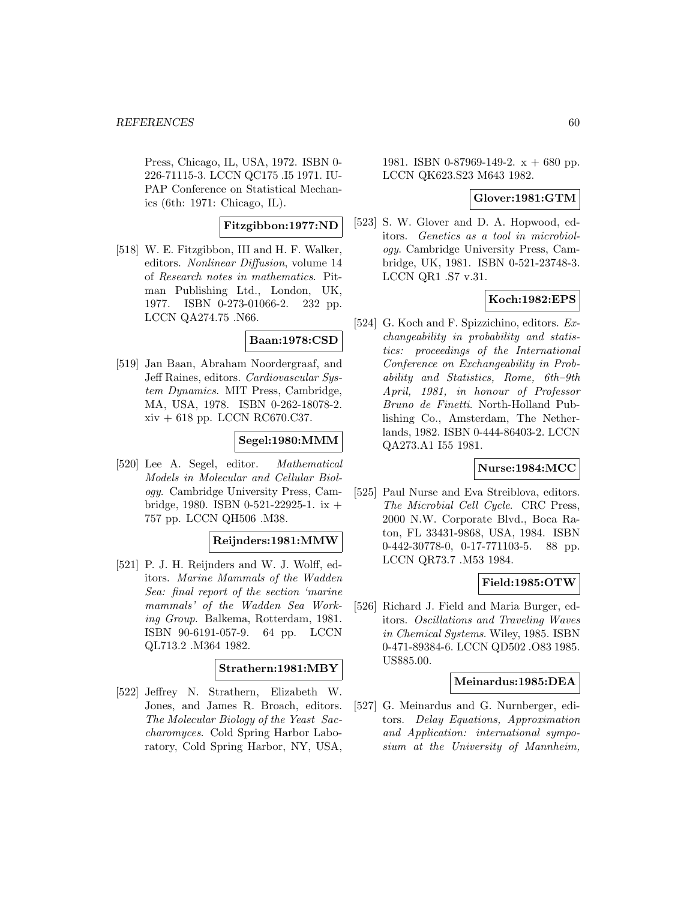Press, Chicago, IL, USA, 1972. ISBN 0-226-71115-3. LCCN QC175 .I5 1971. IUPAP Conference on Statistical Mechanics (6th: 1971: Chicago, IL).

**Fitzgibbon:1977:ND**

[518] W. E. Fitzgibbon, III and H. F. Walker, editors. *Nonlinear Diffusion*, volume 14 of *Research notes in mathematics*. Pitman Publishing Ltd., London, UK, 1977. ISBN 0-273-01066-2. 232 pp. LCCN QA274.75 .N66.

**Baan:1978:CSD**

[519] Jan Baan, Abraham Noordergraaf, and Jeff Raines, editors. *Cardiovascular System Dynamics*. MIT Press, Cambridge, MA, USA, 1978. ISBN 0-262-18078-2. xiv + 618 pp. LCCN RC670.C37.

**Segel:1980:MMM**

[520] Lee A. Segel, editor. *Mathematical Models in Molecular and Cellular Biology*. Cambridge University Press, Cambridge, 1980. ISBN 0-521-22925-1. ix + 757 pp. LCCN QH506 .M38.

**Reijnders:1981:MMW**

[521] P. J. H. Reijnders and W. J. Wolff, editors. *Marine Mammals of the Wadden Sea: final report of the section 'marine mammals' of the Wadden Sea Working Group*. Balkema, Rotterdam, 1981. ISBN 90-6191-057-9. 64 pp. LCCN QL713.2 .M364 1982.

**Strathern:1981:MBY**

[522] Jeffrey N. Strathern, Elizabeth W. Jones, and James R. Broach, editors. *The Molecular Biology of the Yeast Saccharomyces*. Cold Spring Harbor Laboratory, Cold Spring Harbor, NY, USA, 1981. ISBN 0-87969-149-2. x + 680 pp. LCCN QK623.S23 M643 1982.

**Glover:1981:GTM**

[523] S. W. Glover and D. A. Hopwood, editors. *Genetics as a tool in microbiology*. Cambridge University Press, Cambridge, UK, 1981. ISBN 0-521-23748-3. LCCN QR1 .S7 v.31.

**Koch:1982:EPS**

[524] G. Koch and F. Spizzichino, editors. *Exchangeability in probability and statistics: proceedings of the International Conference on Exchangeability in Probability and Statistics, Rome, 6th–9th April, 1981, in honour of Professor Bruno de Finetti*. North-Holland Publishing Co., Amsterdam, The Netherlands, 1982. ISBN 0-444-86403-2. LCCN QA273.A1 I55 1981.

**Nurse:1984:MCC**

[525] Paul Nurse and Eva Streiblova, editors. *The Microbial Cell Cycle*. CRC Press, 2000 N.W. Corporate Blvd., Boca Raton, FL 33431-9868, USA, 1984. ISBN 0-442-30778-0, 0-17-771103-5. 88 pp. LCCN QR73.7 .M53 1984.

**Field:1985:OTW**

[526] Richard J. Field and Maria Burger, editors. *Oscillations and Traveling Waves in Chemical Systems*. Wiley, 1985. ISBN 0-471-89384-6. LCCN QD502 .O83 1985. US$85.00.

**Meinardus:1985:DEA**

[527] G. Meinardus and G. Nurnberger, editors. *Delay Equations, Approximation and Application: international symposium at the University of Mannheim,*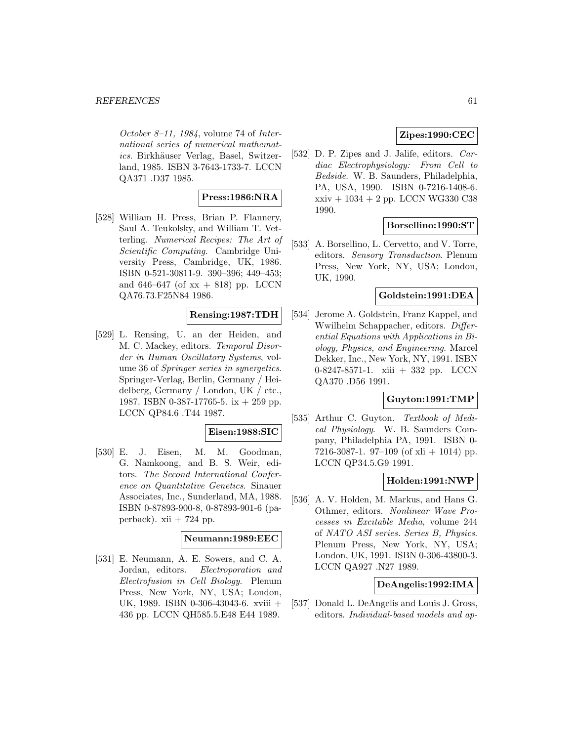*October 8–11, 1984*, volume 74 of *International series of numerical mathematics*. Birkhäuser Verlag, Basel, Switzerland, 1985. ISBN 3-7643-1733-7. LCCN QA371 .D37 1985.

**Press:1986:NRA**

[528] William H. Press, Brian P. Flannery, Saul A. Teukolsky, and William T. Vetterling. *Numerical Recipes: The Art of Scientific Computing*. Cambridge University Press, Cambridge, UK, 1986. ISBN 0-521-30811-9. 390–396; 449–453; and 646–647 (of xx + 818) pp. LCCN QA76.73.F25N84 1986.

**Rensing:1987:TDH**

[529] L. Rensing, U. an der Heiden, and M. C. Mackey, editors. *Temporal Disorder in Human Oscillatory Systems*, volume 36 of *Springer series in synergetics*. Springer-Verlag, Berlin, Germany / Heidelberg, Germany / London, UK / etc., 1987. ISBN 0-387-17765-5. ix + 259 pp. LCCN QP84.6 .T44 1987.

**Eisen:1988:SIC**

[530] E. J. Eisen, M. M. Goodman, G. Namkoong, and B. S. Weir, editors. *The Second International Conference on Quantitative Genetics*. Sinauer Associates, Inc., Sunderland, MA, 1988. ISBN 0-87893-900-8, 0-87893-901-6 (paperback). xii + 724 pp.

**Neumann:1989:EEC**

[531] E. Neumann, A. E. Sowers, and C. A. Jordan, editors. *Electroporation and Electrofusion in Cell Biology*. Plenum Press, New York, NY, USA; London, UK, 1989. ISBN 0-306-43043-6. xviii + 436 pp. LCCN QH585.5.E48 E44 1989.

**Zipes:1990:CEC**

[532] D. P. Zipes and J. Jalife, editors. *Cardiac Electrophysiology: From Cell to Bedside*. W. B. Saunders, Philadelphia, PA, USA, 1990. ISBN 0-7216-1408-6. xxiv + 1034 + 2 pp. LCCN WG330 C38 1990.

**Borsellino:1990:ST**

[533] A. Borsellino, L. Cervetto, and V. Torre, editors. *Sensory Transduction*. Plenum Press, New York, NY, USA; London, UK, 1990.

**Goldstein:1991:DEA**

[534] Jerome A. Goldstein, Franz Kappel, and Wwilhelm Schappacher, editors. *Differential Equations with Applications in Biology, Physics, and Engineering*. Marcel Dekker, Inc., New York, NY, 1991. ISBN 0-8247-8571-1. xiii + 332 pp. LCCN QA370 .D56 1991.

**Guyton:1991:TMP**

[535] Arthur C. Guyton. *Textbook of Medical Physiology*. W. B. Saunders Company, Philadelphia PA, 1991. ISBN 0-7216-3087-1. 97–109 (of xli + 1014) pp. LCCN QP34.5.G9 1991.

**Holden:1991:NWP**

[536] A. V. Holden, M. Markus, and Hans G. Othmer, editors. *Nonlinear Wave Processes in Excitable Media*, volume 244 of *NATO ASI series. Series B, Physics*. Plenum Press, New York, NY, USA; London, UK, 1991. ISBN 0-306-43800-3. LCCN QA927 .N27 1989.

**DeAngelis:1992:IMA**

[537] Donald L. DeAngelis and Louis J. Gross, editors. *Individual-based models and ap-*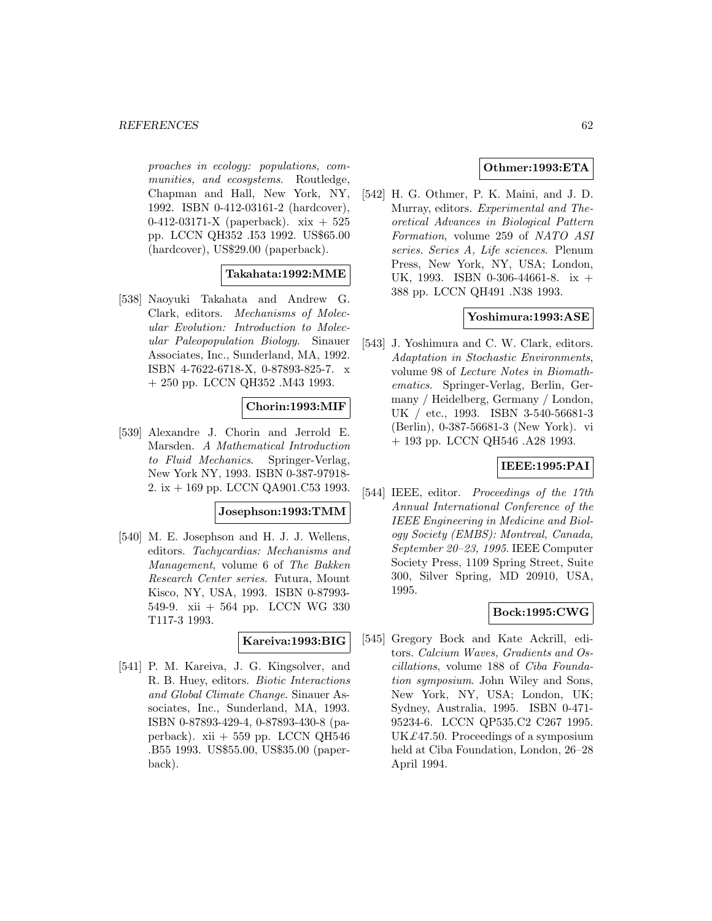proaches in ecology: populations, communities, and ecosystems*. Routledge, Chapman and Hall, New York, NY, 1992. ISBN 0-412-03161-2 (hardcover), 0-412-03171-X (paperback). xix + 525 pp. LCCN QH352 .I53 1992. US$65.00 (hardcover), US$29.00 (paperback).

**Takahata:1992:MME**

[538] Naoyuki Takahata and Andrew G. Clark, editors. *Mechanisms of Molecular Evolution: Introduction to Molecular Paleopopulation Biology*. Sinauer Associates, Inc., Sunderland, MA, 1992. ISBN 4-7622-6718-X, 0-87893-825-7. x + 250 pp. LCCN QH352 .M43 1993.

**Chorin:1993:MIF**

[539] Alexandre J. Chorin and Jerrold E. Marsden. *A Mathematical Introduction to Fluid Mechanics*. Springer-Verlag, New York NY, 1993. ISBN 0-387-97918-2. ix + 169 pp. LCCN QA901.C53 1993.

**Josephson:1993:TMM**

[540] M. E. Josephson and H. J. J. Wellens, editors. *Tachycardias: Mechanisms and Management*, volume 6 of *The Bakken Research Center series*. Futura, Mount Kisco, NY, USA, 1993. ISBN 0-87993-549-9. xii + 564 pp. LCCN WG 330 T117-3 1993.

**Kareiva:1993:BIG**

[541] P. M. Kareiva, J. G. Kingsolver, and R. B. Huey, editors. *Biotic Interactions and Global Climate Change*. Sinauer Associates, Inc., Sunderland, MA, 1993. ISBN 0-87893-429-4, 0-87893-430-8 (paperback). xii + 559 pp. LCCN QH546 .B55 1993. US$55.00, US$35.00 (paperback).

**Othmer:1993:ETA**

[542] H. G. Othmer, P. K. Maini, and J. D. Murray, editors. *Experimental and Theoretical Advances in Biological Pattern Formation*, volume 259 of *NATO ASI series. Series A, Life sciences*. Plenum Press, New York, NY, USA; London, UK, 1993. ISBN 0-306-44661-8. ix + 388 pp. LCCN QH491 .N38 1993.

**Yoshimura:1993:ASE**

[543] J. Yoshimura and C. W. Clark, editors. *Adaptation in Stochastic Environments*, volume 98 of *Lecture Notes in Biomathematics*. Springer-Verlag, Berlin, Germany / Heidelberg, Germany / London, UK / etc., 1993. ISBN 3-540-56681-3 (Berlin), 0-387-56681-3 (New York). vi + 193 pp. LCCN QH546 .A28 1993.

**IEEE:1995:PAI**

[544] IEEE, editor. *Proceedings of the 17th Annual International Conference of the IEEE Engineering in Medicine and Biology Society (EMBS): Montreal, Canada, September 20–23, 1995*. IEEE Computer Society Press, 1109 Spring Street, Suite 300, Silver Spring, MD 20910, USA, 1995.

**Bock:1995:CWG**

[545] Gregory Bock and Kate Ackrill, editors. *Calcium Waves, Gradients and Oscillations*, volume 188 of *Ciba Foundation symposium*. John Wiley and Sons, New York, NY, USA; London, UK; Sydney, Australia, 1995. ISBN 0-471-95234-6. LCCN QP535.C2 C267 1995. UK£47.50. Proceedings of a symposium held at Ciba Foundation, London, 26–28 April 1994.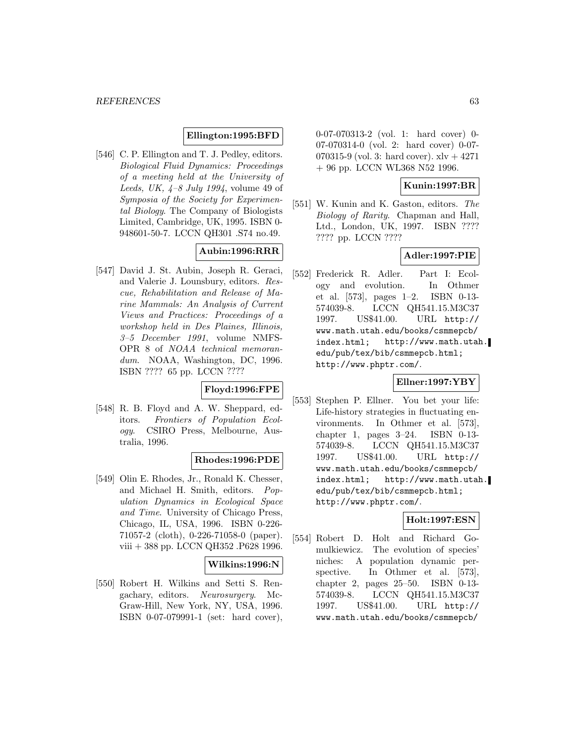**Ellington:1995:BFD**

[546] C. P. Ellington and T. J. Pedley, editors. *Biological Fluid Dynamics: Proceedings of a meeting held at the University of Leeds, UK, 4–8 July 1994*, volume 49 of *Symposia of the Society for Experimental Biology*. The Company of Biologists Limited, Cambridge, UK, 1995. ISBN 0-948601-50-7. LCCN QH301 .S74 no.49.

**Aubin:1996:RRR**

[547] David J. St. Aubin, Joseph R. Geraci, and Valerie J. Lounsbury, editors. *Rescue, Rehabilitation and Release of Marine Mammals: An Analysis of Current Views and Practices: Proceedings of a workshop held in Des Plaines, Illinois, 3–5 December 1991*, volume NMFS-OPR 8 of *NOAA technical memorandum*. NOAA, Washington, DC, 1996. ISBN ???? 65 pp. LCCN ????

**Floyd:1996:FPE**

[548] R. B. Floyd and A. W. Sheppard, editors. *Frontiers of Population Ecology*. CSIRO Press, Melbourne, Australia, 1996.

**Rhodes:1996:PDE**

[549] Olin E. Rhodes, Jr., Ronald K. Chesser, and Michael H. Smith, editors. *Population Dynamics in Ecological Space and Time*. University of Chicago Press, Chicago, IL, USA, 1996. ISBN 0-226-71057-2 (cloth), 0-226-71058-0 (paper). viii + 388 pp. LCCN QH352 .P628 1996.

**Wilkins:1996:N**

[550] Robert H. Wilkins and Setti S. Rengachary, editors. *Neurosurgery*. McGraw-Hill, New York, NY, USA, 1996. ISBN 0-07-079991-1 (set: hard cover), 0-07-070313-2 (vol. 1: hard cover) 0-07-070314-0 (vol. 2: hard cover) 0-07-070315-9 (vol. 3: hard cover). xlv + 4271 + 96 pp. LCCN WL368 N52 1996.

**Kunin:1997:BR**

[551] W. Kunin and K. Gaston, editors. *The Biology of Rarity*. Chapman and Hall, Ltd., London, UK, 1997. ISBN ???? ???? pp. LCCN ????

**Adler:1997:PIE**

[552] Frederick R. Adler. Part I: Ecology and evolution. In Othmer et al. [573], pages 1–2. ISBN 0-13-574039-8. LCCN QH541.15.M3C37 1997. US$41.00. URL http://www.math.utah.edu/books/csmmepcb/index.html; http://www.math.utah.edu/pub/tex/bib/csmmepcb.html; http://www.phptr.com/.

**Ellner:1997:YBY**

[553] Stephen P. Ellner. You bet your life: Life-history strategies in fluctuating environments. In Othmer et al. [573], chapter 1, pages 3–24. ISBN 0-13-574039-8. LCCN QH541.15.M3C37 1997. US$41.00. URL http://www.math.utah.edu/books/csmmepcb/index.html; http://www.math.utah.edu/pub/tex/bib/csmmepcb.html; http://www.phptr.com/.

**Holt:1997:ESN**

[554] Robert D. Holt and Richard Gomulkiewicz. The evolution of species' niches: A population dynamic perspective. In Othmer et al. [573], chapter 2, pages 25–50. ISBN 0-13-574039-8. LCCN QH541.15.M3C37 1997. US$41.00. URL http://www.math.utah.edu/books/csmmepcb/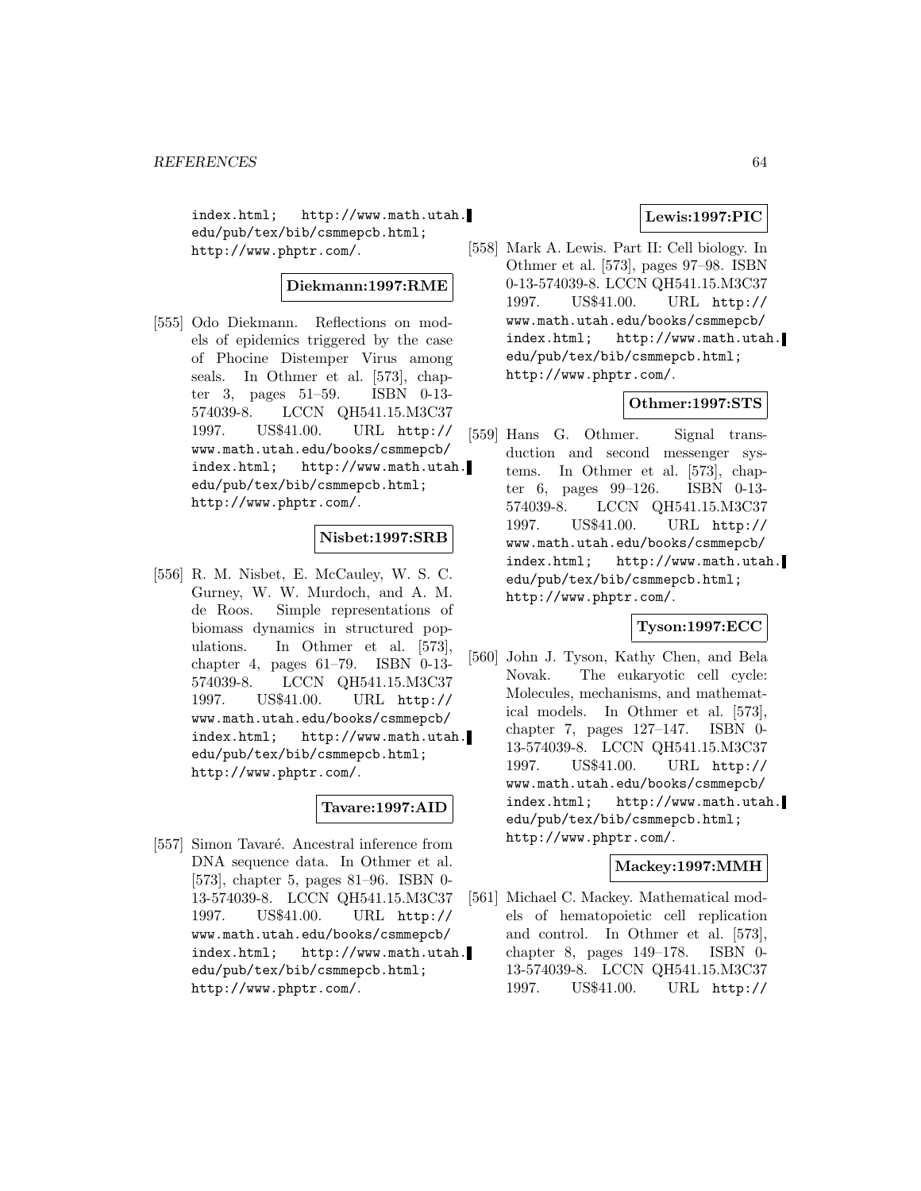index.html; http://www.math.utah.edu/pub/tex/bib/csmmepcb.html; http://www.phptr.com/.

**Diekmann:1997:RME**

[555] Odo Diekmann. Reflections on models of epidemics triggered by the case of Phocine Distemper Virus among seals. In Othmer et al. [573], chapter 3, pages 51–59. ISBN 0-13-574039-8. LCCN QH541.15.M3C37 1997. US$41.00. URL http://www.math.utah.edu/books/csmmepcb/index.html; http://www.math.utah.edu/pub/tex/bib/csmmepcb.html; http://www.phptr.com/.

**Nisbet:1997:SRB**

[556] R. M. Nisbet, E. McCauley, W. S. C. Gurney, W. W. Murdoch, and A. M. de Roos. Simple representations of biomass dynamics in structured populations. In Othmer et al. [573], chapter 4, pages 61–79. ISBN 0-13-574039-8. LCCN QH541.15.M3C37 1997. US$41.00. URL http://www.math.utah.edu/books/csmmepcb/index.html; http://www.math.utah.edu/pub/tex/bib/csmmepcb.html; http://www.phptr.com/.

**Tavare:1997:AID**

[557] Simon Tavaré. Ancestral inference from DNA sequence data. In Othmer et al. [573], chapter 5, pages 81–96. ISBN 0-13-574039-8. LCCN QH541.15.M3C37 1997. US$41.00. URL http://www.math.utah.edu/books/csmmepcb/index.html; http://www.math.utah.edu/pub/tex/bib/csmmepcb.html; http://www.phptr.com/.

**Lewis:1997:PIC**

[558] Mark A. Lewis. Part II: Cell biology. In Othmer et al. [573], pages 97–98. ISBN 0-13-574039-8. LCCN QH541.15.M3C37 1997. US$41.00. URL http://www.math.utah.edu/books/csmmepcb/index.html; http://www.math.utah.edu/pub/tex/bib/csmmepcb.html; http://www.phptr.com/.

**Othmer:1997:STS**

[559] Hans G. Othmer. Signal transduction and second messenger systems. In Othmer et al. [573], chapter 6, pages 99–126. ISBN 0-13-574039-8. LCCN QH541.15.M3C37 1997. US$41.00. URL http://www.math.utah.edu/books/csmmepcb/index.html; http://www.math.utah.edu/pub/tex/bib/csmmepcb.html; http://www.phptr.com/.

**Tyson:1997:ECC**

[560] John J. Tyson, Kathy Chen, and Bela Novak. The eukaryotic cell cycle: Molecules, mechanisms, and mathematical models. In Othmer et al. [573], chapter 7, pages 127–147. ISBN 0-13-574039-8. LCCN QH541.15.M3C37 1997. US$41.00. URL http://www.math.utah.edu/books/csmmepcb/index.html; http://www.math.utah.edu/pub/tex/bib/csmmepcb.html; http://www.phptr.com/.

**Mackey:1997:MMH**

[561] Michael C. Mackey. Mathematical models of hematopoietic cell replication and control. In Othmer et al. [573], chapter 8, pages 149–178. ISBN 0-13-574039-8. LCCN QH541.15.M3C37 1997. US$41.00. URL http://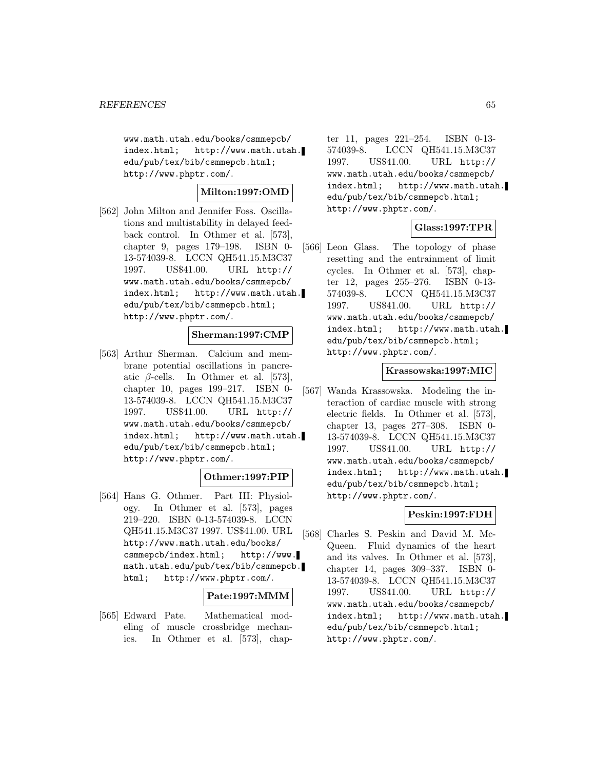www.math.utah.edu/books/csmmepcb/ index.html; http://www.math.utah.edu/pub/tex/bib/csmmepcb.html; http://www.phptr.com/.

**Milton:1997:OMD**

[562] John Milton and Jennifer Foss. Oscillations and multistability in delayed feedback control. In Othmer et al. [573], chapter 9, pages 179–198. ISBN 0-13-574039-8. LCCN QH541.15.M3C37 1997. US$41.00. URL http://www.math.utah.edu/books/csmmepcb/index.html; http://www.math.utah.edu/pub/tex/bib/csmmepcb.html; http://www.phptr.com/.

**Sherman:1997:CMP**

[563] Arthur Sherman. Calcium and membrane potential oscillations in pancreatic $\beta$-cells. In Othmer et al. [573], chapter 10, pages 199–217. ISBN 0-13-574039-8. LCCN QH541.15.M3C37 1997. US$41.00. URL http://www.math.utah.edu/books/csmmepcb/index.html; http://www.math.utah.edu/pub/tex/bib/csmmepcb.html; http://www.phptr.com/.

**Othmer:1997:PIP**

[564] Hans G. Othmer. Part III: Physiology. In Othmer et al. [573], pages 219–220. ISBN 0-13-574039-8. LCCN QH541.15.M3C37 1997. US$41.00. URL http://www.math.utah.edu/books/csmmepcb/index.html; http://www.math.utah.edu/pub/tex/bib/csmmepcb.html; http://www.phptr.com/.

**Pate:1997:MMM**

[565] Edward Pate. Mathematical modeling of muscle crossbridge mechanics. In Othmer et al. [573], chapter 11, pages 221–254. ISBN 0-13-574039-8. LCCN QH541.15.M3C37 1997. US$41.00. URL http://www.math.utah.edu/books/csmmepcb/index.html; http://www.math.utah.edu/pub/tex/bib/csmmepcb.html; http://www.phptr.com/.

**Glass:1997:TPR**

[566] Leon Glass. The topology of phase resetting and the entrainment of limit cycles. In Othmer et al. [573], chapter 12, pages 255–276. ISBN 0-13-574039-8. LCCN QH541.15.M3C37 1997. US$41.00. URL http://www.math.utah.edu/books/csmmepcb/index.html; http://www.math.utah.edu/pub/tex/bib/csmmepcb.html; http://www.phptr.com/.

**Krassowska:1997:MIC**

[567] Wanda Krassowska. Modeling the interaction of cardiac muscle with strong electric fields. In Othmer et al. [573], chapter 13, pages 277–308. ISBN 0-13-574039-8. LCCN QH541.15.M3C37 1997. US$41.00. URL http://www.math.utah.edu/books/csmmepcb/index.html; http://www.math.utah.edu/pub/tex/bib/csmmepcb.html; http://www.phptr.com/.

**Peskin:1997:FDH**

[568] Charles S. Peskin and David M. McQueen. Fluid dynamics of the heart and its valves. In Othmer et al. [573], chapter 14, pages 309–337. ISBN 0-13-574039-8. LCCN QH541.15.M3C37 1997. US$41.00. URL http://www.math.utah.edu/books/csmmepcb/index.html; http://www.math.utah.edu/pub/tex/bib/csmmepcb.html; http://www.phptr.com/.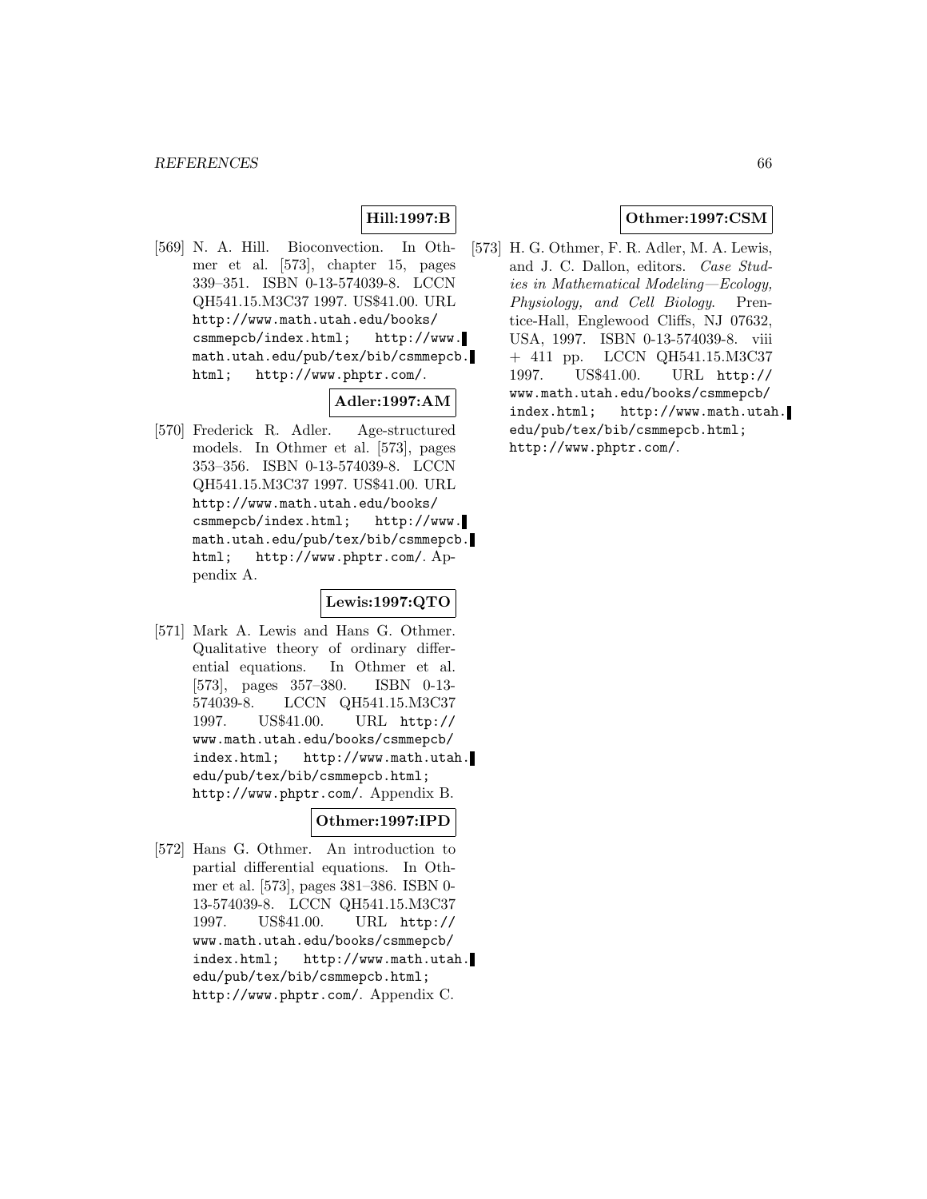**Hill:1997:B**

[569] N. A. Hill. Bioconvection. In Othmer et al. [573], chapter 15, pages 339–351. ISBN 0-13-574039-8. LCCN QH541.15.M3C37 1997. US$41.00. URL http://www.math.utah.edu/books/csmmepcb/index.html; http://www.math.utah.edu/pub/tex/bib/csmmepcb.html; http://www.phptr.com/.

**Adler:1997:AM**

[570] Frederick R. Adler. Age-structured models. In Othmer et al. [573], pages 353–356. ISBN 0-13-574039-8. LCCN QH541.15.M3C37 1997. US$41.00. URL http://www.math.utah.edu/books/csmmepcb/index.html; http://www.math.utah.edu/pub/tex/bib/csmmepcb.html; http://www.phptr.com/. Appendix A.

**Lewis:1997:QTO**

[571] Mark A. Lewis and Hans G. Othmer. Qualitative theory of ordinary differential equations. In Othmer et al. [573], pages 357–380. ISBN 0-13-574039-8. LCCN QH541.15.M3C37 1997. US$41.00. URL http://www.math.utah.edu/books/csmmepcb/index.html; http://www.math.utah.edu/pub/tex/bib/csmmepcb.html; http://www.phptr.com/. Appendix B.

**Othmer:1997:IPD**

[572] Hans G. Othmer. An introduction to partial differential equations. In Othmer et al. [573], pages 381–386. ISBN 0-13-574039-8. LCCN QH541.15.M3C37 1997. US$41.00. URL http://www.math.utah.edu/books/csmmepcb/index.html; http://www.math.utah.edu/pub/tex/bib/csmmepcb.html; http://www.phptr.com/. Appendix C.

**Othmer:1997:CSM**

[573] H. G. Othmer, F. R. Adler, M. A. Lewis, and J. C. Dallon, editors. *Case Studies in Mathematical Modeling—Ecology, Physiology, and Cell Biology*. Prentice-Hall, Englewood Cliffs, NJ 07632, USA, 1997. ISBN 0-13-574039-8. viii + 411 pp. LCCN QH541.15.M3C37 1997. US$41.00. URL http://www.math.utah.edu/books/csmmepcb/index.html; http://www.math.utah.edu/pub/tex/bib/csmmepcb.html; http://www.phptr.com/.